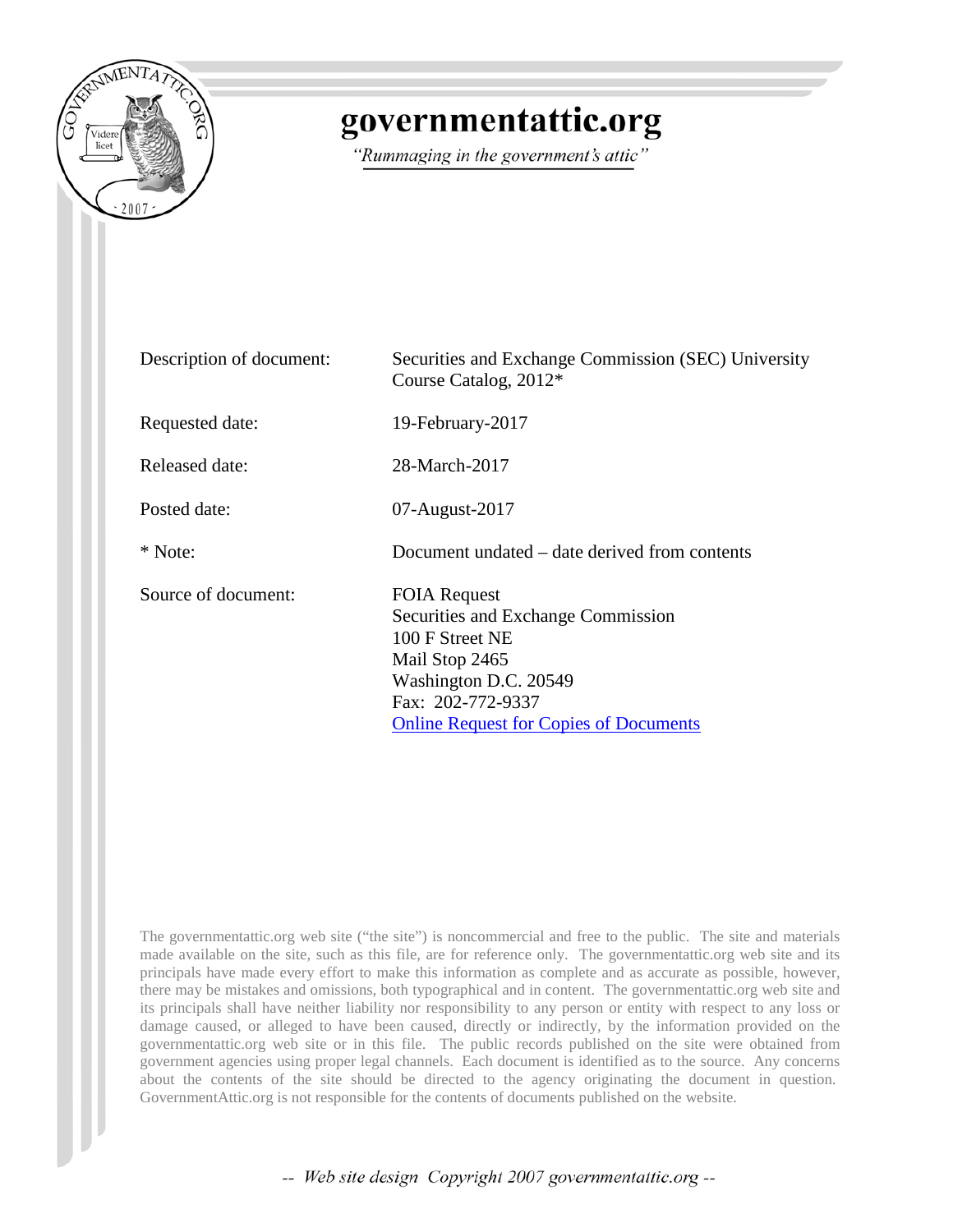# governmentattic.org

*"Rummaging in the government's attic"*

| | |
|---|---|
| Description of document: | Securities and Exchange Commission (SEC) University Course Catalog, 2012* |
| Requested date: | 19-February-2017 |
| Released date: | 28-March-2017 |
| Posted date: | 07-August-2017 |
| * Note: | Document undated – date derived from contents |
| Source of document: | FOIA Request<br>Securities and Exchange Commission<br>100 F Street NE<br>Mail Stop 2465<br>Washington D.C. 20549<br>Fax: 202-772-9337<br>Online Request for Copies of Documents |

The governmentattic.org web site ("the site") is noncommercial and free to the public. The site and materials made available on the site, such as this file, are for reference only. The governmentattic.org web site and its principals have made every effort to make this information as complete and as accurate as possible, however, there may be mistakes and omissions, both typographical and in content. The governmentattic.org web site and its principals shall have neither liability nor responsibility to any person or entity with respect to any loss or damage caused, or alleged to have been caused, directly or indirectly, by the information provided on the governmentattic.org web site or in this file. The public records published on the site were obtained from government agencies using proper legal channels. Each document is identified as to the source. Any concerns about the contents of the site should be directed to the agency originating the document in question. GovernmentAttic.org is not responsible for the contents of documents published on the website.

-- Web site design Copyright 2007 governmentattic.org --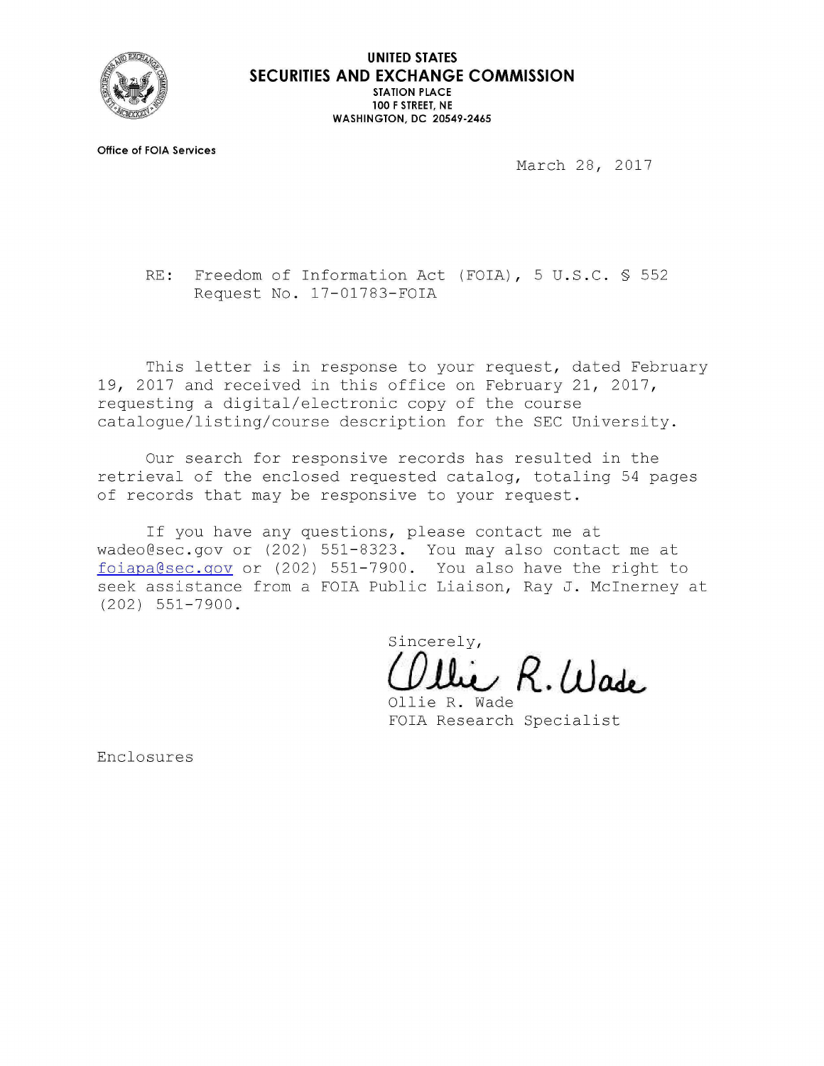**UNITED STATES**
**SECURITIES AND EXCHANGE COMMISSION**
**STATION PLACE**
**100 F STREET, NE**
**WASHINGTON, DC 20549-2465**

**Office of FOIA Services**

March 28, 2017

RE: Freedom of Information Act (FOIA), 5 U.S.C. § 552
Request No. 17-01783-FOIA

This letter is in response to your request, dated February 19, 2017 and received in this office on February 21, 2017, requesting a digital/electronic copy of the course catalogue/listing/course description for the SEC University.

Our search for responsive records has resulted in the retrieval of the enclosed requested catalog, totaling 54 pages of records that may be responsive to your request.

If you have any questions, please contact me at wadeo@sec.gov or (202) 551-8323. You may also contact me at foiapa@sec.gov or (202) 551-7900. You also have the right to seek assistance from a FOIA Public Liaison, Ray J. McInerney at (202) 551-7900.

Sincerely,

Ollie R. Wade
FOIA Research Specialist

Enclosures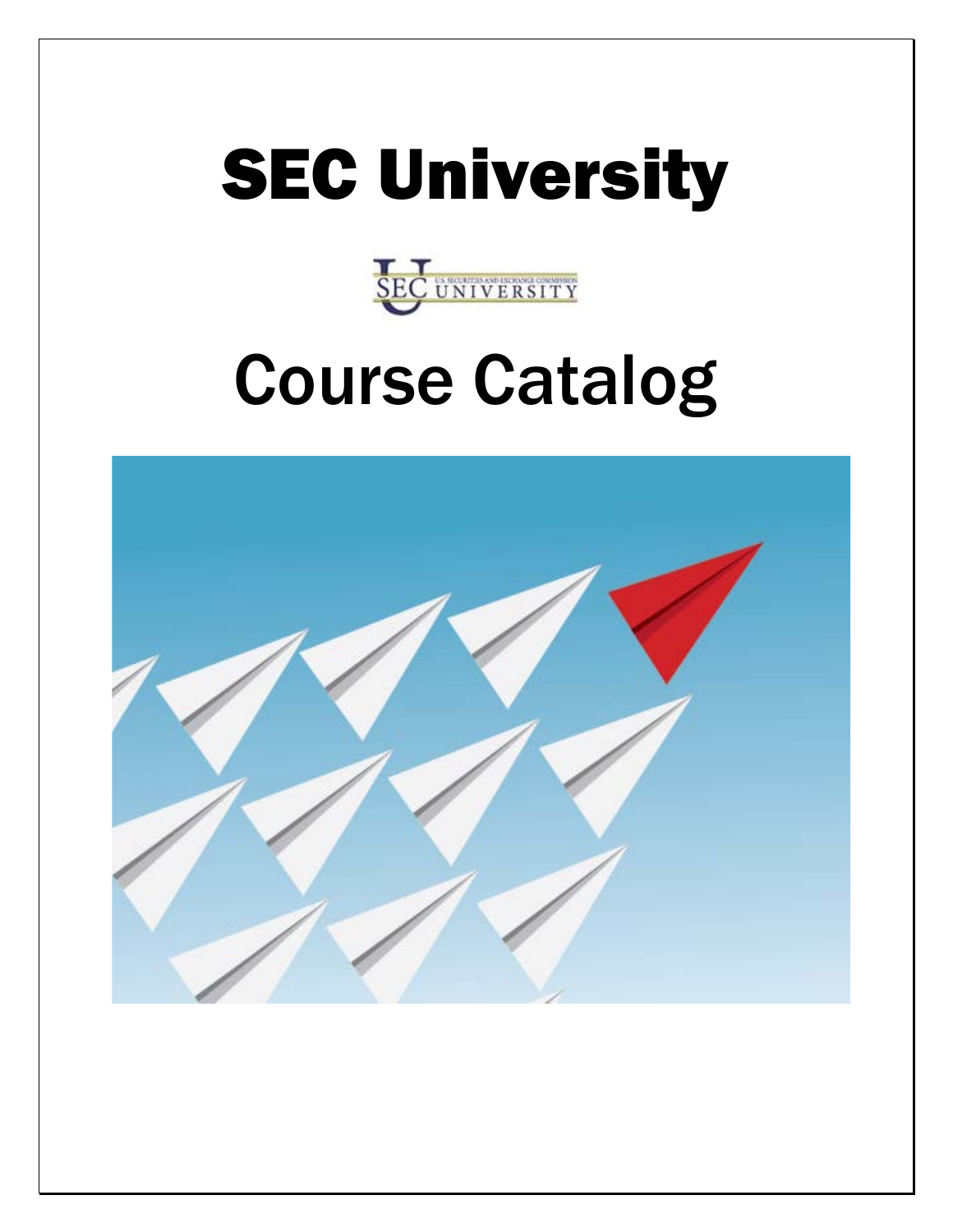# SEC University

# Course Catalog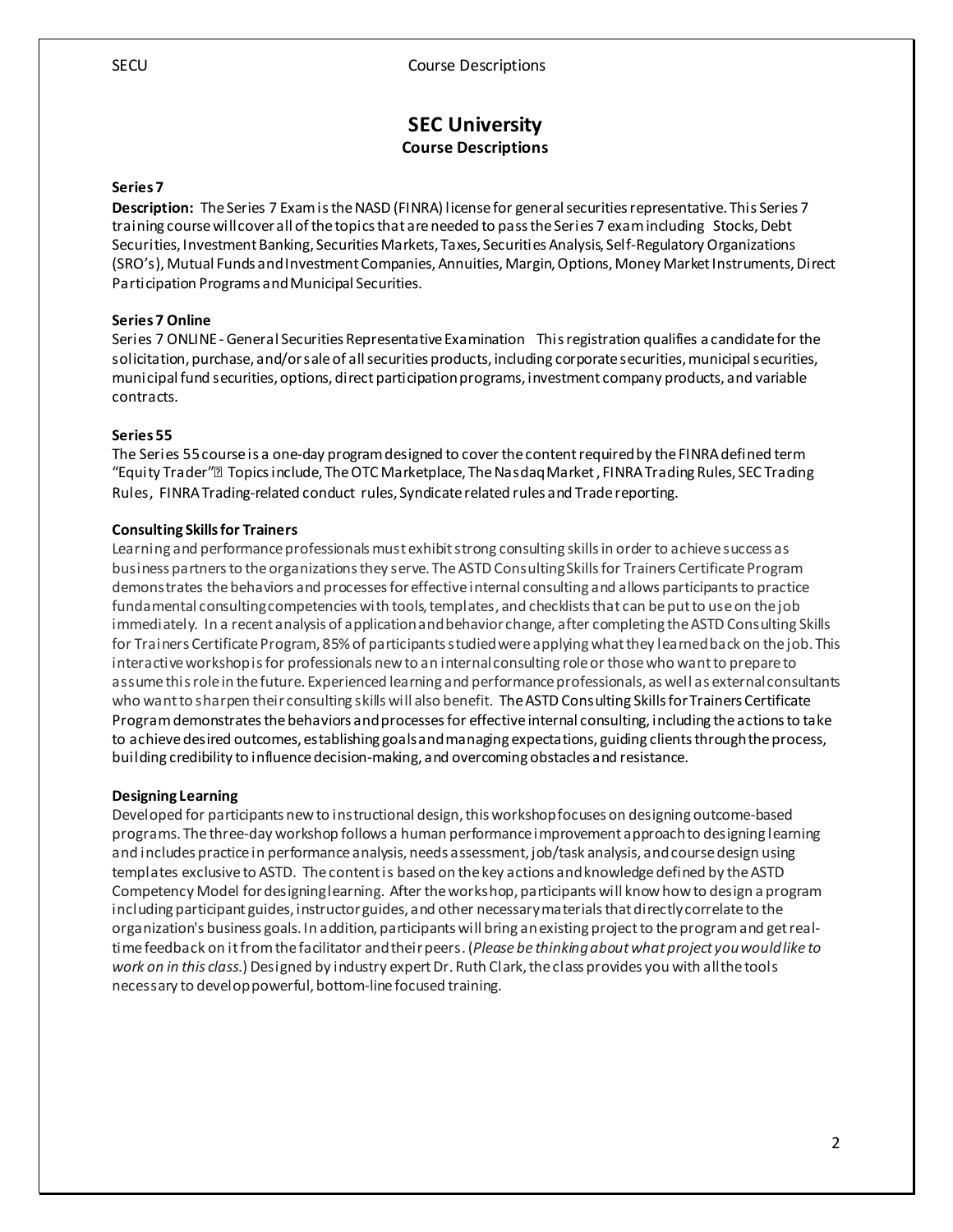# SEC University

## Course Descriptions

### Series 7

**Description:** The Series 7 Exam is the NASD (FINRA) license for general securities representative. This Series 7 training course will cover all of the topics that are needed to pass the Series 7 exam including Stocks, Debt Securities, Investment Banking, Securities Markets, Taxes, Securities Analysis, Self-Regulatory Organizations (SRO's), Mutual Funds and Investment Companies, Annuities, Margin, Options, Money Market Instruments, Direct Participation Programs and Municipal Securities.

### Series 7 Online

Series 7 ONLINE - General Securities Representative Examination This registration qualifies a candidate for the solicitation, purchase, and/or sale of all securities products, including corporate securities, municipal securities, municipal fund securities, options, direct participation programs, investment company products, and variable contracts.

### Series 55

The Series 55 course is a one-day program designed to cover the content required by the FINRA defined term "Equity Trader"� Topics include, The OTC Marketplace, The Nasdaq Market , FINRA Trading Rules, SEC Trading Rules, FINRA Trading-related conduct rules, Syndicate related rules and Trade reporting.

### Consulting Skills for Trainers

Learning and performance professionals must exhibit strong consulting skills in order to achieve success as business partners to the organizations they serve. The ASTD Consulting Skills for Trainers Certificate Program demonstrates the behaviors and processes for effective internal consulting and allows participants to practice fundamental consulting competencies with tools, templates, and checklists that can be put to use on the job immediately. In a recent analysis of application and behavior change, after completing the ASTD Consulting Skills for Trainers Certificate Program, 85% of participants studied were applying what they learned back on the job. This interactive workshop is for professionals new to an internal consulting role or those who want to prepare to assume this role in the future. Experienced learning and performance professionals, as well as external consultants who want to sharpen their consulting skills will also benefit. The ASTD Consulting Skills for Trainers Certificate Program demonstrates the behaviors and processes for effective internal consulting, including the actions to take to achieve desired outcomes, establishing goals and managing expectations, guiding clients through the process, building credibility to influence decision-making, and overcoming obstacles and resistance.

### Designing Learning

Developed for participants new to instructional design, this workshop focuses on designing outcome-based programs. The three-day workshop follows a human performance improvement approach to designing learning and includes practice in performance analysis, needs assessment, job/task analysis, and course design using templates exclusive to ASTD. The content is based on the key actions and knowledge defined by the ASTD Competency Model for designing learning. After the workshop, participants will know how to design a program including participant guides, instructor guides, and other necessary materials that directly correlate to the organization's business goals. In addition, participants will bring an existing project to the program and get real-time feedback on it from the facilitator and their peers. (*Please be thinking about what project you would like to work on in this class.*) Designed by industry expert Dr. Ruth Clark, the class provides you with all the tools necessary to develop powerful, bottom-line focused training.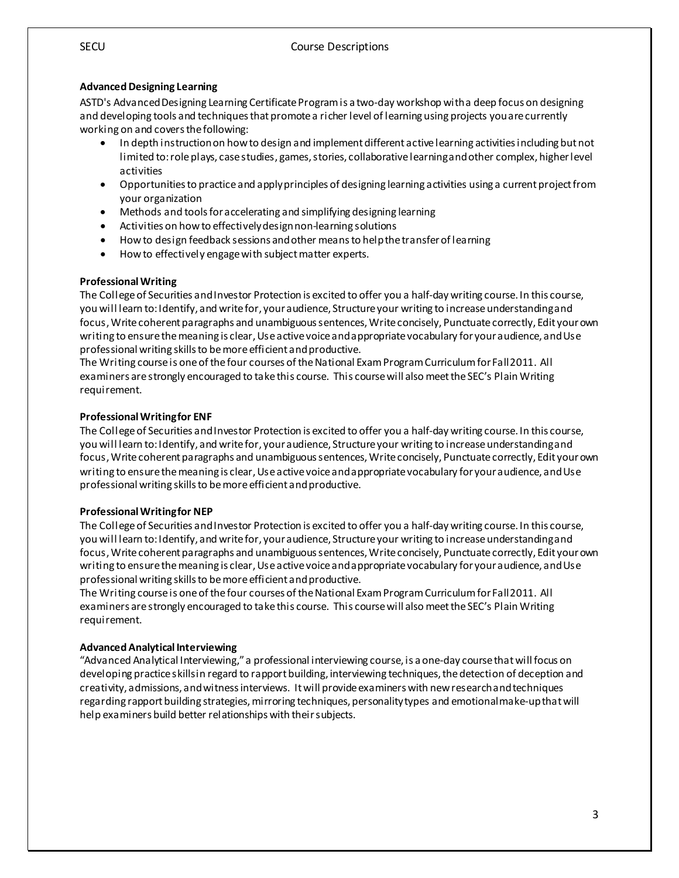### Advanced Designing Learning

ASTD's Advanced Designing Learning Certificate Program is a two-day workshop with a deep focus on designing and developing tools and techniques that promote a richer level of learning using projects you are currently working on and covers the following:

- In depth instruction on how to design and implement different active learning activities including but not limited to: role plays, case studies, games, stories, collaborative learning and other complex, higher level activities
- Opportunities to practice and apply principles of designing learning activities using a current project from your organization
- Methods and tools for accelerating and simplifying designing learning
- Activities on how to effectively design non-learning solutions
- How to design feedback sessions and other means to help the transfer of learning
- How to effectively engage with subject matter experts.

### Professional Writing

The College of Securities and Investor Protection is excited to offer you a half-day writing course. In this course, you will learn to: Identify, and write for, your audience, Structure your writing to increase understanding and focus, Write coherent paragraphs and unambiguous sentences, Write concisely, Punctuate correctly, Edit your own writing to ensure the meaning is clear, Use active voice and appropriate vocabulary for your audience, and Use professional writing skills to be more efficient and productive.

The Writing course is one of the four courses of the National Exam Program Curriculum for Fall 2011. All examiners are strongly encouraged to take this course. This course will also meet the SEC's Plain Writing requirement.

### Professional Writing for ENF

The College of Securities and Investor Protection is excited to offer you a half-day writing course. In this course, you will learn to: Identify, and write for, your audience, Structure your writing to increase understanding and focus, Write coherent paragraphs and unambiguous sentences, Write concisely, Punctuate correctly, Edit your own writing to ensure the meaning is clear, Use active voice and appropriate vocabulary for your audience, and Use professional writing skills to be more efficient and productive.

### Professional Writing for NEP

The College of Securities and Investor Protection is excited to offer you a half-day writing course. In this course, you will learn to: Identify, and write for, your audience, Structure your writing to increase understanding and focus, Write coherent paragraphs and unambiguous sentences, Write concisely, Punctuate correctly, Edit your own writing to ensure the meaning is clear, Use active voice and appropriate vocabulary for your audience, and Use professional writing skills to be more efficient and productive.

The Writing course is one of the four courses of the National Exam Program Curriculum for Fall 2011. All examiners are strongly encouraged to take this course. This course will also meet the SEC's Plain Writing requirement.

### Advanced Analytical Interviewing

"Advanced Analytical Interviewing," a professional interviewing course, is a one-day course that will focus on developing practice skills in regard to rapport building, interviewing techniques, the detection of deception and creativity, admissions, and witness interviews. It will provide examiners with new research and techniques regarding rapport building strategies, mirroring techniques, personality types and emotional make-up that will help examiners build better relationships with their subjects.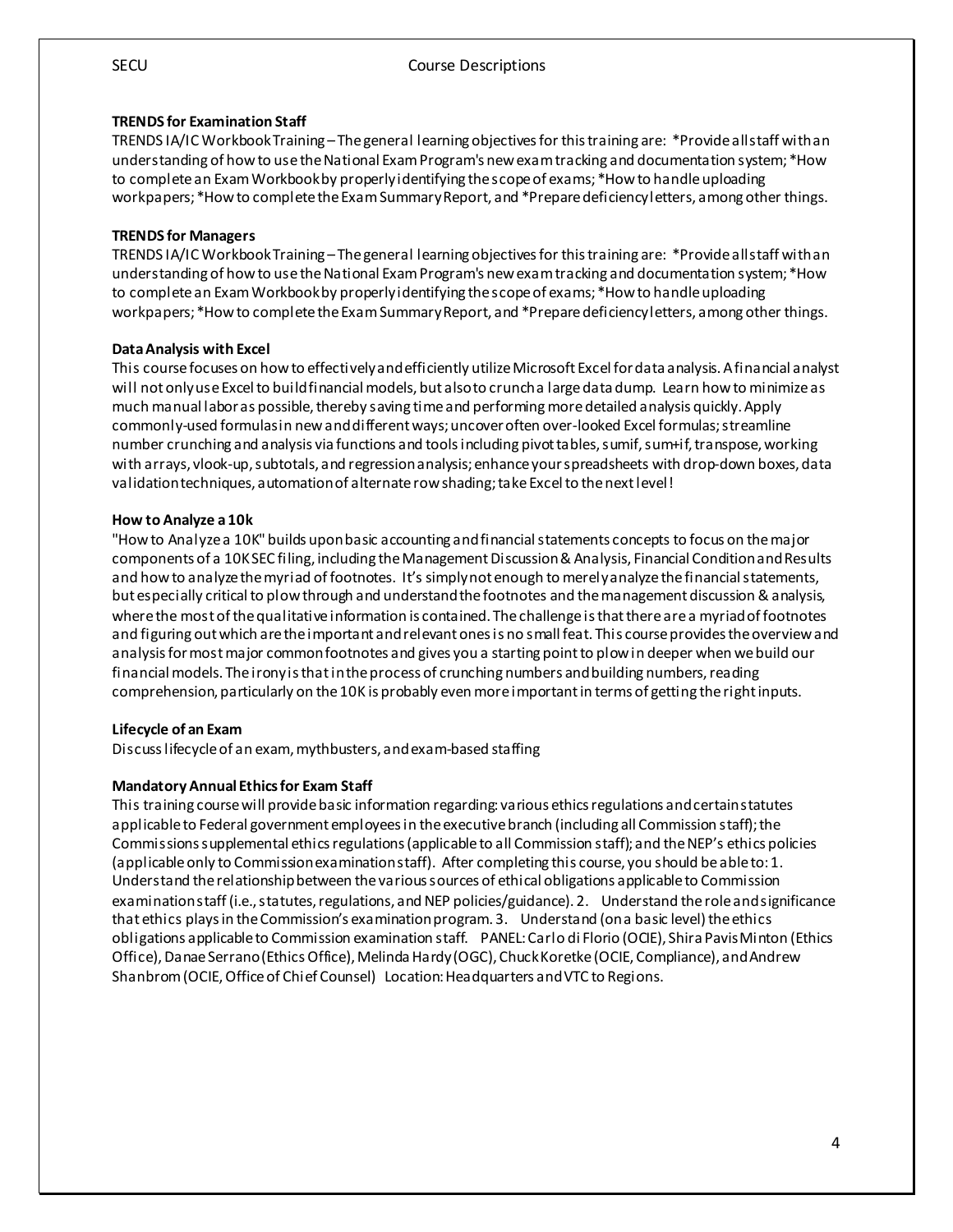**TRENDS for Examination Staff**

TRENDS IA/IC Workbook Training – The general learning objectives for this training are: *Provide all staff with an understanding of how to use the National Exam Program's new exam tracking and documentation system; *How to complete an Exam Workbook by properly identifying the scope of exams; *How to handle uploading workpapers; *How to complete the Exam Summary Report, and *Prepare deficiency letters, among other things.

**TRENDS for Managers**

TRENDS IA/IC Workbook Training – The general learning objectives for this training are: *Provide all staff with an understanding of how to use the National Exam Program's new exam tracking and documentation system; *How to complete an Exam Workbook by properly identifying the scope of exams; *How to handle uploading workpapers; *How to complete the Exam Summary Report, and *Prepare deficiency letters, among other things.

**Data Analysis with Excel**

This course focuses on how to effectively and efficiently utilize Microsoft Excel for data analysis. A financial analyst will not only use Excel to build financial models, but also to crunch a large data dump. Learn how to minimize as much manual labor as possible, thereby saving time and performing more detailed analysis quickly. Apply commonly-used formulas in new and different ways; uncover often over-looked Excel formulas; streamline number crunching and analysis via functions and tools including pivot tables, sumif, sum+if, transpose, working with arrays, vlook-up, subtotals, and regression analysis; enhance your spreadsheets with drop-down boxes, data validation techniques, automation of alternate row shading; take Excel to the next level!

**How to Analyze a 10k**

"How to Analyze a 10K" builds upon basic accounting and financial statements concepts to focus on the major components of a 10K SEC filing, including the Management Discussion & Analysis, Financial Condition and Results and how to analyze the myriad of footnotes. It's simply not enough to merely analyze the financial statements, but especially critical to plow through and understand the footnotes and the management discussion & analysis, where the most of the qualitative information is contained. The challenge is that there are a myriad of footnotes and figuring out which are the important and relevant ones is no small feat. This course provides the overview and analysis for most major common footnotes and gives you a starting point to plow in deeper when we build our financial models. The irony is that in the process of crunching numbers and building numbers, reading comprehension, particularly on the 10K is probably even more important in terms of getting the right inputs.

**Lifecycle of an Exam**

Discuss lifecycle of an exam, mythbusters, and exam-based staffing

**Mandatory Annual Ethics for Exam Staff**

This training course will provide basic information regarding: various ethics regulations and certain statutes applicable to Federal government employees in the executive branch (including all Commission staff); the Commissions supplemental ethics regulations (applicable to all Commission staff); and the NEP's ethics policies (applicable only to Commission examination staff). After completing this course, you should be able to: 1. Understand the relationship between the various sources of ethical obligations applicable to Commission examination staff (i.e., statutes, regulations, and NEP policies/guidance). 2. Understand the role and significance that ethics plays in the Commission's examination program. 3. Understand (on a basic level) the ethics obligations applicable to Commission examination staff. PANEL: Carlo di Florio (OCIE), Shira Pavis Minton (Ethics Office), Danae Serrano (Ethics Office), Melinda Hardy (OGC), Chuck Koretke (OCIE, Compliance), and Andrew Shanbrom (OCIE, Office of Chief Counsel) Location: Headquarters and VTC to Regions.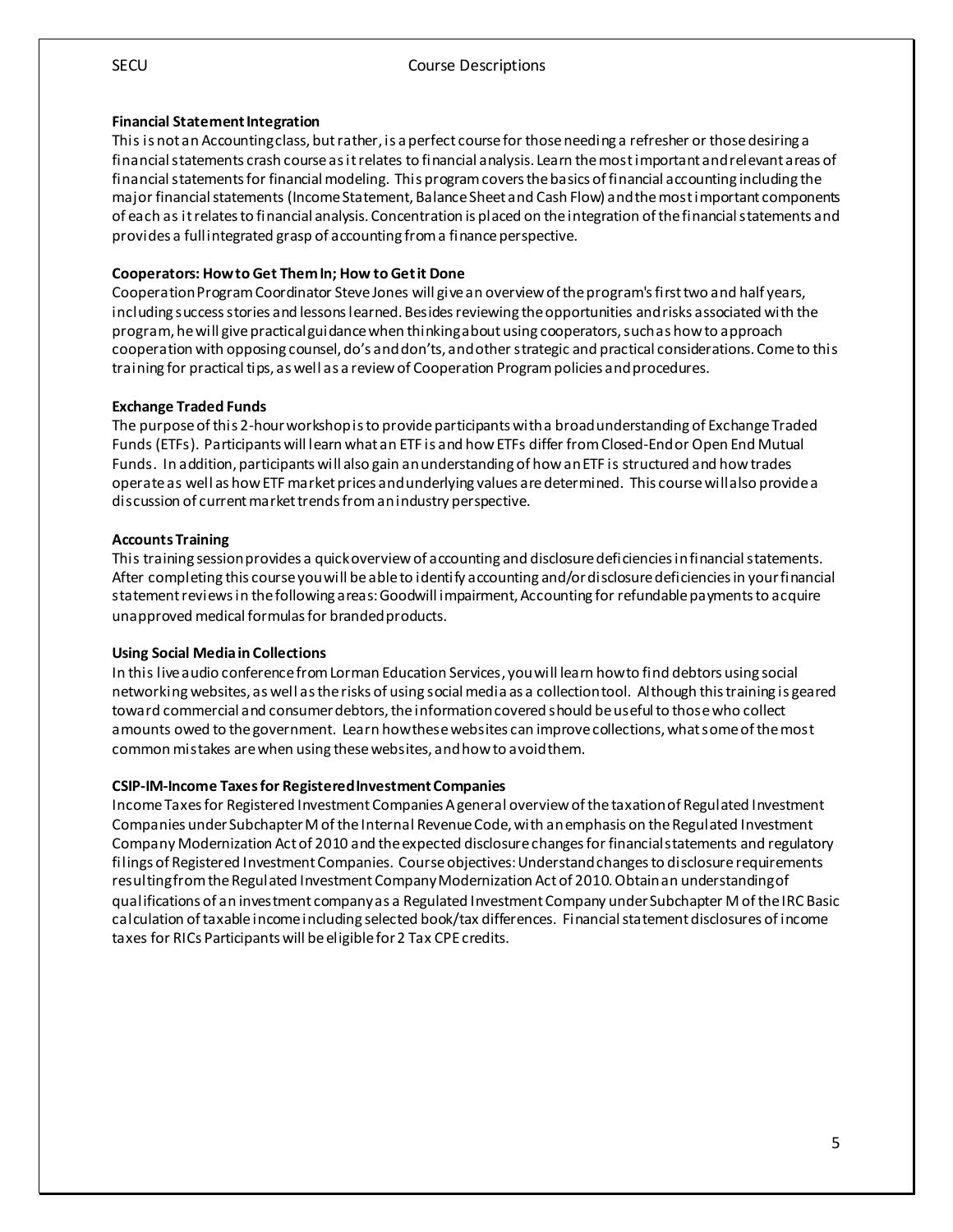**Financial Statement Integration**

This is not an Accounting class, but rather, is a perfect course for those needing a refresher or those desiring a financial statements crash course as it relates to financial analysis. Learn the most important and relevant areas of financial statements for financial modeling. This program covers the basics of financial accounting including the major financial statements (Income Statement, Balance Sheet and Cash Flow) and the most important components of each as it relates to financial analysis. Concentration is placed on the integration of the financial statements and provides a full integrated grasp of accounting from a finance perspective.

**Cooperators: How to Get Them In; How to Get it Done**

Cooperation Program Coordinator Steve Jones will give an overview of the program's first two and half years, including success stories and lessons learned. Besides reviewing the opportunities and risks associated with the program, he will give practical guidance when thinking about using cooperators, such as how to approach cooperation with opposing counsel, do's and don'ts, and other strategic and practical considerations. Come to this training for practical tips, as well as a review of Cooperation Program policies and procedures.

**Exchange Traded Funds**

The purpose of this 2-hour workshop is to provide participants with a broad understanding of Exchange Traded Funds (ETFs). Participants will learn what an ETF is and how ETFs differ from Closed-End or Open End Mutual Funds. In addition, participants will also gain an understanding of how an ETF is structured and how trades operate as well as how ETF market prices and underlying values are determined. This course will also provide a discussion of current market trends from an industry perspective.

**Accounts Training**

This training session provides a quick overview of accounting and disclosure deficiencies in financial statements. After completing this course you will be able to identify accounting and/or disclosure deficiencies in your financial statement reviews in the following areas: Goodwill impairment, Accounting for refundable payments to acquire unapproved medical formulas for branded products.

**Using Social Media in Collections**

In this live audio conference from Lorman Education Services, you will learn how to find debtors using social networking websites, as well as the risks of using social media as a collection tool. Although this training is geared toward commercial and consumer debtors, the information covered should be useful to those who collect amounts owed to the government. Learn how these websites can improve collections, what some of the most common mistakes are when using these websites, and how to avoid them.

**CSIP-IM-Income Taxes for Registered Investment Companies**

Income Taxes for Registered Investment Companies A general overview of the taxation of Regulated Investment Companies under Subchapter M of the Internal Revenue Code, with an emphasis on the Regulated Investment Company Modernization Act of 2010 and the expected disclosure changes for financial statements and regulatory filings of Registered Investment Companies. Course objectives: Understand changes to disclosure requirements resulting from the Regulated Investment Company Modernization Act of 2010. Obtain an understanding of qualifications of an investment company as a Regulated Investment Company under Subchapter M of the IRC Basic calculation of taxable income including selected book/tax differences. Financial statement disclosures of income taxes for RICs Participants will be eligible for 2 Tax CPE credits.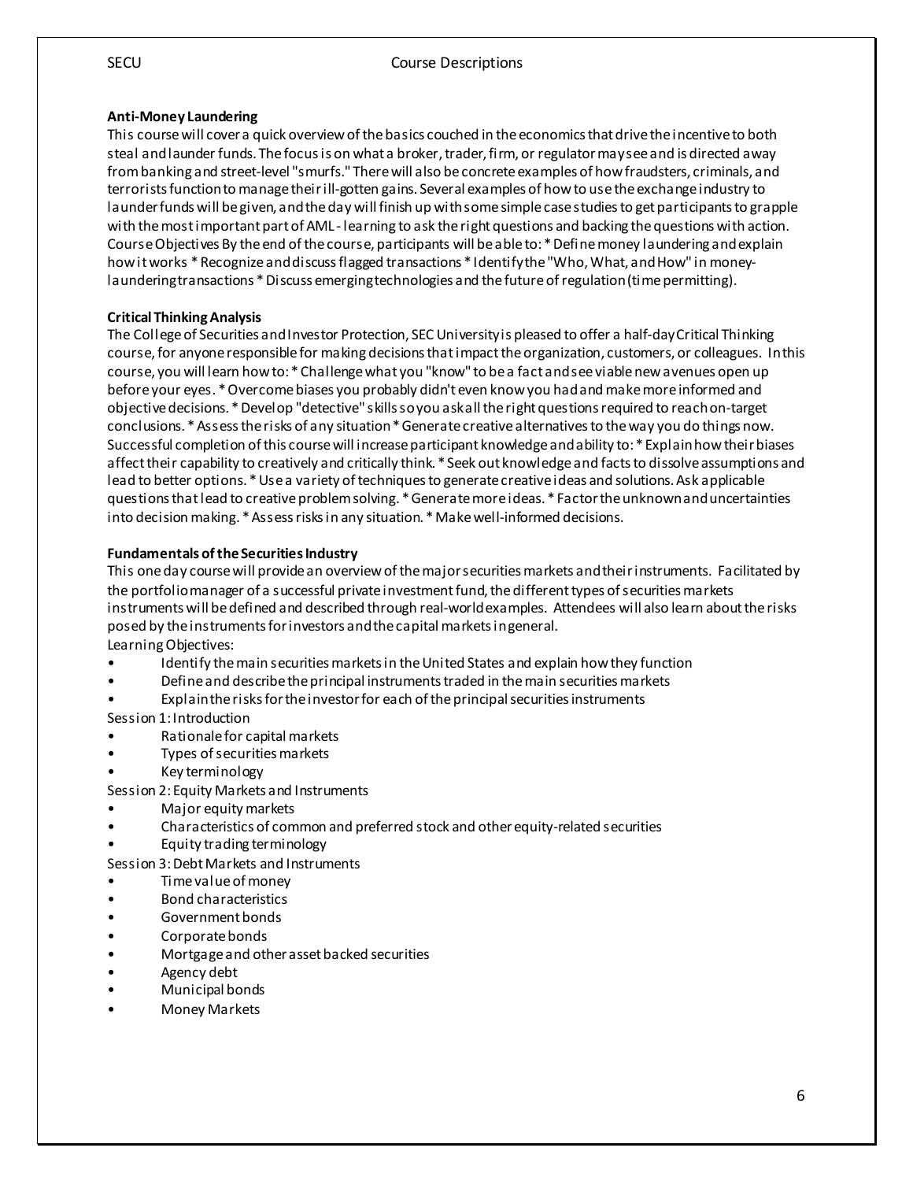### Anti-Money Laundering

This course will cover a quick overview of the basics couched in the economics that drive the incentive to both steal and launder funds. The focus is on what a broker, trader, firm, or regulator may see and is directed away from banking and street-level "smurfs." There will also be concrete examples of how fraudsters, criminals, and terrorists function to manage their ill-gotten gains. Several examples of how to use the exchange industry to launder funds will be given, and the day will finish up with some simple case studies to get participants to grapple with the most important part of AML - learning to ask the right questions and backing the questions with action. Course Objectives By the end of the course, participants will be able to: * Define money laundering and explain how it works * Recognize and discuss flagged transactions * Identify the "Who, What, and How" in money-laundering transactions * Discuss emerging technologies and the future of regulation (time permitting).

### Critical Thinking Analysis

The College of Securities and Investor Protection, SEC University is pleased to offer a half-day Critical Thinking course, for anyone responsible for making decisions that impact the organization, customers, or colleagues. In this course, you will learn how to: * Challenge what you "know" to be a fact and see viable new avenues open up before your eyes. * Overcome biases you probably didn't even know you had and make more informed and objective decisions. * Develop "detective" skills so you ask all the right questions required to reach on-target conclusions. * Assess the risks of any situation * Generate creative alternatives to the way you do things now. Successful completion of this course will increase participant knowledge and ability to: * Explain how their biases affect their capability to creatively and critically think. * Seek out knowledge and facts to dissolve assumptions and lead to better options. * Use a variety of techniques to generate creative ideas and solutions. Ask applicable questions that lead to creative problem solving. * Generate more ideas. * Factor the unknown and uncertainties into decision making. * Assess risks in any situation. * Make well-informed decisions.

### Fundamentals of the Securities Industry

This one day course will provide an overview of the major securities markets and their instruments. Facilitated by the portfolio manager of a successful private investment fund, the different types of securities markets instruments will be defined and described through real-world examples. Attendees will also learn about the risks posed by the instruments for investors and the capital markets in general.

Learning Objectives:

- Identify the main securities markets in the United States and explain how they function
- Define and describe the principal instruments traded in the main securities markets
- Explain the risks for the investor for each of the principal securities instruments

Session 1: Introduction

- Rationale for capital markets
- Types of securities markets
- Key terminology

Session 2: Equity Markets and Instruments

- Major equity markets
- Characteristics of common and preferred stock and other equity-related securities
- Equity trading terminology

Session 3: Debt Markets and Instruments

- Time value of money
- Bond characteristics
- Government bonds
- Corporate bonds
- Mortgage and other asset backed securities
- Agency debt
- Municipal bonds
- Money Markets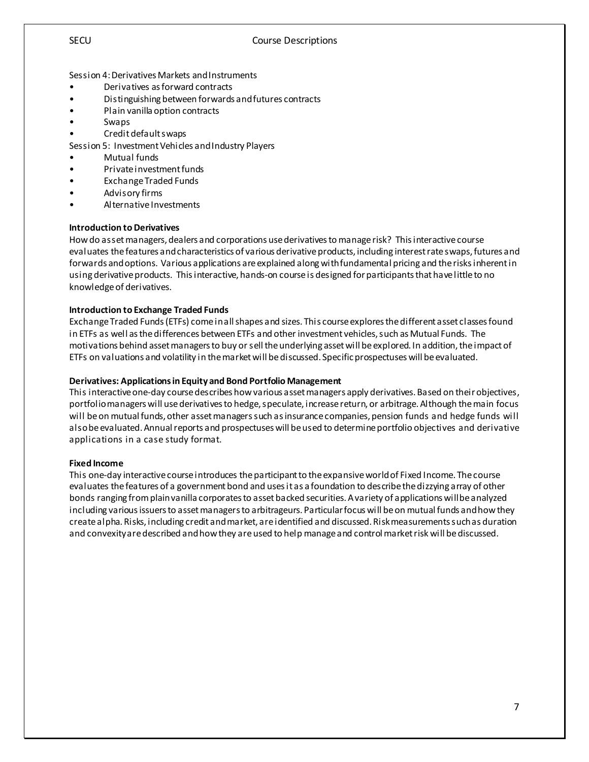Session 4: Derivatives Markets and Instruments

- Derivatives as forward contracts
- Distinguishing between forwards and futures contracts
- Plain vanilla option contracts
- Swaps
- Credit default swaps

Session 5: Investment Vehicles and Industry Players

- Mutual funds
- Private investment funds
- Exchange Traded Funds
- Advisory firms
- Alternative Investments

**Introduction to Derivatives**

How do asset managers, dealers and corporations use derivatives to manage risk? This interactive course evaluates the features and characteristics of various derivative products, including interest rate swaps, futures and forwards and options. Various applications are explained along with fundamental pricing and the risks inherent in using derivative products. This interactive, hands-on course is designed for participants that have little to no knowledge of derivatives.

**Introduction to Exchange Traded Funds**

Exchange Traded Funds (ETFs) come in all shapes and sizes. This course explores the different asset classes found in ETFs as well as the differences between ETFs and other investment vehicles, such as Mutual Funds. The motivations behind asset managers to buy or sell the underlying asset will be explored. In addition, the impact of ETFs on valuations and volatility in the market will be discussed. Specific prospectuses will be evaluated.

**Derivatives: Applications in Equity and Bond Portfolio Management**

This interactive one-day course describes how various asset managers apply derivatives. Based on their objectives, portfolio managers will use derivatives to hedge, speculate, increase return, or arbitrage. Although the main focus will be on mutual funds, other asset managers such as insurance companies, pension funds and hedge funds will also be evaluated. Annual reports and prospectuses will be used to determine portfolio objectives and derivative applications in a case study format.

**Fixed Income**

This one-day interactive course introduces the participant to the expansive world of Fixed Income. The course evaluates the features of a government bond and uses it as a foundation to describe the dizzying array of other bonds ranging from plain vanilla corporates to asset backed securities. A variety of applications will be analyzed including various issuers to asset managers to arbitrageurs. Particular focus will be on mutual funds and how they create alpha. Risks, including credit and market, are identified and discussed. Risk measurements such as duration and convexity are described and how they are used to help manage and control market risk will be discussed.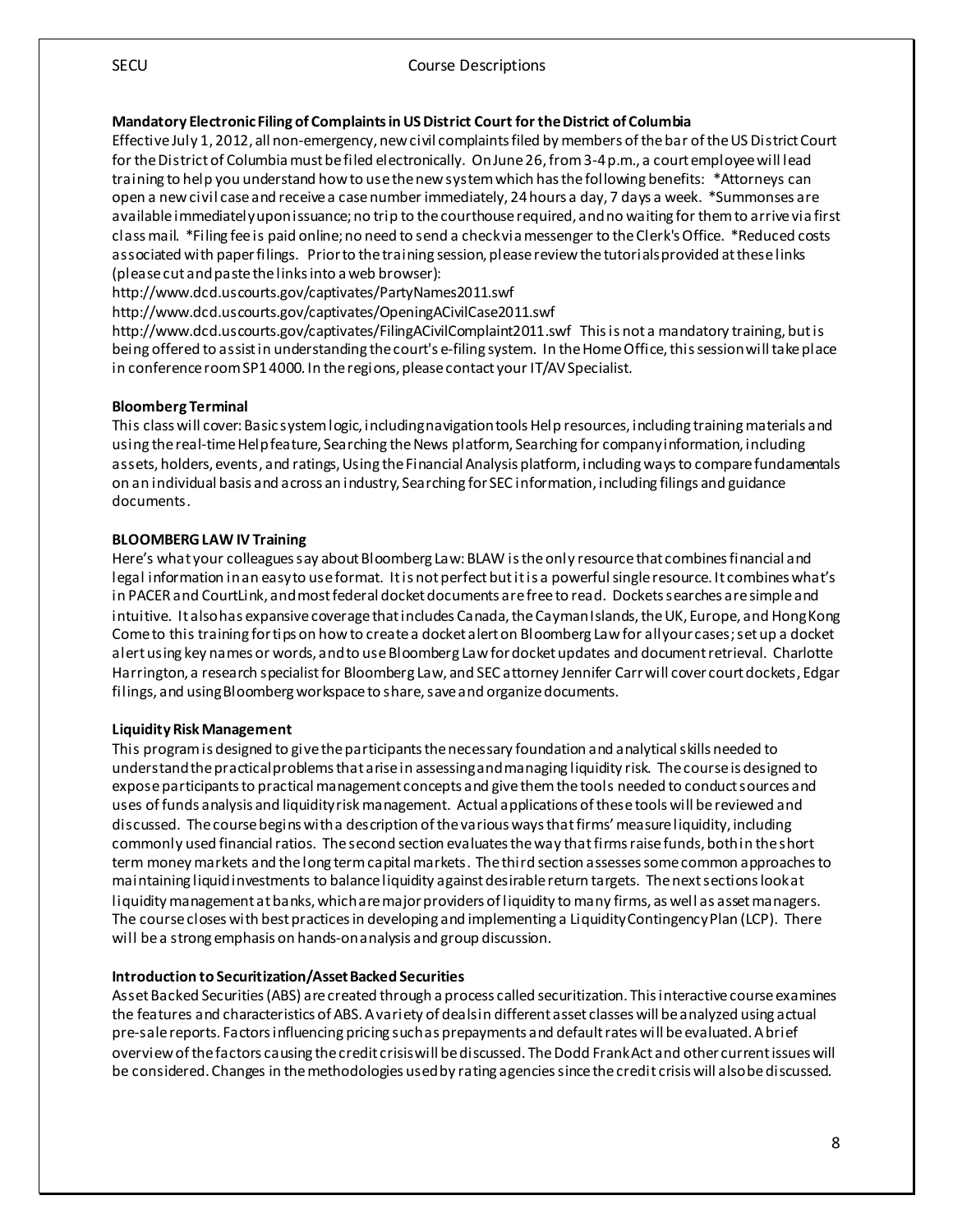**Mandatory Electronic Filing of Complaints in US District Court for the District of Columbia**

Effective July 1, 2012, all non-emergency, new civil complaints filed by members of the bar of the US District Court for the District of Columbia must be filed electronically. On June 26, from 3-4 p.m., a court employee will lead training to help you understand how to use the new system which has the following benefits: *Attorneys can open a new civil case and receive a case number immediately, 24 hours a day, 7 days a week. *Summonses are available immediately upon issuance; no trip to the courthouse required, and no waiting for them to arrive via first class mail. *Filing fee is paid online; no need to send a check via messenger to the Clerk's Office. *Reduced costs associated with paper filings. Prior to the training session, please review the tutorials provided at these links (please cut and paste the links into a web browser):

http://www.dcd.uscourts.gov/captivates/PartyNames2011.swf

http://www.dcd.uscourts.gov/captivates/OpeningACivilCase2011.swf

http://www.dcd.uscourts.gov/captivates/FilingACivilComplaint2011.swf This is not a mandatory training, but is being offered to assist in understanding the court's e-filing system. In the Home Office, this session will take place in conference room SP1 4000. In the regions, please contact your IT/AV Specialist.

**Bloomberg Terminal**

This class will cover: Basic system logic, including navigation tools Help resources, including training materials and using the real-time Help feature, Searching the News platform, Searching for company information, including assets, holders, events, and ratings, Using the Financial Analysis platform, including ways to compare fundamentals on an individual basis and across an industry, Searching for SEC information, including filings and guidance documents.

**BLOOMBERG LAW IV Training**

Here's what your colleagues say about Bloomberg Law: BLAW is the only resource that combines financial and legal information in an easy to use format. It is not perfect but it is a powerful single resource. It combines what's in PACER and CourtLink, and most federal docket documents are free to read. Dockets searches are simple and intuitive. It also has expansive coverage that includes Canada, the Cayman Islands, the UK, Europe, and Hong Kong Come to this training for tips on how to create a docket alert on Bloomberg Law for all your cases; set up a docket alert using key names or words, and to use Bloomberg Law for docket updates and document retrieval. Charlotte Harrington, a research specialist for Bloomberg Law, and SEC attorney Jennifer Carr will cover court dockets, Edgar filings, and using Bloomberg workspace to share, save and organize documents.

**Liquidity Risk Management**

This program is designed to give the participants the necessary foundation and analytical skills needed to understand the practical problems that arise in assessing and managing liquidity risk. The course is designed to expose participants to practical management concepts and give them the tools needed to conduct sources and uses of funds analysis and liquidity risk management. Actual applications of these tools will be reviewed and discussed. The course begins with a description of the various ways that firms' measure liquidity, including commonly used financial ratios. The second section evaluates the way that firms raise funds, both in the short term money markets and the long term capital markets. The third section assesses some common approaches to maintaining liquid investments to balance liquidity against desirable return targets. The next sections look at liquidity management at banks, which are major providers of liquidity to many firms, as well as asset managers. The course closes with best practices in developing and implementing a Liquidity Contingency Plan (LCP). There will be a strong emphasis on hands-on analysis and group discussion.

**Introduction to Securitization/Asset Backed Securities**

Asset Backed Securities (ABS) are created through a process called securitization. This interactive course examines the features and characteristics of ABS. A variety of deals in different asset classes will be analyzed using actual pre-sale reports. Factors influencing pricing such as prepayments and default rates will be evaluated. A brief overview of the factors causing the credit crisis will be discussed. The Dodd Frank Act and other current issues will be considered. Changes in the methodologies used by rating agencies since the credit crisis will also be discussed.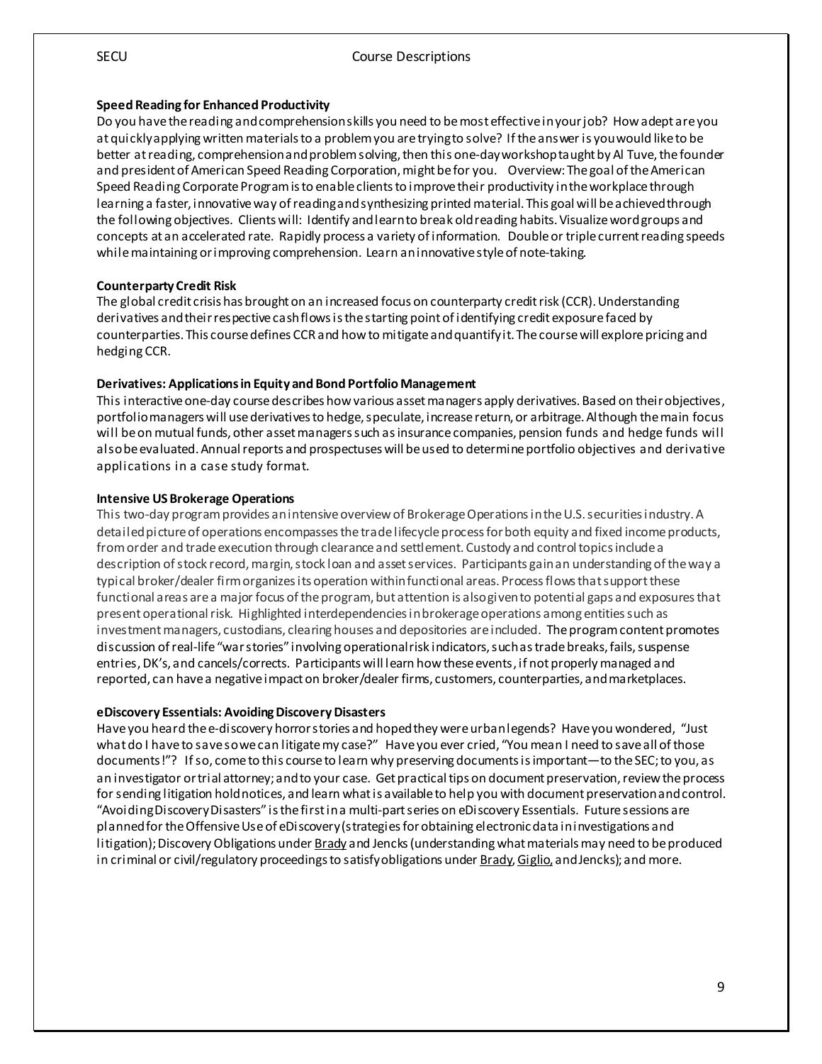**Speed Reading for Enhanced Productivity**

Do you have the reading and comprehension skills you need to be most effective in your job? How adept are you at quickly applying written materials to a problem you are trying to solve? If the answer is you would like to be better at reading, comprehension and problem solving, then this one-day workshop taught by Al Tuve, the founder and president of American Speed Reading Corporation, might be for you. Overview: The goal of the American Speed Reading Corporate Program is to enable clients to improve their productivity in the workplace through learning a faster, innovative way of reading and synthesizing printed material. This goal will be achieved through the following objectives. Clients will: Identify and learn to break old reading habits. Visualize word groups and concepts at an accelerated rate. Rapidly process a variety of information. Double or triple current reading speeds while maintaining or improving comprehension. Learn an innovative style of note-taking.

**Counterparty Credit Risk**

The global credit crisis has brought on an increased focus on counterparty credit risk (CCR). Understanding derivatives and their respective cash flows is the starting point of identifying credit exposure faced by counterparties. This course defines CCR and how to mitigate and quantify it. The course will explore pricing and hedging CCR.

**Derivatives: Applications in Equity and Bond Portfolio Management**

This interactive one-day course describes how various asset managers apply derivatives. Based on their objectives, portfolio managers will use derivatives to hedge, speculate, increase return, or arbitrage. Although the main focus will be on mutual funds, other asset managers such as insurance companies, pension funds and hedge funds will also be evaluated. Annual reports and prospectuses will be used to determine portfolio objectives and derivative applications in a case study format.

**Intensive US Brokerage Operations**

This two-day program provides an intensive overview of Brokerage Operations in the U.S. securities industry. A detailed picture of operations encompasses the trade lifecycle process for both equity and fixed income products, from order and trade execution through clearance and settlement. Custody and control topics include a description of stock record, margin, stock loan and asset services. Participants gain an understanding of the way a typical broker/dealer firm organizes its operation within functional areas. Process flows that support these functional areas are a major focus of the program, but attention is also given to potential gaps and exposures that present operational risk. Highlighted interdependencies in brokerage operations among entities such as investment managers, custodians, clearing houses and depositories are included. The program content promotes discussion of real-life "war stories" involving operational risk indicators, such as trade breaks, fails, suspense entries, DK's, and cancels/corrects. Participants will learn how these events, if not properly managed and reported, can have a negative impact on broker/dealer firms, customers, counterparties, and marketplaces.

**eDiscovery Essentials: Avoiding Discovery Disasters**

Have you heard the e-discovery horror stories and hoped they were urban legends? Have you wondered, "Just what do I have to save so we can litigate my case?" Have you ever cried, "You mean I need to save all of those documents!"? If so, come to this course to learn why preserving documents is important—to the SEC; to you, as an investigator or trial attorney; and to your case. Get practical tips on document preservation, review the process for sending litigation hold notices, and learn what is available to help you with document preservation and control. "Avoiding Discovery Disasters" is the first in a multi-part series on eDiscovery Essentials. Future sessions are planned for the Offensive Use of eDiscovery (strategies for obtaining electronic data in investigations and litigation); Discovery Obligations under Brady and Jencks (understanding what materials may need to be produced in criminal or civil/regulatory proceedings to satisfy obligations under Brady, Giglio, and Jencks); and more.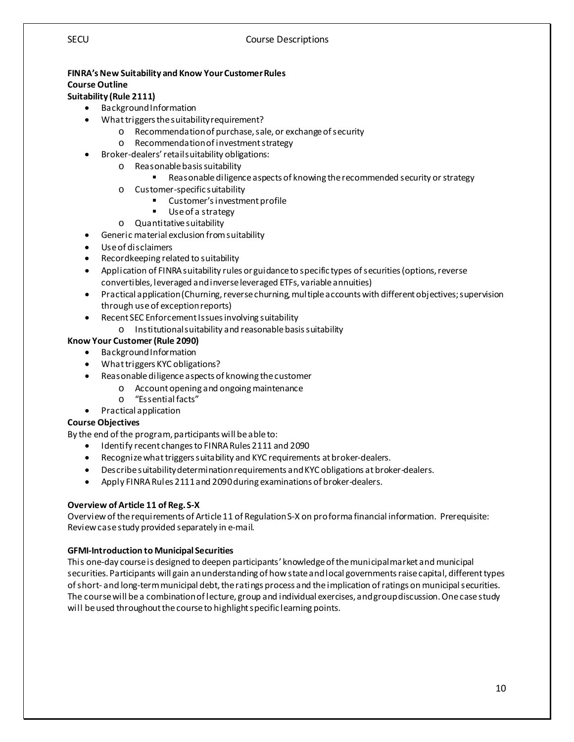**FINRA's New Suitability and Know Your Customer Rules**

**Course Outline**

**Suitability (Rule 2111)**

- Background Information
- What triggers the suitability requirement?
  - Recommendation of purchase, sale, or exchange of security
  - Recommendation of investment strategy
- Broker-dealers' retail suitability obligations:
  - Reasonable basis suitability
    - Reasonable diligence aspects of knowing the recommended security or strategy
  - Customer-specific suitability
    - Customer's investment profile
    - Use of a strategy
  - Quantitative suitability
- Generic material exclusion from suitability
- Use of disclaimers
- Recordkeeping related to suitability
- Application of FINRA suitability rules or guidance to specific types of securities (options, reverse convertibles, leveraged and inverse leveraged ETFs, variable annuities)
- Practical application (Churning, reverse churning, multiple accounts with different objectives; supervision through use of exception reports)
- Recent SEC Enforcement Issues involving suitability
  - Institutional suitability and reasonable basis suitability

**Know Your Customer (Rule 2090)**

- Background Information
- What triggers KYC obligations?
- Reasonable diligence aspects of knowing the customer
  - Account opening and ongoing maintenance
  - "Essential facts"
- Practical application

**Course Objectives**

By the end of the program, participants will be able to:

- Identify recent changes to FINRA Rules 2111 and 2090
- Recognize what triggers suitability and KYC requirements at broker-dealers.
- Describe suitability determination requirements and KYC obligations at broker-dealers.
- Apply FINRA Rules 2111 and 2090 during examinations of broker-dealers.

**Overview of Article 11 of Reg. S-X**

Overview of the requirements of Article 11 of Regulation S-X on pro forma financial information. Prerequisite: Review case study provided separately in e-mail.

**GFMI-Introduction to Municipal Securities**

This one-day course is designed to deepen participants' knowledge of the municipal market and municipal securities. Participants will gain an understanding of how state and local governments raise capital, different types of short- and long-term municipal debt, the ratings process and the implication of ratings on municipal securities. The course will be a combination of lecture, group and individual exercises, and group discussion. One case study will be used throughout the course to highlight specific learning points.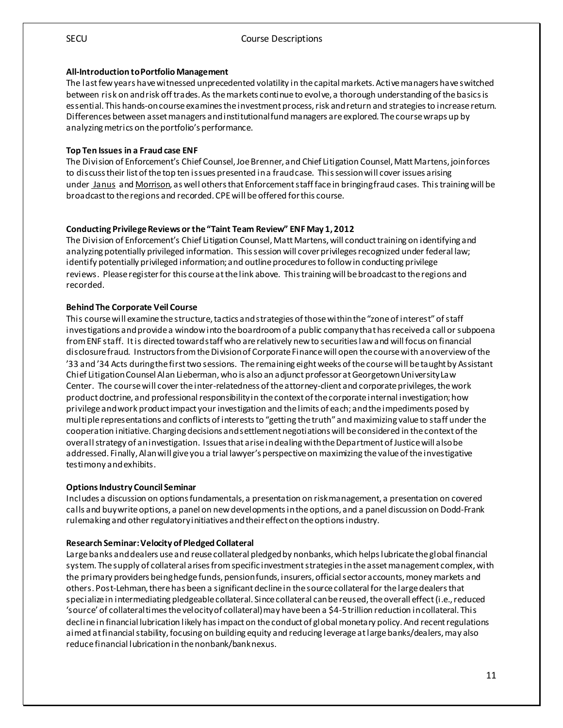**All-Introduction to Portfolio Management**

The last few years have witnessed unprecedented volatility in the capital markets. Active managers have switched between risk on and risk off trades. As the markets continue to evolve, a thorough understanding of the basics is essential. This hands-on course examines the investment process, risk and return and strategies to increase return. Differences between asset managers and institutional fund managers are explored. The course wraps up by analyzing metrics on the portfolio's performance.

**Top Ten Issues in a Fraud case ENF**

The Division of Enforcement's Chief Counsel, Joe Brenner, and Chief Litigation Counsel, Matt Martens, join forces to discuss their list of the top ten issues presented in a fraud case. This session will cover issues arising under Janus and Morrison, as well others that Enforcement staff face in bringing fraud cases. This training will be broadcast to the regions and recorded. CPE will be offered for this course.

**Conducting Privilege Reviews or the "Taint Team Review" ENF May 1, 2012**

The Division of Enforcement's Chief Litigation Counsel, Matt Martens, will conduct training on identifying and analyzing potentially privileged information. This session will cover privileges recognized under federal law; identify potentially privileged information; and outline procedures to follow in conducting privilege reviews. Please register for this course at the link above. This training will be broadcast to the regions and recorded.

**Behind The Corporate Veil Course**

This course will examine the structure, tactics and strategies of those within the "zone of interest" of staff investigations and provide a window into the boardroom of a public company that has received a call or subpoena from ENF staff. It is directed toward staff who are relatively new to securities law and will focus on financial disclosure fraud. Instructors from the Division of Corporate Finance will open the course with an overview of the '33 and '34 Acts during the first two sessions. The remaining eight weeks of the course will be taught by Assistant Chief Litigation Counsel Alan Lieberman, who is also an adjunct professor at Georgetown University Law Center. The course will cover the inter-relatedness of the attorney-client and corporate privileges, the work product doctrine, and professional responsibility in the context of the corporate internal investigation; how privilege and work product impact your investigation and the limits of each; and the impediments posed by multiple representations and conflicts of interests to "getting the truth" and maximizing value to staff under the cooperation initiative. Charging decisions and settlement negotiations will be considered in the context of the overall strategy of an investigation. Issues that arise in dealing with the Department of Justice will also be addressed. Finally, Alan will give you a trial lawyer's perspective on maximizing the value of the investigative testimony and exhibits.

**Options Industry Council Seminar**

Includes a discussion on options fundamentals, a presentation on risk management, a presentation on covered calls and buywrite options, a panel on new developments in the options, and a panel discussion on Dodd-Frank rulemaking and other regulatory initiatives and their effect on the options industry.

**Research Seminar: Velocity of Pledged Collateral**

Large banks and dealers use and reuse collateral pledged by nonbanks, which helps lubricate the global financial system. The supply of collateral arises from specific investment strategies in the asset management complex, with the primary providers being hedge funds, pension funds, insurers, official sector accounts, money markets and others. Post-Lehman, there has been a significant decline in the source collateral for the large dealers that specialize in intermediating pledgeable collateral. Since collateral can be reused, the overall effect (i.e., reduced 'source' of collateral times the velocity of collateral) may have been a $4-5 trillion reduction in collateral. This decline in financial lubrication likely has impact on the conduct of global monetary policy. And recent regulations aimed at financial stability, focusing on building equity and reducing leverage at large banks/dealers, may also reduce financial lubrication in the nonbank/bank nexus.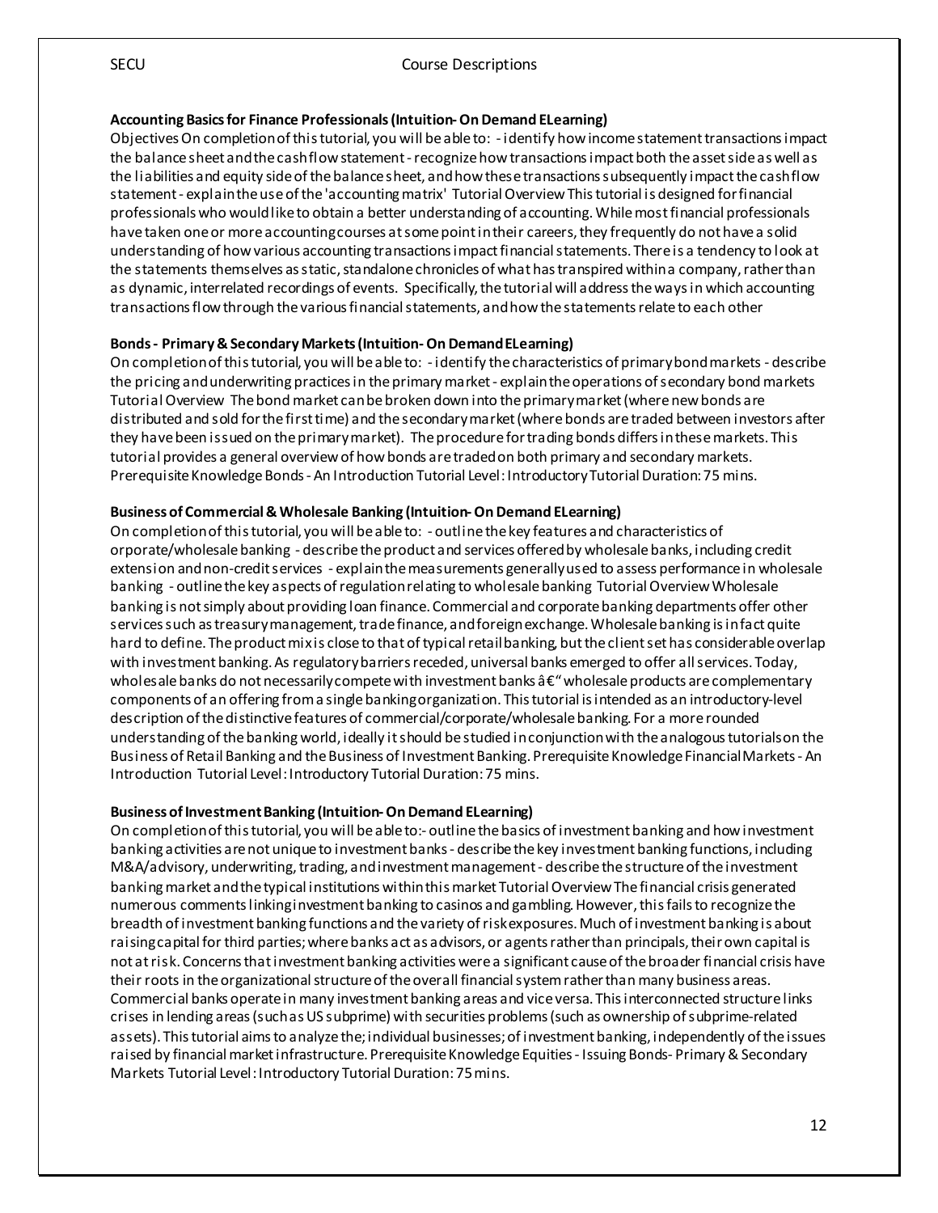**Accounting Basics for Finance Professionals (Intuition- On Demand ELearning)**

Objectives On completion of this tutorial, you will be able to: - identify how income statement transactions impact the balance sheet and the cash flow statement - recognize how transactions impact both the asset side as well as the liabilities and equity side of the balance sheet, and how these transactions subsequently impact the cash flow statement - explain the use of the 'accounting matrix' Tutorial Overview This tutorial is designed for financial professionals who would like to obtain a better understanding of accounting. While most financial professionals have taken one or more accounting courses at some point in their careers, they frequently do not have a solid understanding of how various accounting transactions impact financial statements. There is a tendency to look at the statements themselves as static, standalone chronicles of what has transpired within a company, rather than as dynamic, interrelated recordings of events. Specifically, the tutorial will address the ways in which accounting transactions flow through the various financial statements, and how the statements relate to each other

**Bonds - Primary & Secondary Markets (Intuition- On Demand ELearning)**

On completion of this tutorial, you will be able to: - identify the characteristics of primary bond markets - describe the pricing and underwriting practices in the primary market - explain the operations of secondary bond markets Tutorial Overview The bond market can be broken down into the primary market (where new bonds are distributed and sold for the first time) and the secondary market (where bonds are traded between investors after they have been issued on the primary market). The procedure for trading bonds differs in these markets. This tutorial provides a general overview of how bonds are traded on both primary and secondary markets. Prerequisite Knowledge Bonds - An Introduction Tutorial Level: Introductory Tutorial Duration: 75 mins.

**Business of Commercial & Wholesale Banking (Intuition- On Demand ELearning)**

On completion of this tutorial, you will be able to: - outline the key features and characteristics of orporate/wholesale banking - describe the product and services offered by wholesale banks, including credit extension and non-credit services - explain the measurements generally used to assess performance in wholesale banking - outline the key aspects of regulation relating to wholesale banking Tutorial Overview Wholesale banking is not simply about providing loan finance. Commercial and corporate banking departments offer other services such as treasury management, trade finance, and foreign exchange. Wholesale banking is in fact quite hard to define. The product mix is close to that of typical retail banking, but the client set has considerable overlap with investment banking. As regulatory barriers receded, universal banks emerged to offer all services. Today, wholesale banks do not necessarily compete with investment banks â€“ wholesale products are complementary components of an offering from a single banking organization. This tutorial is intended as an introductory-level description of the distinctive features of commercial/corporate/wholesale banking. For a more rounded understanding of the banking world, ideally it should be studied in conjunction with the analogous tutorials on the Business of Retail Banking and the Business of Investment Banking. Prerequisite Knowledge Financial Markets - An Introduction Tutorial Level: Introductory Tutorial Duration: 75 mins.

**Business of Investment Banking (Intuition- On Demand ELearning)**

On completion of this tutorial, you will be able to:- outline the basics of investment banking and how investment banking activities are not unique to investment banks - describe the key investment banking functions, including M&A/advisory, underwriting, trading, and investment management - describe the structure of the investment banking market and the typical institutions within this market Tutorial Overview The financial crisis generated numerous comments linking investment banking to casinos and gambling. However, this fails to recognize the breadth of investment banking functions and the variety of risk exposures. Much of investment banking is about raising capital for third parties; where banks act as advisors, or agents rather than principals, their own capital is not at risk. Concerns that investment banking activities were a significant cause of the broader financial crisis have their roots in the organizational structure of the overall financial system rather than many business areas. Commercial banks operate in many investment banking areas and vice versa. This interconnected structure links crises in lending areas (such as US subprime) with securities problems (such as ownership of subprime-related assets). This tutorial aims to analyze the; individual businesses; of investment banking, independently of the issues raised by financial market infrastructure. Prerequisite Knowledge Equities - Issuing Bonds- Primary & Secondary Markets Tutorial Level: Introductory Tutorial Duration: 75 mins.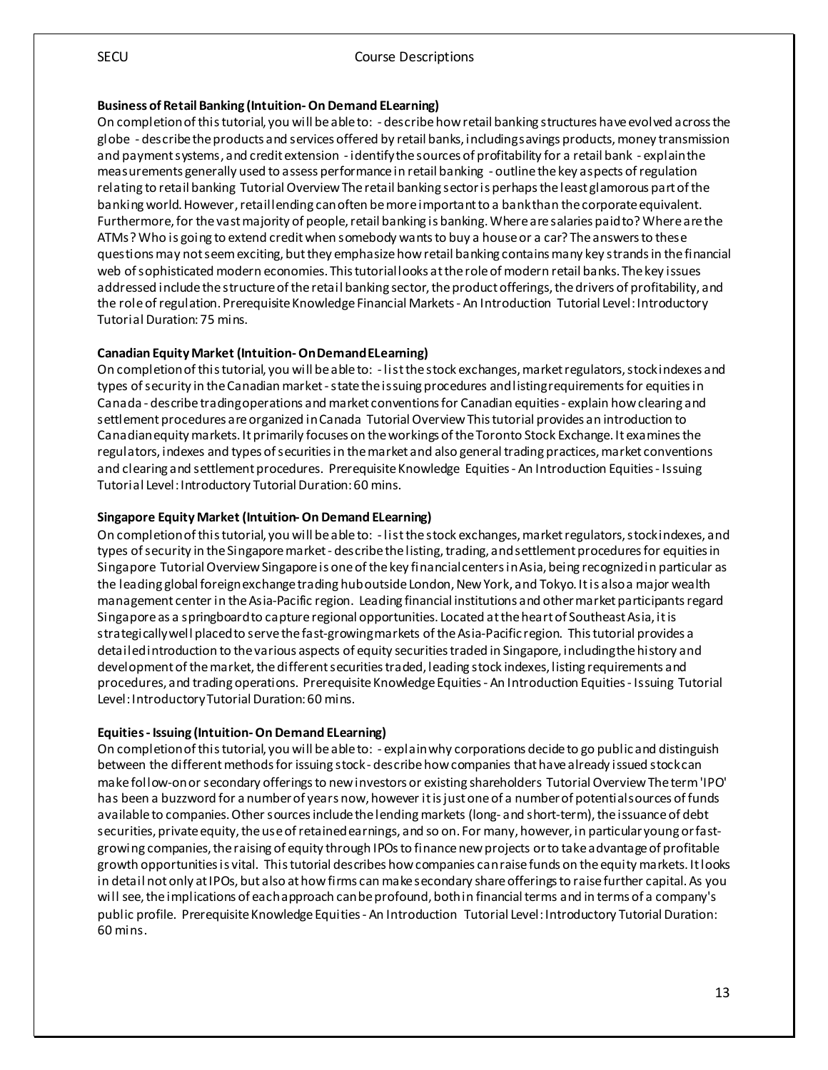**Business of Retail Banking (Intuition- On Demand ELearning)**
On completion of this tutorial, you will be able to: - describe how retail banking structures have evolved across the globe - describe the products and services offered by retail banks, including savings products, money transmission and payment systems, and credit extension - identify the sources of profitability for a retail bank - explain the measurements generally used to assess performance in retail banking - outline the key aspects of regulation relating to retail banking Tutorial Overview The retail banking sector is perhaps the least glamorous part of the banking world. However, retail lending can often be more important to a bank than the corporate equivalent. Furthermore, for the vast majority of people, retail banking is banking. Where are salaries paid to? Where are the ATMs? Who is going to extend credit when somebody wants to buy a house or a car? The answers to these questions may not seem exciting, but they emphasize how retail banking contains many key strands in the financial web of sophisticated modern economies. This tutorial looks at the role of modern retail banks. The key issues addressed include the structure of the retail banking sector, the product offerings, the drivers of profitability, and the role of regulation. Prerequisite Knowledge Financial Markets - An Introduction Tutorial Level: Introductory Tutorial Duration: 75 mins.

**Canadian Equity Market (Intuition- On Demand ELearning)**
On completion of this tutorial, you will be able to: - list the stock exchanges, market regulators, stock indexes and types of security in the Canadian market - state the issuing procedures and listing requirements for equities in Canada - describe trading operations and market conventions for Canadian equities - explain how clearing and settlement procedures are organized in Canada Tutorial Overview This tutorial provides an introduction to Canadian equity markets. It primarily focuses on the workings of the Toronto Stock Exchange. It examines the regulators, indexes and types of securities in the market and also general trading practices, market conventions and clearing and settlement procedures. Prerequisite Knowledge Equities - An Introduction Equities - Issuing Tutorial Level: Introductory Tutorial Duration: 60 mins.

**Singapore Equity Market (Intuition- On Demand ELearning)**
On completion of this tutorial, you will be able to: - list the stock exchanges, market regulators, stock indexes, and types of security in the Singapore market - describe the listing, trading, and settlement procedures for equities in Singapore Tutorial Overview Singapore is one of the key financial centers in Asia, being recognized in particular as the leading global foreign exchange trading hub outside London, New York, and Tokyo. It is also a major wealth management center in the Asia-Pacific region. Leading financial institutions and other market participants regard Singapore as a springboard to capture regional opportunities. Located at the heart of Southeast Asia, it is strategically well placed to serve the fast-growing markets of the Asia-Pacific region. This tutorial provides a detailed introduction to the various aspects of equity securities traded in Singapore, including the history and development of the market, the different securities traded, leading stock indexes, listing requirements and procedures, and trading operations. Prerequisite Knowledge Equities - An Introduction Equities - Issuing Tutorial Level: Introductory Tutorial Duration: 60 mins.

**Equities - Issuing (Intuition- On Demand ELearning)**
On completion of this tutorial, you will be able to: - explain why corporations decide to go public and distinguish between the different methods for issuing stock - describe how companies that have already issued stock can make follow-on or secondary offerings to new investors or existing shareholders Tutorial Overview The term 'IPO' has been a buzzword for a number of years now, however it is just one of a number of potential sources of funds available to companies. Other sources include the lending markets (long- and short-term), the issuance of debt securities, private equity, the use of retained earnings, and so on. For many, however, in particular young or fast-growing companies, the raising of equity through IPOs to finance new projects or to take advantage of profitable growth opportunities is vital. This tutorial describes how companies can raise funds on the equity markets. It looks in detail not only at IPOs, but also at how firms can make secondary share offerings to raise further capital. As you will see, the implications of each approach can be profound, both in financial terms and in terms of a company's public profile. Prerequisite Knowledge Equities - An Introduction Tutorial Level: Introductory Tutorial Duration: 60 mins.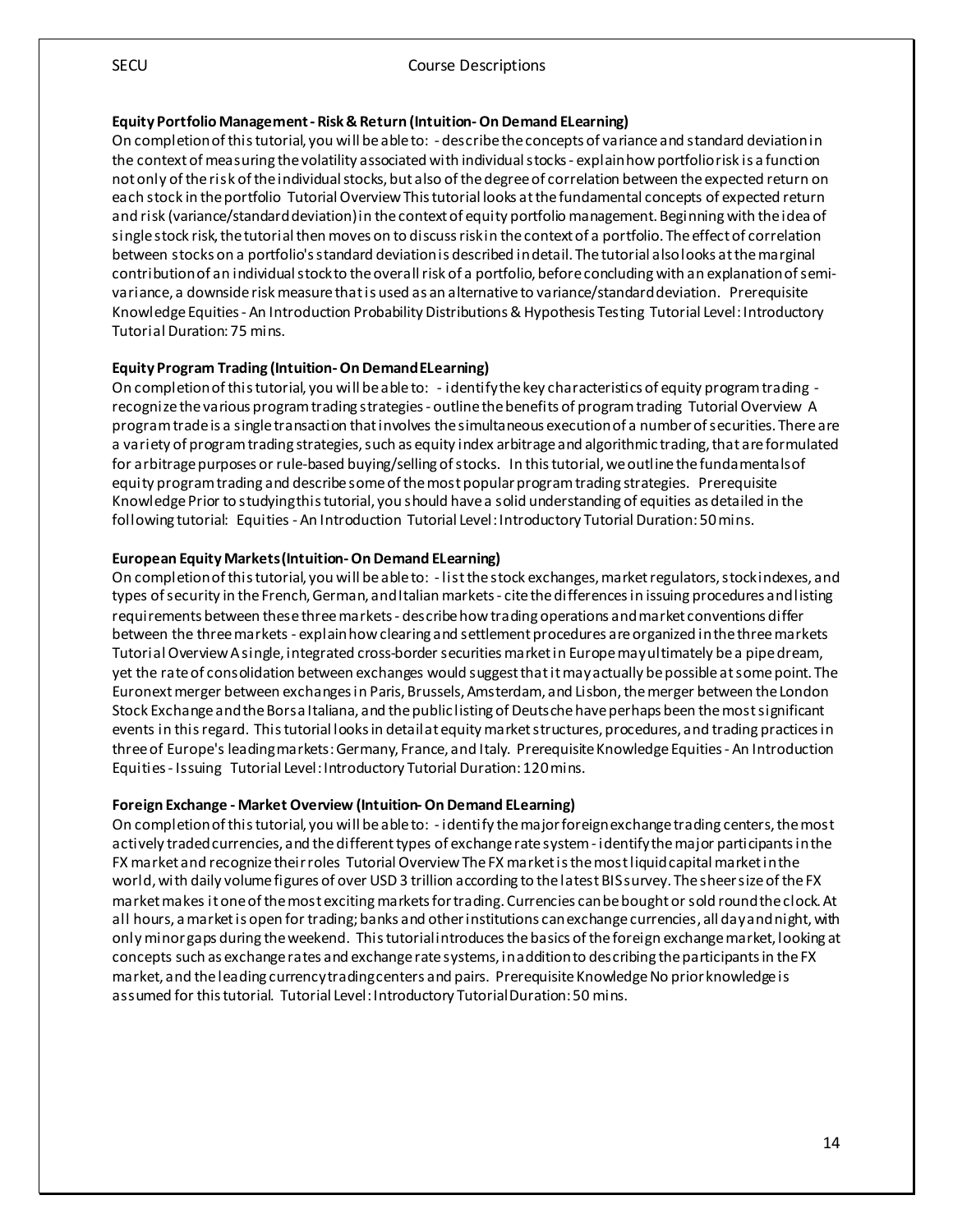**Equity Portfolio Management - Risk & Return (Intuition- On Demand ELearning)**

On completion of this tutorial, you will be able to: - describe the concepts of variance and standard deviation in the context of measuring the volatility associated with individual stocks - explain how portfolio risk is a function not only of the risk of the individual stocks, but also of the degree of correlation between the expected return on each stock in the portfolio Tutorial Overview This tutorial looks at the fundamental concepts of expected return and risk (variance/standard deviation) in the context of equity portfolio management. Beginning with the idea of single stock risk, the tutorial then moves on to discuss risk in the context of a portfolio. The effect of correlation between stocks on a portfolio's standard deviation is described in detail. The tutorial also looks at the marginal contribution of an individual stock to the overall risk of a portfolio, before concluding with an explanation of semi-variance, a downside risk measure that is used as an alternative to variance/standard deviation. Prerequisite Knowledge Equities - An Introduction Probability Distributions & Hypothesis Testing Tutorial Level: Introductory Tutorial Duration: 75 mins.

**Equity Program Trading (Intuition- On Demand ELearning)**

On completion of this tutorial, you will be able to: - identify the key characteristics of equity program trading - recognize the various program trading strategies - outline the benefits of program trading Tutorial Overview A program trade is a single transaction that involves the simultaneous execution of a number of securities. There are a variety of program trading strategies, such as equity index arbitrage and algorithmic trading, that are formulated for arbitrage purposes or rule-based buying/selling of stocks. In this tutorial, we outline the fundamentals of equity program trading and describe some of the most popular program trading strategies. Prerequisite Knowledge Prior to studying this tutorial, you should have a solid understanding of equities as detailed in the following tutorial: Equities - An Introduction Tutorial Level: Introductory Tutorial Duration: 50 mins.

**European Equity Markets (Intuition- On Demand ELearning)**

On completion of this tutorial, you will be able to: - list the stock exchanges, market regulators, stock indexes, and types of security in the French, German, and Italian markets - cite the differences in issuing procedures and listing requirements between these three markets - describe how trading operations and market conventions differ between the three markets - explain how clearing and settlement procedures are organized in the three markets Tutorial Overview A single, integrated cross-border securities market in Europe may ultimately be a pipe dream, yet the rate of consolidation between exchanges would suggest that it may actually be possible at some point. The Euronext merger between exchanges in Paris, Brussels, Amsterdam, and Lisbon, the merger between the London Stock Exchange and the Borsa Italiana, and the public listing of Deutsche have perhaps been the most significant events in this regard. This tutorial looks in detail at equity market structures, procedures, and trading practices in three of Europe's leading markets: Germany, France, and Italy. Prerequisite Knowledge Equities - An Introduction Equities - Issuing Tutorial Level: Introductory Tutorial Duration: 120 mins.

**Foreign Exchange - Market Overview (Intuition- On Demand ELearning)**

On completion of this tutorial, you will be able to: - identify the major foreign exchange trading centers, the most actively traded currencies, and the different types of exchange rate system - identify the major participants in the FX market and recognize their roles Tutorial Overview The FX market is the most liquid capital market in the world, with daily volume figures of over USD 3 trillion according to the latest BIS survey. The sheer size of the FX market makes it one of the most exciting markets for trading. Currencies can be bought or sold round the clock. At all hours, a market is open for trading; banks and other institutions can exchange currencies, all day and night, with only minor gaps during the weekend. This tutorial introduces the basics of the foreign exchange market, looking at concepts such as exchange rates and exchange rate systems, in addition to describing the participants in the FX market, and the leading currency trading centers and pairs. Prerequisite Knowledge No prior knowledge is assumed for this tutorial. Tutorial Level: Introductory Tutorial Duration: 50 mins.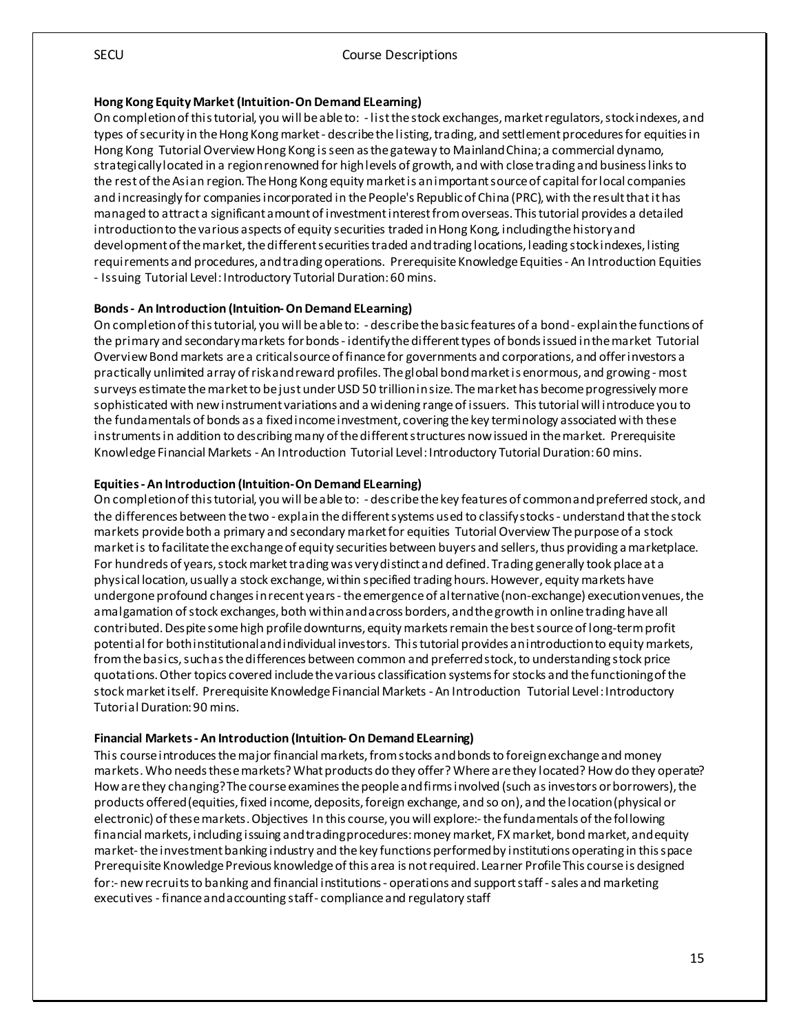**Hong Kong Equity Market (Intuition- On Demand ELearning)**

On completion of this tutorial, you will be able to: - list the stock exchanges, market regulators, stock indexes, and types of security in the Hong Kong market - describe the listing, trading, and settlement procedures for equities in Hong Kong Tutorial Overview Hong Kong is seen as the gateway to Mainland China; a commercial dynamo, strategically located in a region renowned for high levels of growth, and with close trading and business links to the rest of the Asian region. The Hong Kong equity market is an important source of capital for local companies and increasingly for companies incorporated in the People's Republic of China (PRC), with the result that it has managed to attract a significant amount of investment interest from overseas. This tutorial provides a detailed introduction to the various aspects of equity securities traded in Hong Kong, including the history and development of the market, the different securities traded and trading locations, leading stock indexes, listing requirements and procedures, and trading operations. Prerequisite Knowledge Equities - An Introduction Equities - Issuing Tutorial Level: Introductory Tutorial Duration: 60 mins.

**Bonds - An Introduction (Intuition- On Demand ELearning)**

On completion of this tutorial, you will be able to: - describe the basic features of a bond - explain the functions of the primary and secondary markets for bonds - identify the different types of bonds issued in the market Tutorial Overview Bond markets are a critical source of finance for governments and corporations, and offer investors a practically unlimited array of risk and reward profiles. The global bond market is enormous, and growing - most surveys estimate the market to be just under USD 50 trillion in size. The market has become progressively more sophisticated with new instrument variations and a widening range of issuers. This tutorial will introduce you to the fundamentals of bonds as a fixed income investment, covering the key terminology associated with these instruments in addition to describing many of the different structures now issued in the market. Prerequisite Knowledge Financial Markets - An Introduction Tutorial Level: Introductory Tutorial Duration: 60 mins.

**Equities - An Introduction (Intuition- On Demand ELearning)**

On completion of this tutorial, you will be able to: - describe the key features of common and preferred stock, and the differences between the two - explain the different systems used to classify stocks - understand that the stock markets provide both a primary and secondary market for equities Tutorial Overview The purpose of a stock market is to facilitate the exchange of equity securities between buyers and sellers, thus providing a marketplace. For hundreds of years, stock market trading was very distinct and defined. Trading generally took place at a physical location, usually a stock exchange, within specified trading hours. However, equity markets have undergone profound changes in recent years - the emergence of alternative (non-exchange) execution venues, the amalgamation of stock exchanges, both within and across borders, and the growth in online trading have all contributed. Despite some high profile downturns, equity markets remain the best source of long-term profit potential for both institutional and individual investors. This tutorial provides an introduction to equity markets, from the basics, such as the differences between common and preferred stock, to understanding stock price quotations. Other topics covered include the various classification systems for stocks and the functioning of the stock market itself. Prerequisite Knowledge Financial Markets - An Introduction Tutorial Level: Introductory Tutorial Duration: 90 mins.

**Financial Markets - An Introduction (Intuition- On Demand ELearning)**

This course introduces the major financial markets, from stocks and bonds to foreign exchange and money markets. Who needs these markets? What products do they offer? Where are they located? How do they operate? How are they changing? The course examines the people and firms involved (such as investors or borrowers), the products offered (equities, fixed income, deposits, foreign exchange, and so on), and the location (physical or electronic) of these markets. Objectives In this course, you will explore:- the fundamentals of the following financial markets, including issuing and trading procedures: money market, FX market, bond market, and equity market- the investment banking industry and the key functions performed by institutions operating in this space Prerequisite Knowledge Previous knowledge of this area is not required. Learner Profile This course is designed for:- new recruits to banking and financial institutions - operations and support staff - sales and marketing executives - finance and accounting staff - compliance and regulatory staff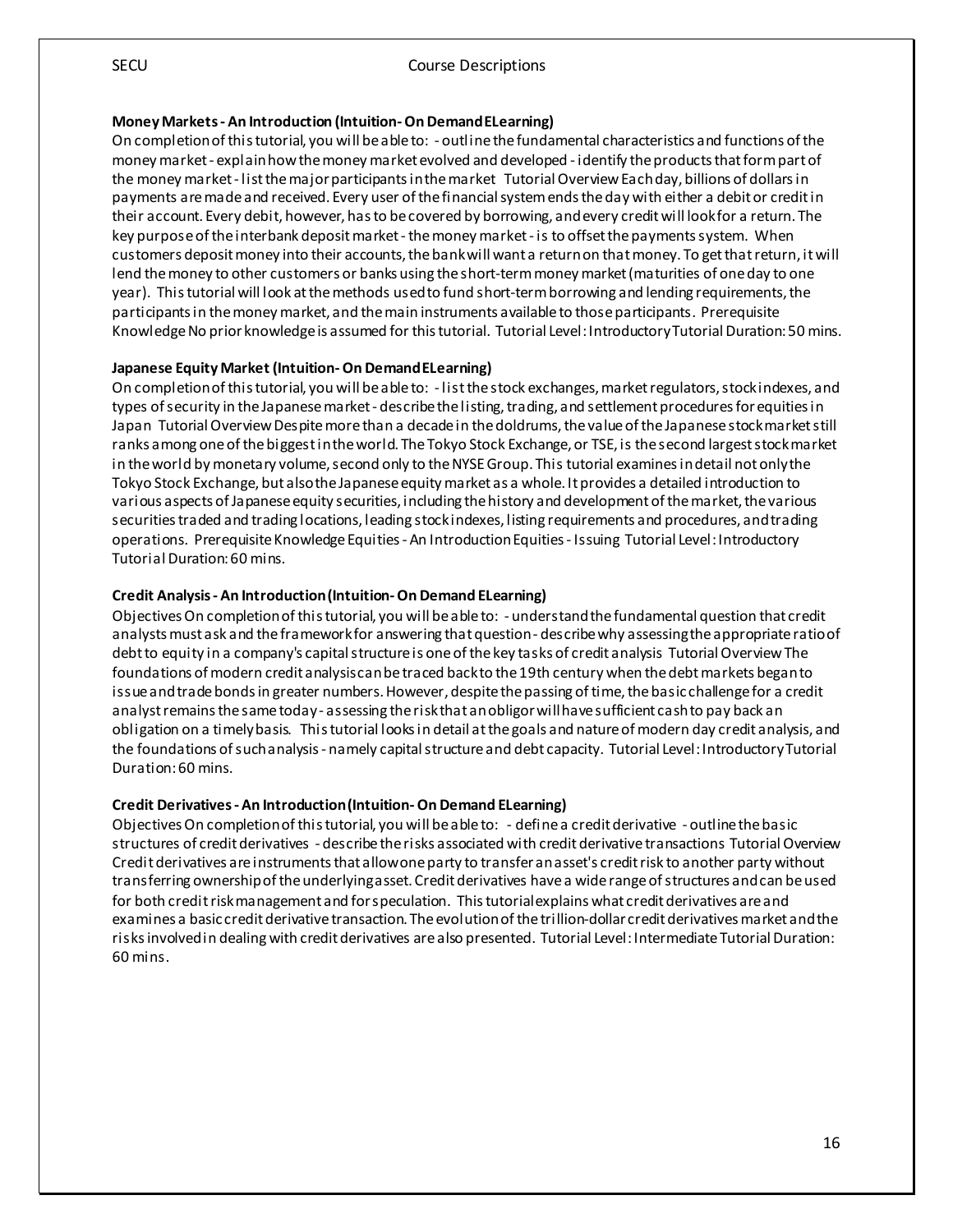**Money Markets - An Introduction (Intuition- On Demand ELearning)**

On completion of this tutorial, you will be able to: - outline the fundamental characteristics and functions of the money market - explain how the money market evolved and developed - identify the products that form part of the money market - list the major participants in the market Tutorial Overview Each day, billions of dollars in payments are made and received. Every user of the financial system ends the day with either a debit or credit in their account. Every debit, however, has to be covered by borrowing, and every credit will look for a return. The key purpose of the interbank deposit market - the money market - is to offset the payments system. When customers deposit money into their accounts, the bank will want a return on that money. To get that return, it will lend the money to other customers or banks using the short-term money market (maturities of one day to one year). This tutorial will look at the methods used to fund short-term borrowing and lending requirements, the participants in the money market, and the main instruments available to those participants. Prerequisite Knowledge No prior knowledge is assumed for this tutorial. Tutorial Level: Introductory Tutorial Duration: 50 mins.

**Japanese Equity Market (Intuition- On Demand ELearning)**

On completion of this tutorial, you will be able to: - list the stock exchanges, market regulators, stock indexes, and types of security in the Japanese market - describe the listing, trading, and settlement procedures for equities in Japan Tutorial Overview Despite more than a decade in the doldrums, the value of the Japanese stock market still ranks among one of the biggest in the world. The Tokyo Stock Exchange, or TSE, is the second largest stock market in the world by monetary volume, second only to the NYSE Group. This tutorial examines in detail not only the Tokyo Stock Exchange, but also the Japanese equity market as a whole. It provides a detailed introduction to various aspects of Japanese equity securities, including the history and development of the market, the various securities traded and trading locations, leading stock indexes, listing requirements and procedures, and trading operations. Prerequisite Knowledge Equities - An Introduction Equities - Issuing Tutorial Level: Introductory Tutorial Duration: 60 mins.

**Credit Analysis - An Introduction (Intuition- On Demand ELearning)**

Objectives On completion of this tutorial, you will be able to: - understand the fundamental question that credit analysts must ask and the framework for answering that question - describe why assessing the appropriate ratio of debt to equity in a company's capital structure is one of the key tasks of credit analysis Tutorial Overview The foundations of modern credit analysis can be traced back to the 19th century when the debt markets began to issue and trade bonds in greater numbers. However, despite the passing of time, the basic challenge for a credit analyst remains the same today - assessing the risk that an obligor will have sufficient cash to pay back an obligation on a timely basis. This tutorial looks in detail at the goals and nature of modern day credit analysis, and the foundations of such analysis - namely capital structure and debt capacity. Tutorial Level: Introductory Tutorial Duration: 60 mins.

**Credit Derivatives - An Introduction (Intuition- On Demand ELearning)**

Objectives On completion of this tutorial, you will be able to: - define a credit derivative - outline the basic structures of credit derivatives - describe the risks associated with credit derivative transactions Tutorial Overview Credit derivatives are instruments that allow one party to transfer an asset's credit risk to another party without transferring ownership of the underlying asset. Credit derivatives have a wide range of structures and can be used for both credit risk management and for speculation. This tutorial explains what credit derivatives are and examines a basic credit derivative transaction. The evolution of the trillion-dollar credit derivatives market and the risks involved in dealing with credit derivatives are also presented. Tutorial Level: Intermediate Tutorial Duration: 60 mins.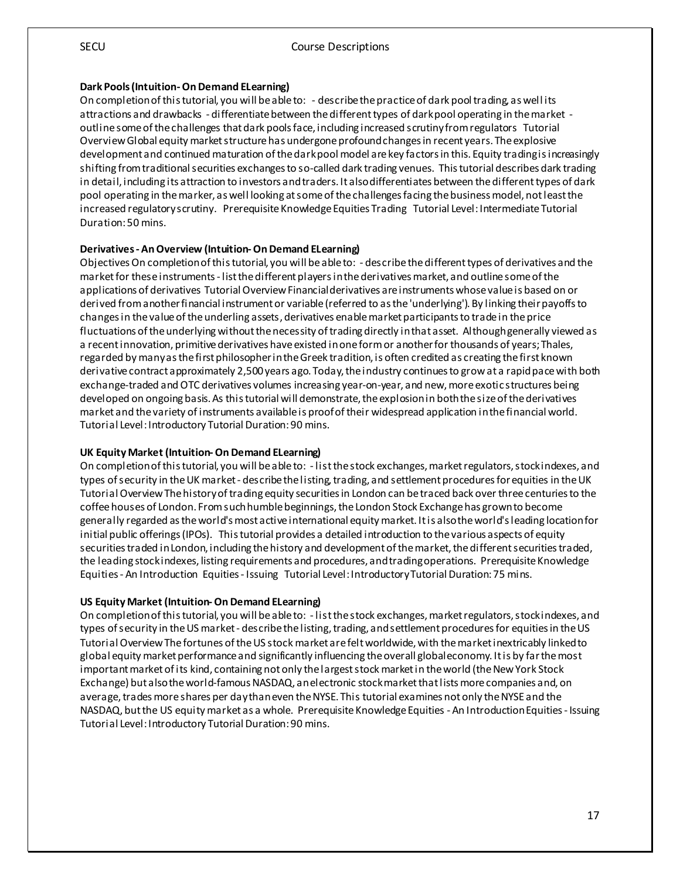**Dark Pools (Intuition- On Demand ELearning)**

On completion of this tutorial, you will be able to: - describe the practice of dark pool trading, as well its attractions and drawbacks - differentiate between the different types of dark pool operating in the market - outline some of the challenges that dark pools face, including increased scrutiny from regulators Tutorial Overview Global equity market structure has undergone profound changes in recent years. The explosive development and continued maturation of the dark pool model are key factors in this. Equity trading is increasingly shifting from traditional securities exchanges to so-called dark trading venues. This tutorial describes dark trading in detail, including its attraction to investors and traders. It also differentiates between the different types of dark pool operating in the marker, as well looking at some of the challenges facing the business model, not least the increased regulatory scrutiny. Prerequisite Knowledge Equities Trading Tutorial Level: Intermediate Tutorial Duration: 50 mins.

**Derivatives - An Overview (Intuition- On Demand ELearning)**

Objectives On completion of this tutorial, you will be able to: - describe the different types of derivatives and the market for these instruments - list the different players in the derivatives market, and outline some of the applications of derivatives Tutorial Overview Financial derivatives are instruments whose value is based on or derived from another financial instrument or variable (referred to as the 'underlying'). By linking their payoffs to changes in the value of the underling assets, derivatives enable market participants to trade in the price fluctuations of the underlying without the necessity of trading directly in that asset. Although generally viewed as a recent innovation, primitive derivatives have existed in one form or another for thousands of years; Thales, regarded by many as the first philosopher in the Greek tradition, is often credited as creating the first known derivative contract approximately 2,500 years ago. Today, the industry continues to grow at a rapid pace with both exchange-traded and OTC derivatives volumes increasing year-on-year, and new, more exotic structures being developed on ongoing basis. As this tutorial will demonstrate, the explosion in both the size of the derivatives market and the variety of instruments available is proof of their widespread application in the financial world. Tutorial Level: Introductory Tutorial Duration: 90 mins.

**UK Equity Market (Intuition- On Demand ELearning)**

On completion of this tutorial, you will be able to: - list the stock exchanges, market regulators, stock indexes, and types of security in the UK market - describe the listing, trading, and settlement procedures for equities in the UK Tutorial Overview The history of trading equity securities in London can be traced back over three centuries to the coffee houses of London. From such humble beginnings, the London Stock Exchange has grown to become generally regarded as the world's most active international equity market. It is also the world's leading location for initial public offerings (IPOs). This tutorial provides a detailed introduction to the various aspects of equity securities traded in London, including the history and development of the market, the different securities traded, the leading stock indexes, listing requirements and procedures, and trading operations. Prerequisite Knowledge Equities - An Introduction Equities - Issuing Tutorial Level: Introductory Tutorial Duration: 75 mins.

**US Equity Market (Intuition- On Demand ELearning)**

On completion of this tutorial, you will be able to: - list the stock exchanges, market regulators, stock indexes, and types of security in the US market - describe the listing, trading, and settlement procedures for equities in the US Tutorial Overview The fortunes of the US stock market are felt worldwide, with the market inextricably linked to global equity market performance and significantly influencing the overall global economy. It is by far the most important market of its kind, containing not only the largest stock market in the world (the New York Stock Exchange) but also the world-famous NASDAQ, an electronic stock market that lists more companies and, on average, trades more shares per day than even the NYSE. This tutorial examines not only the NYSE and the NASDAQ, but the US equity market as a whole. Prerequisite Knowledge Equities - An Introduction Equities - Issuing Tutorial Level: Introductory Tutorial Duration: 90 mins.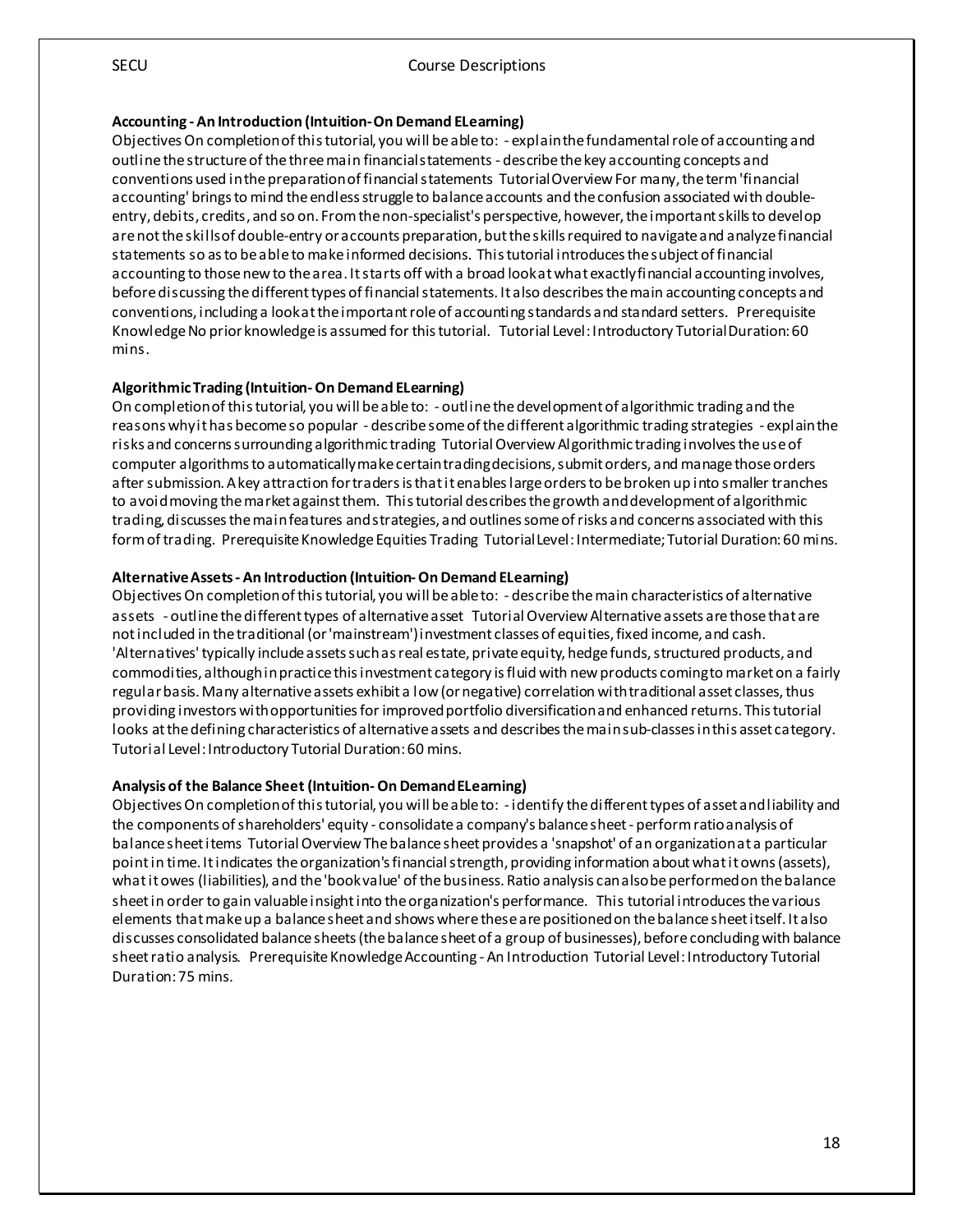### Accounting - An Introduction (Intuition- On Demand ELearning)

Objectives On completion of this tutorial, you will be able to: - explain the fundamental role of accounting and outline the structure of the three main financial statements - describe the key accounting concepts and conventions used in the preparation of financial statements Tutorial Overview For many, the term 'financial accounting' brings to mind the endless struggle to balance accounts and the confusion associated with double-entry, debits, credits, and so on. From the non-specialist's perspective, however, the important skills to develop are not the skills of double-entry or accounts preparation, but the skills required to navigate and analyze financial statements so as to be able to make informed decisions. This tutorial introduces the subject of financial accounting to those new to the area. It starts off with a broad look at what exactly financial accounting involves, before discussing the different types of financial statements. It also describes the main accounting concepts and conventions, including a look at the important role of accounting standards and standard setters. Prerequisite Knowledge No prior knowledge is assumed for this tutorial. Tutorial Level: Introductory Tutorial Duration: 60 mins.

### Algorithmic Trading (Intuition- On Demand ELearning)

On completion of this tutorial, you will be able to: - outline the development of algorithmic trading and the reasons why it has become so popular - describe some of the different algorithmic trading strategies - explain the risks and concerns surrounding algorithmic trading Tutorial Overview Algorithmic trading involves the use of computer algorithms to automatically make certain trading decisions, submit orders, and manage those orders after submission. A key attraction for traders is that it enables large orders to be broken up into smaller tranches to avoid moving the market against them. This tutorial describes the growth and development of algorithmic trading, discusses the main features and strategies, and outlines some of risks and concerns associated with this form of trading. Prerequisite Knowledge Equities Trading Tutorial Level: Intermediate; Tutorial Duration: 60 mins.

### Alternative Assets - An Introduction (Intuition- On Demand ELearning)

Objectives On completion of this tutorial, you will be able to: - describe the main characteristics of alternative assets - outline the different types of alternative asset Tutorial Overview Alternative assets are those that are not included in the traditional (or 'mainstream') investment classes of equities, fixed income, and cash. 'Alternatives' typically include assets such as real estate, private equity, hedge funds, structured products, and commodities, although in practice this investment category is fluid with new products coming to market on a fairly regular basis. Many alternative assets exhibit a low (or negative) correlation with traditional asset classes, thus providing investors with opportunities for improved portfolio diversification and enhanced returns. This tutorial looks at the defining characteristics of alternative assets and describes the main sub-classes in this asset category. Tutorial Level: Introductory Tutorial Duration: 60 mins.

### Analysis of the Balance Sheet (Intuition- On Demand ELearning)

Objectives On completion of this tutorial, you will be able to: - identify the different types of asset and liability and the components of shareholders' equity - consolidate a company's balance sheet - perform ratio analysis of balance sheet items Tutorial Overview The balance sheet provides a 'snapshot' of an organization at a particular point in time. It indicates the organization's financial strength, providing information about what it owns (assets), what it owes (liabilities), and the 'book value' of the business. Ratio analysis can also be performed on the balance sheet in order to gain valuable insight into the organization's performance. This tutorial introduces the various elements that make up a balance sheet and shows where these are positioned on the balance sheet itself. It also discusses consolidated balance sheets (the balance sheet of a group of businesses), before concluding with balance sheet ratio analysis. Prerequisite Knowledge Accounting - An Introduction Tutorial Level: Introductory Tutorial Duration: 75 mins.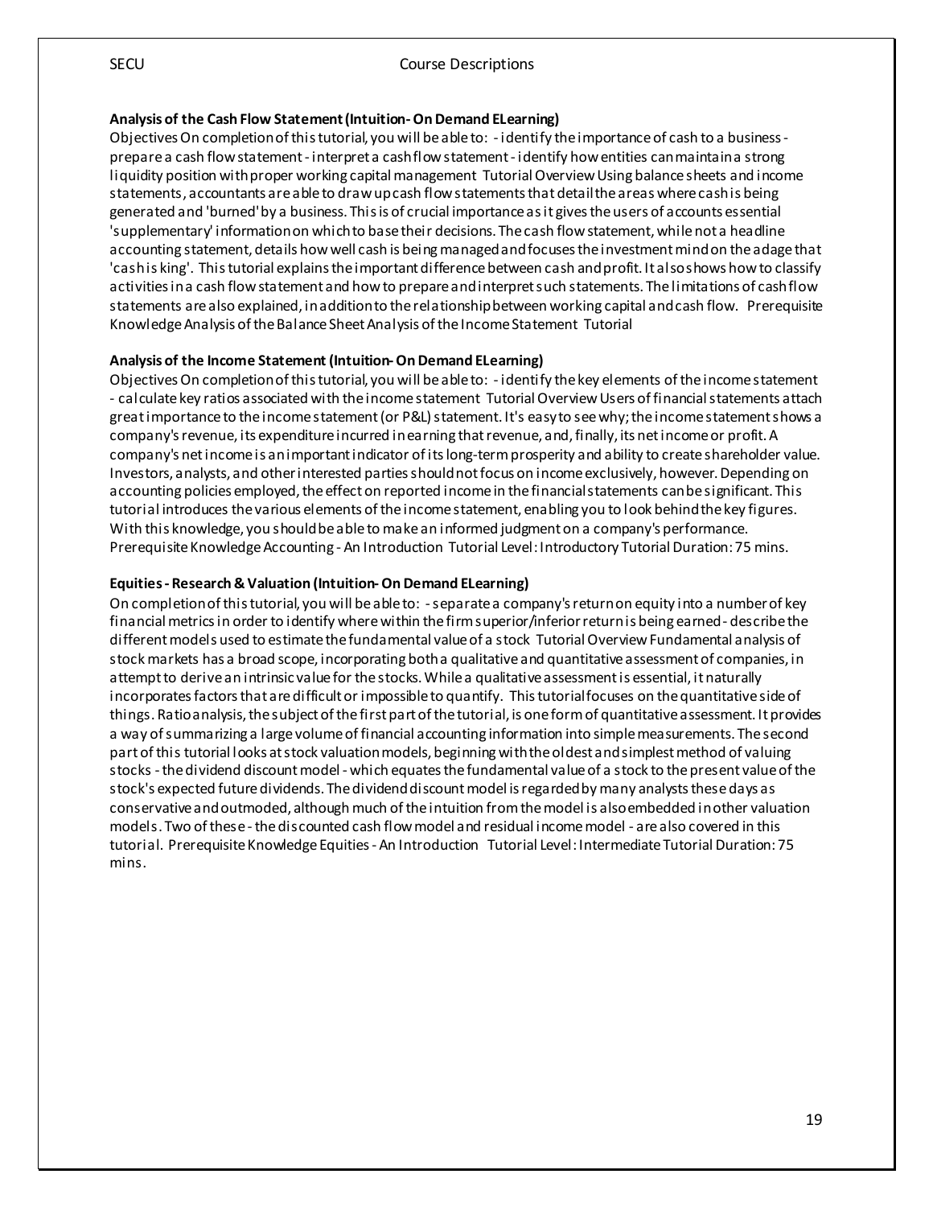**Analysis of the Cash Flow Statement (Intuition- On Demand ELearning)**

Objectives On completion of this tutorial, you will be able to: - identify the importance of cash to a business - prepare a cash flow statement - interpret a cash flow statement - identify how entities can maintain a strong liquidity position with proper working capital management Tutorial Overview Using balance sheets and income statements, accountants are able to draw up cash flow statements that detail the areas where cash is being generated and 'burned' by a business. This is of crucial importance as it gives the users of accounts essential 'supplementary' information on which to base their decisions. The cash flow statement, while not a headline accounting statement, details how well cash is being managed and focuses the investment mind on the adage that 'cash is king'. This tutorial explains the important difference between cash and profit. It also shows how to classify activities in a cash flow statement and how to prepare and interpret such statements. The limitations of cash flow statements are also explained, in addition to the relationship between working capital and cash flow. Prerequisite Knowledge Analysis of the Balance Sheet Analysis of the Income Statement Tutorial

**Analysis of the Income Statement (Intuition- On Demand ELearning)**

Objectives On completion of this tutorial, you will be able to: - identify the key elements of the income statement - calculate key ratios associated with the income statement Tutorial Overview Users of financial statements attach great importance to the income statement (or P&L) statement. It's easy to see why; the income statement shows a company's revenue, its expenditure incurred in earning that revenue, and, finally, its net income or profit. A company's net income is an important indicator of its long-term prosperity and ability to create shareholder value. Investors, analysts, and other interested parties should not focus on income exclusively, however. Depending on accounting policies employed, the effect on reported income in the financial statements can be significant. This tutorial introduces the various elements of the income statement, enabling you to look behind the key figures. With this knowledge, you should be able to make an informed judgment on a company's performance. Prerequisite Knowledge Accounting - An Introduction Tutorial Level: Introductory Tutorial Duration: 75 mins.

**Equities - Research & Valuation (Intuition- On Demand ELearning)**

On completion of this tutorial, you will be able to: - separate a company's return on equity into a number of key financial metrics in order to identify where within the firm superior/inferior return is being earned - describe the different models used to estimate the fundamental value of a stock Tutorial Overview Fundamental analysis of stock markets has a broad scope, incorporating both a qualitative and quantitative assessment of companies, in attempt to derive an intrinsic value for the stocks. While a qualitative assessment is essential, it naturally incorporates factors that are difficult or impossible to quantify. This tutorial focuses on the quantitative side of things. Ratio analysis, the subject of the first part of the tutorial, is one form of quantitative assessment. It provides a way of summarizing a large volume of financial accounting information into simple measurements. The second part of this tutorial looks at stock valuation models, beginning with the oldest and simplest method of valuing stocks - the dividend discount model - which equates the fundamental value of a stock to the present value of the stock's expected future dividends. The dividend discount model is regarded by many analysts these days as conservative and outmoded, although much of the intuition from the model is also embedded in other valuation models. Two of these - the discounted cash flow model and residual income model - are also covered in this tutorial. Prerequisite Knowledge Equities - An Introduction Tutorial Level: Intermediate Tutorial Duration: 75 mins.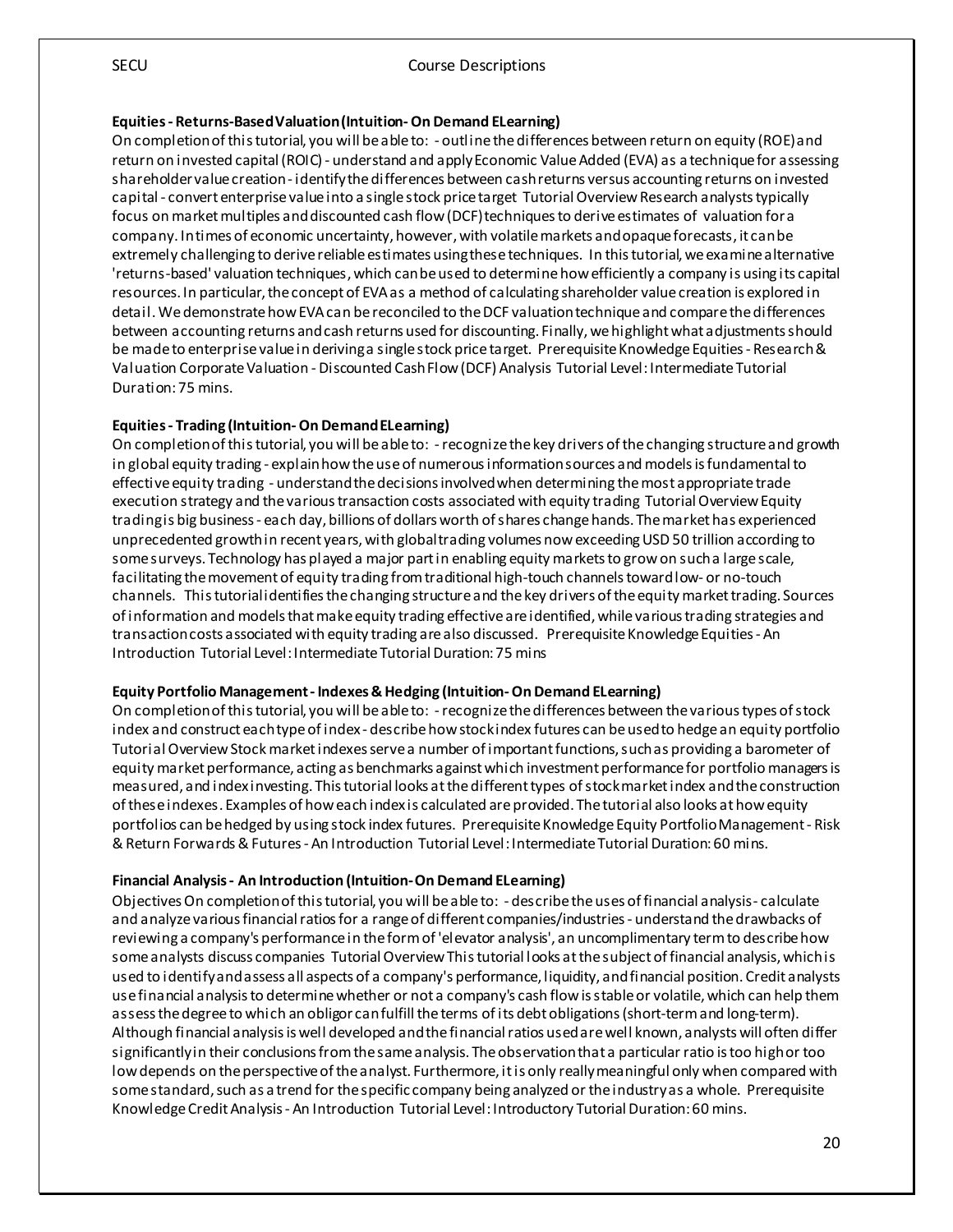**Equities - Returns-Based Valuation (Intuition- On Demand ELearning)**

On completion of this tutorial, you will be able to: - outline the differences between return on equity (ROE) and return on invested capital (ROIC) - understand and apply Economic Value Added (EVA) as a technique for assessing shareholder value creation - identify the differences between cash returns versus accounting returns on invested capital - convert enterprise value into a single stock price target Tutorial Overview Research analysts typically focus on market multiples and discounted cash flow (DCF) techniques to derive estimates of valuation for a company. In times of economic uncertainty, however, with volatile markets and opaque forecasts, it can be extremely challenging to derive reliable estimates using these techniques. In this tutorial, we examine alternative 'returns-based' valuation techniques, which can be used to determine how efficiently a company is using its capital resources. In particular, the concept of EVA as a method of calculating shareholder value creation is explored in detail. We demonstrate how EVA can be reconciled to the DCF valuation technique and compare the differences between accounting returns and cash returns used for discounting. Finally, we highlight what adjustments should be made to enterprise value in deriving a single stock price target. Prerequisite Knowledge Equities - Research & Valuation Corporate Valuation - Discounted Cash Flow (DCF) Analysis Tutorial Level: Intermediate Tutorial Duration: 75 mins.

**Equities - Trading (Intuition- On Demand ELearning)**

On completion of this tutorial, you will be able to: - recognize the key drivers of the changing structure and growth in global equity trading - explain how the use of numerous information sources and models is fundamental to effective equity trading - understand the decisions involved when determining the most appropriate trade execution strategy and the various transaction costs associated with equity trading Tutorial Overview Equity trading is big business - each day, billions of dollars worth of shares change hands. The market has experienced unprecedented growth in recent years, with global trading volumes now exceeding USD 50 trillion according to some surveys. Technology has played a major part in enabling equity markets to grow on such a large scale, facilitating the movement of equity trading from traditional high-touch channels toward low- or no-touch channels. This tutorial identifies the changing structure and the key drivers of the equity market trading. Sources of information and models that make equity trading effective are identified, while various trading strategies and transaction costs associated with equity trading are also discussed. Prerequisite Knowledge Equities - An Introduction Tutorial Level: Intermediate Tutorial Duration: 75 mins

**Equity Portfolio Management - Indexes & Hedging (Intuition- On Demand ELearning)**

On completion of this tutorial, you will be able to: - recognize the differences between the various types of stock index and construct each type of index - describe how stock index futures can be used to hedge an equity portfolio Tutorial Overview Stock market indexes serve a number of important functions, such as providing a barometer of equity market performance, acting as benchmarks against which investment performance for portfolio managers is measured, and index investing. This tutorial looks at the different types of stock market index and the construction of these indexes. Examples of how each index is calculated are provided. The tutorial also looks at how equity portfolios can be hedged by using stock index futures. Prerequisite Knowledge Equity Portfolio Management - Risk & Return Forwards & Futures - An Introduction Tutorial Level: Intermediate Tutorial Duration: 60 mins.

**Financial Analysis - An Introduction (Intuition-On Demand ELearning)**

Objectives On completion of this tutorial, you will be able to: - describe the uses of financial analysis - calculate and analyze various financial ratios for a range of different companies/industries - understand the drawbacks of reviewing a company's performance in the form of 'elevator analysis', an uncomplimentary term to describe how some analysts discuss companies Tutorial Overview This tutorial looks at the subject of financial analysis, which is used to identify and assess all aspects of a company's performance, liquidity, and financial position. Credit analysts use financial analysis to determine whether or not a company's cash flow is stable or volatile, which can help them assess the degree to which an obligor can fulfill the terms of its debt obligations (short-term and long-term). Although financial analysis is well developed and the financial ratios used are well known, analysts will often differ significantly in their conclusions from the same analysis. The observation that a particular ratio is too high or too low depends on the perspective of the analyst. Furthermore, it is only really meaningful only when compared with some standard, such as a trend for the specific company being analyzed or the industry as a whole. Prerequisite Knowledge Credit Analysis - An Introduction Tutorial Level: Introductory Tutorial Duration: 60 mins.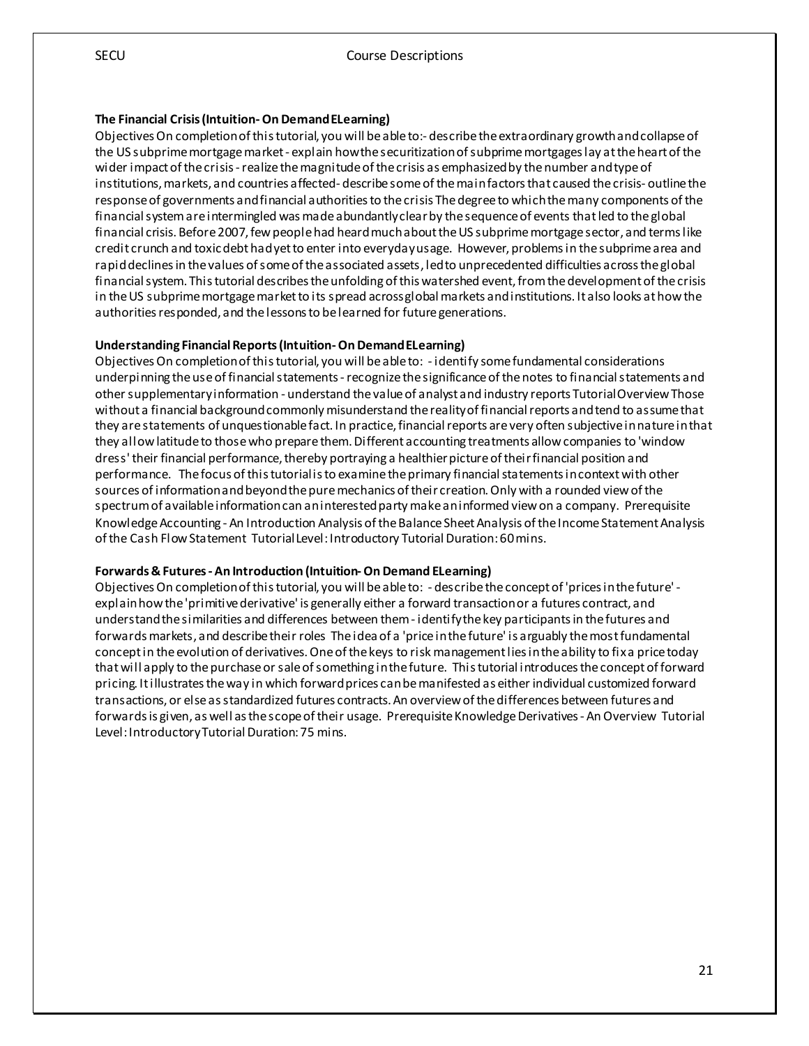**The Financial Crisis (Intuition- On Demand ELearning)**

Objectives On completion of this tutorial, you will be able to:- describe the extraordinary growth and collapse of the US subprime mortgage market - explain how the securitization of subprime mortgages lay at the heart of the wider impact of the crisis - realize the magnitude of the crisis as emphasized by the number and type of institutions, markets, and countries affected- describe some of the main factors that caused the crisis- outline the response of governments and financial authorities to the crisis The degree to which the many components of the financial system are intermingled was made abundantly clear by the sequence of events that led to the global financial crisis. Before 2007, few people had heard much about the US subprime mortgage sector, and terms like credit crunch and toxic debt had yet to enter into everyday usage. However, problems in the subprime area and rapid declines in the values of some of the associated assets, led to unprecedented difficulties across the global financial system. This tutorial describes the unfolding of this watershed event, from the development of the crisis in the US subprime mortgage market to its spread across global markets and institutions. It also looks at how the authorities responded, and the lessons to be learned for future generations.

**Understanding Financial Reports (Intuition- On Demand ELearning)**

Objectives On completion of this tutorial, you will be able to: - identify some fundamental considerations underpinning the use of financial statements - recognize the significance of the notes to financial statements and other supplementary information - understand the value of analyst and industry reports Tutorial Overview Those without a financial background commonly misunderstand the reality of financial reports and tend to assume that they are statements of unquestionable fact. In practice, financial reports are very often subjective in nature in that they allow latitude to those who prepare them. Different accounting treatments allow companies to 'window dress' their financial performance, thereby portraying a healthier picture of their financial position and performance. The focus of this tutorial is to examine the primary financial statements in context with other sources of information and beyond the pure mechanics of their creation. Only with a rounded view of the spectrum of available information can an interested party make an informed view on a company. Prerequisite Knowledge Accounting - An Introduction Analysis of the Balance Sheet Analysis of the Income Statement Analysis of the Cash Flow Statement Tutorial Level: Introductory Tutorial Duration: 60 mins.

**Forwards & Futures - An Introduction (Intuition- On Demand ELearning)**

Objectives On completion of this tutorial, you will be able to: - describe the concept of 'prices in the future' - explain how the 'primitive derivative' is generally either a forward transaction or a futures contract, and understand the similarities and differences between them - identify the key participants in the futures and forwards markets, and describe their roles The idea of a 'price in the future' is arguably the most fundamental concept in the evolution of derivatives. One of the keys to risk management lies in the ability to fix a price today that will apply to the purchase or sale of something in the future. This tutorial introduces the concept of forward pricing. It illustrates the way in which forward prices can be manifested as either individual customized forward transactions, or else as standardized futures contracts. An overview of the differences between futures and forwards is given, as well as the scope of their usage. Prerequisite Knowledge Derivatives - An Overview Tutorial Level: Introductory Tutorial Duration: 75 mins.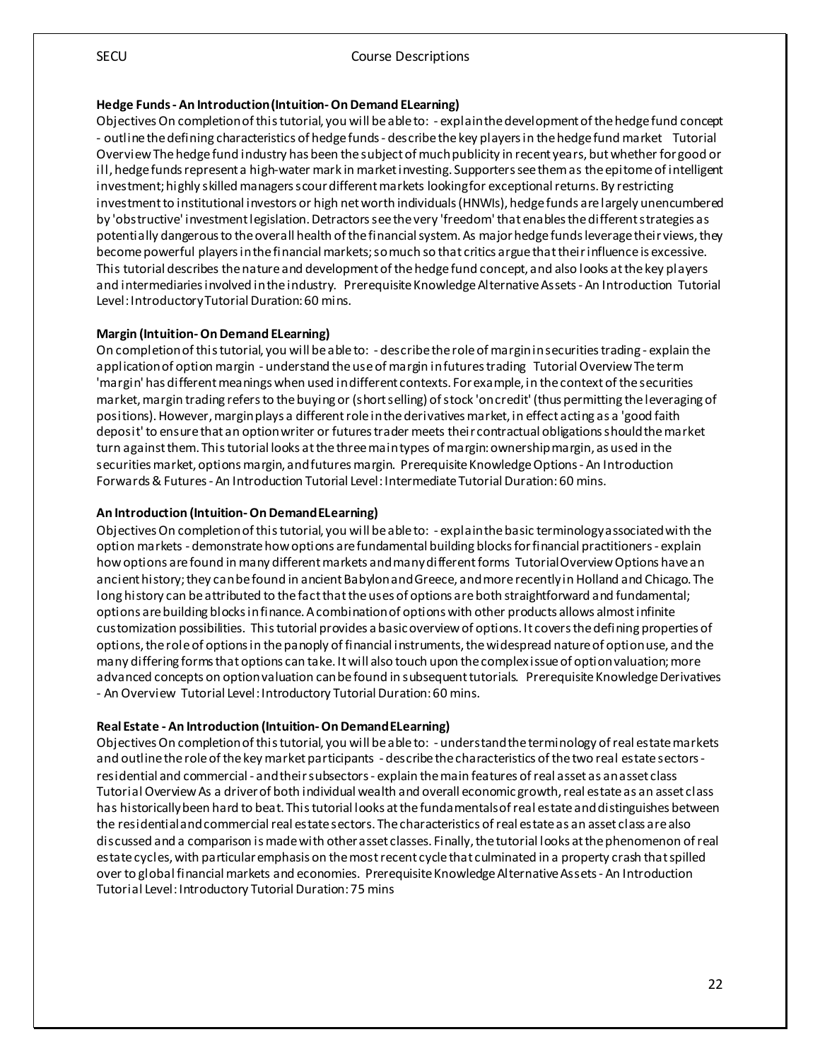**Hedge Funds - An Introduction (Intuition- On Demand ELearning)**

Objectives On completion of this tutorial, you will be able to: - explain the development of the hedge fund concept - outline the defining characteristics of hedge funds - describe the key players in the hedge fund market Tutorial Overview The hedge fund industry has been the subject of much publicity in recent years, but whether for good or ill, hedge funds represent a high-water mark in market investing. Supporters see them as the epitome of intelligent investment; highly skilled managers scour different markets looking for exceptional returns. By restricting investment to institutional investors or high net worth individuals (HNWIs), hedge funds are largely unencumbered by 'obstructive' investment legislation. Detractors see the very 'freedom' that enables the different strategies as potentially dangerous to the overall health of the financial system. As major hedge funds leverage their views, they become powerful players in the financial markets; so much so that critics argue that their influence is excessive. This tutorial describes the nature and development of the hedge fund concept, and also looks at the key players and intermediaries involved in the industry. Prerequisite Knowledge Alternative Assets - An Introduction Tutorial Level: Introductory Tutorial Duration: 60 mins.

**Margin (Intuition- On Demand ELearning)**

On completion of this tutorial, you will be able to: - describe the role of margin in securities trading - explain the application of option margin - understand the use of margin in futures trading Tutorial Overview The term 'margin' has different meanings when used in different contexts. For example, in the context of the securities market, margin trading refers to the buying or (short selling) of stock 'on credit' (thus permitting the leveraging of positions). However, margin plays a different role in the derivatives market, in effect acting as a 'good faith deposit' to ensure that an option writer or futures trader meets their contractual obligations should the market turn against them. This tutorial looks at the three main types of margin: ownership margin, as used in the securities market, options margin, and futures margin. Prerequisite Knowledge Options - An Introduction Forwards & Futures - An Introduction Tutorial Level: Intermediate Tutorial Duration: 60 mins.

**An Introduction (Intuition- On Demand ELearning)**

Objectives On completion of this tutorial, you will be able to: - explain the basic terminology associated with the option markets - demonstrate how options are fundamental building blocks for financial practitioners - explain how options are found in many different markets and many different forms Tutorial Overview Options have an ancient history; they can be found in ancient Babylon and Greece, and more recently in Holland and Chicago. The long history can be attributed to the fact that the uses of options are both straightforward and fundamental; options are building blocks in finance. A combination of options with other products allows almost infinite customization possibilities. This tutorial provides a basic overview of options. It covers the defining properties of options, the role of options in the panoply of financial instruments, the widespread nature of option use, and the many differing forms that options can take. It will also touch upon the complex issue of option valuation; more advanced concepts on option valuation can be found in subsequent tutorials. Prerequisite Knowledge Derivatives - An Overview Tutorial Level: Introductory Tutorial Duration: 60 mins.

**Real Estate - An Introduction (Intuition- On Demand ELearning)**

Objectives On completion of this tutorial, you will be able to: - understand the terminology of real estate markets and outline the role of the key market participants - describe the characteristics of the two real estate sectors - residential and commercial - and their subsectors - explain the main features of real asset as an asset class Tutorial Overview As a driver of both individual wealth and overall economic growth, real estate as an asset class has historically been hard to beat. This tutorial looks at the fundamentals of real estate and distinguishes between the residential and commercial real estate sectors. The characteristics of real estate as an asset class are also discussed and a comparison is made with other asset classes. Finally, the tutorial looks at the phenomenon of real estate cycles, with particular emphasis on the most recent cycle that culminated in a property crash that spilled over to global financial markets and economies. Prerequisite Knowledge Alternative Assets - An Introduction Tutorial Level: Introductory Tutorial Duration: 75 mins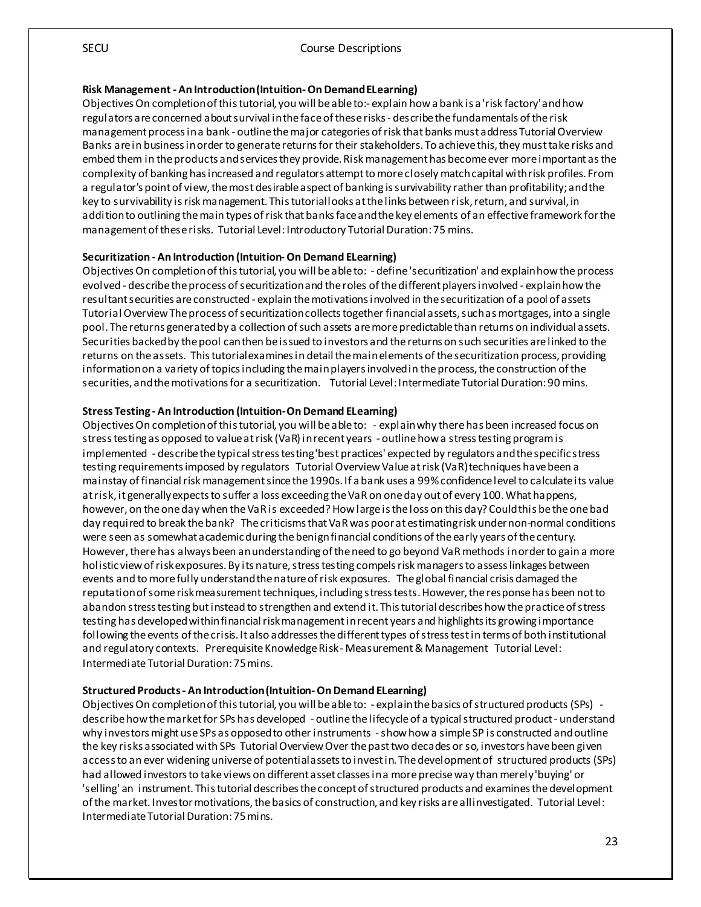**Risk Management - An Introduction (Intuition- On Demand ELearning)**

Objectives On completion of this tutorial, you will be able to:- explain how a bank is a 'risk factory' and how regulators are concerned about survival in the face of these risks - describe the fundamentals of the risk management process in a bank - outline the major categories of risk that banks must address Tutorial Overview Banks are in business in order to generate returns for their stakeholders. To achieve this, they must take risks and embed them in the products and services they provide. Risk management has become ever more important as the complexity of banking has increased and regulators attempt to more closely match capital with risk profiles. From a regulator's point of view, the most desirable aspect of banking is survivability rather than profitability; and the key to survivability is risk management. This tutorial looks at the links between risk, return, and survival, in addition to outlining the main types of risk that banks face and the key elements of an effective framework for the management of these risks. Tutorial Level: Introductory Tutorial Duration: 75 mins.

**Securitization - An Introduction (Intuition- On Demand ELearning)**

Objectives On completion of this tutorial, you will be able to: - define 'securitization' and explain how the process evolved - describe the process of securitization and the roles of the different players involved - explain how the resultant securities are constructed - explain the motivations involved in the securitization of a pool of assets Tutorial Overview The process of securitization collects together financial assets, such as mortgages, into a single pool. The returns generated by a collection of such assets are more predictable than returns on individual assets. Securities backed by the pool can then be issued to investors and the returns on such securities are linked to the returns on the assets. This tutorial examines in detail the main elements of the securitization process, providing information on a variety of topics including the main players involved in the process, the construction of the securities, and the motivations for a securitization. Tutorial Level: Intermediate Tutorial Duration: 90 mins.

**Stress Testing - An Introduction (Intuition-On Demand ELearning)**

Objectives On completion of this tutorial, you will be able to: - explain why there has been increased focus on stress testing as opposed to value at risk (VaR) in recent years - outline how a stress testing program is implemented - describe the typical stress testing 'best practices' expected by regulators and the specific stress testing requirements imposed by regulators Tutorial Overview Value at risk (VaR) techniques have been a mainstay of financial risk management since the 1990s. If a bank uses a 99% confidence level to calculate its value at risk, it generally expects to suffer a loss exceeding the VaR on one day out of every 100. What happens, however, on the one day when the VaR is exceeded? How large is the loss on this day? Could this be the one bad day required to break the bank? The criticisms that VaR was poor at estimating risk under non-normal conditions were seen as somewhat academic during the benign financial conditions of the early years of the century. However, there has always been an understanding of the need to go beyond VaR methods in order to gain a more holistic view of risk exposures. By its nature, stress testing compels risk managers to assess linkages between events and to more fully understand the nature of risk exposures. The global financial crisis damaged the reputation of some risk measurement techniques, including stress tests. However, the response has been not to abandon stress testing but instead to strengthen and extend it. This tutorial describes how the practice of stress testing has developed within financial risk management in recent years and highlights its growing importance following the events of the crisis. It also addresses the different types of stress test in terms of both institutional and regulatory contexts. Prerequisite Knowledge Risk - Measurement & Management Tutorial Level: Intermediate Tutorial Duration: 75 mins.

**Structured Products - An Introduction (Intuition- On Demand ELearning)**

Objectives On completion of this tutorial, you will be able to: - explain the basics of structured products (SPs) - describe how the market for SPs has developed - outline the lifecycle of a typical structured product - understand why investors might use SPs as opposed to other instruments - show how a simple SP is constructed and outline the key risks associated with SPs Tutorial Overview Over the past two decades or so, investors have been given access to an ever widening universe of potential assets to invest in. The development of structured products (SPs) had allowed investors to take views on different asset classes in a more precise way than merely 'buying' or 'selling' an instrument. This tutorial describes the concept of structured products and examines the development of the market. Investor motivations, the basics of construction, and key risks are all investigated. Tutorial Level: Intermediate Tutorial Duration: 75 mins.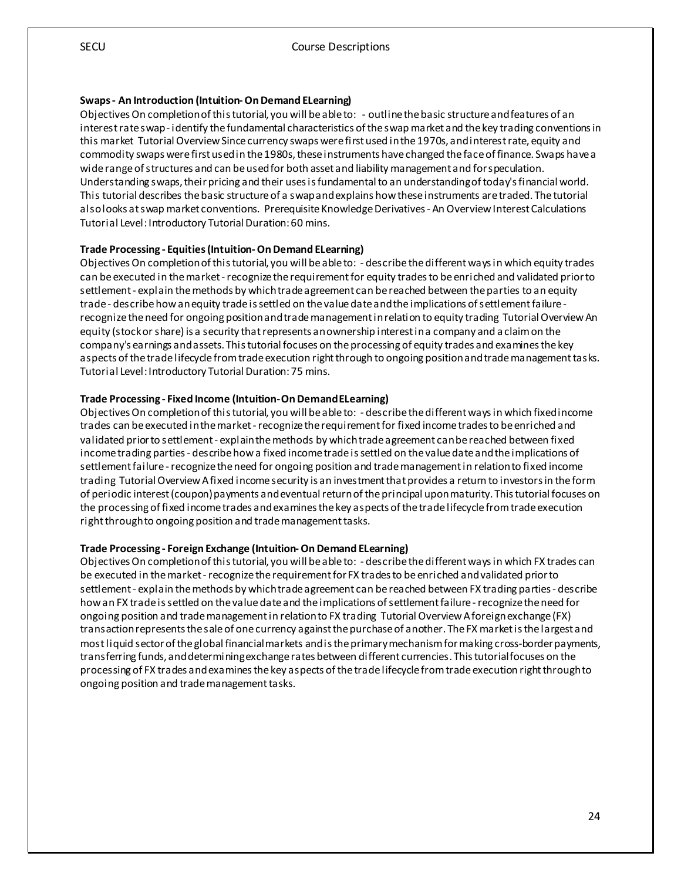**Swaps - An Introduction (Intuition- On Demand ELearning)**
Objectives On completion of this tutorial, you will be able to: - outline the basic structure and features of an interest rate swap - identify the fundamental characteristics of the swap market and the key trading conventions in this market Tutorial Overview Since currency swaps were first used in the 1970s, and interest rate, equity and commodity swaps were first used in the 1980s, these instruments have changed the face of finance. Swaps have a wide range of structures and can be used for both asset and liability management and for speculation. Understanding swaps, their pricing and their uses is fundamental to an understanding of today's financial world. This tutorial describes the basic structure of a swap and explains how these instruments are traded. The tutorial also looks at swap market conventions. Prerequisite Knowledge Derivatives - An Overview Interest Calculations Tutorial Level: Introductory Tutorial Duration: 60 mins.

**Trade Processing - Equities (Intuition- On Demand ELearning)**
Objectives On completion of this tutorial, you will be able to: - describe the different ways in which equity trades can be executed in the market - recognize the requirement for equity trades to be enriched and validated prior to settlement - explain the methods by which trade agreement can be reached between the parties to an equity trade - describe how an equity trade is settled on the value date and the implications of settlement failure - recognize the need for ongoing position and trade management in relation to equity trading Tutorial Overview An equity (stock or share) is a security that represents an ownership interest in a company and a claim on the company's earnings and assets. This tutorial focuses on the processing of equity trades and examines the key aspects of the trade lifecycle from trade execution right through to ongoing position and trade management tasks. Tutorial Level: Introductory Tutorial Duration: 75 mins.

**Trade Processing - Fixed Income (Intuition- On Demand ELearning)**
Objectives On completion of this tutorial, you will be able to: - describe the different ways in which fixed income trades can be executed in the market - recognize the requirement for fixed income trades to be enriched and validated prior to settlement - explain the methods by which trade agreement can be reached between fixed income trading parties - describe how a fixed income trade is settled on the value date and the implications of settlement failure - recognize the need for ongoing position and trade management in relation to fixed income trading Tutorial Overview A fixed income security is an investment that provides a return to investors in the form of periodic interest (coupon) payments and eventual return of the principal upon maturity. This tutorial focuses on the processing of fixed income trades and examines the key aspects of the trade lifecycle from trade execution right through to ongoing position and trade management tasks.

**Trade Processing - Foreign Exchange (Intuition- On Demand ELearning)**
Objectives On completion of this tutorial, you will be able to: - describe the different ways in which FX trades can be executed in the market - recognize the requirement for FX trades to be enriched and validated prior to settlement - explain the methods by which trade agreement can be reached between FX trading parties - describe how an FX trade is settled on the value date and the implications of settlement failure - recognize the need for ongoing position and trade management in relation to FX trading Tutorial Overview A foreign exchange (FX) transaction represents the sale of one currency against the purchase of another. The FX market is the largest and most liquid sector of the global financial markets and is the primary mechanism for making cross-border payments, transferring funds, and determining exchange rates between different currencies. This tutorial focuses on the processing of FX trades and examines the key aspects of the trade lifecycle from trade execution right through to ongoing position and trade management tasks.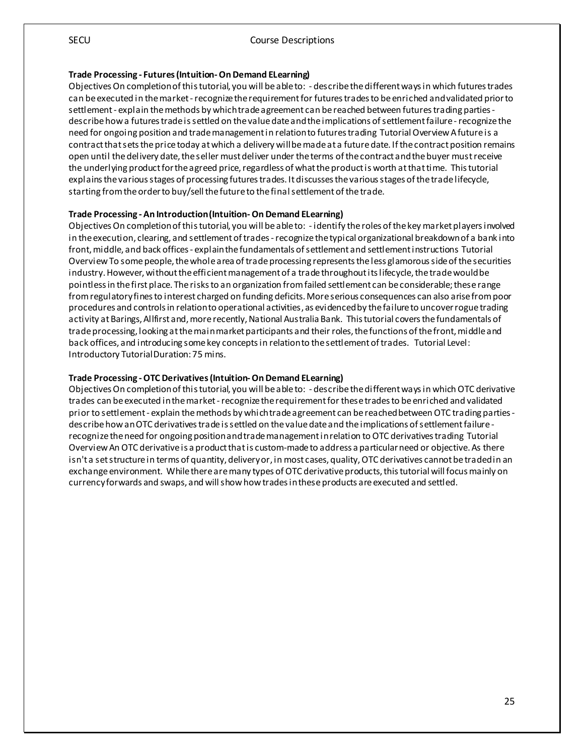**Trade Processing - Futures (Intuition- On Demand ELearning)**

Objectives On completion of this tutorial, you will be able to: - describe the different ways in which futures trades can be executed in the market - recognize the requirement for futures trades to be enriched and validated prior to settlement - explain the methods by which trade agreement can be reached between futures trading parties - describe how a futures trade is settled on the value date and the implications of settlement failure - recognize the need for ongoing position and trade management in relation to futures trading Tutorial Overview A future is a contract that sets the price today at which a delivery will be made at a future date. If the contract position remains open until the delivery date, the seller must deliver under the terms of the contract and the buyer must receive the underlying product for the agreed price, regardless of what the product is worth at that time. This tutorial explains the various stages of processing futures trades. It discusses the various stages of the trade lifecycle, starting from the order to buy/sell the future to the final settlement of the trade.

**Trade Processing - An Introduction (Intuition- On Demand ELearning)**

Objectives On completion of this tutorial, you will be able to: - identify the roles of the key market players involved in the execution, clearing, and settlement of trades - recognize the typical organizational breakdown of a bank into front, middle, and back offices - explain the fundamentals of settlement and settlement instructions Tutorial Overview To some people, the whole area of trade processing represents the less glamorous side of the securities industry. However, without the efficient management of a trade throughout its lifecycle, the trade would be pointless in the first place. The risks to an organization from failed settlement can be considerable; these range from regulatory fines to interest charged on funding deficits. More serious consequences can also arise from poor procedures and controls in relation to operational activities, as evidenced by the failure to uncover rogue trading activity at Barings, Allfirst and, more recently, National Australia Bank. This tutorial covers the fundamentals of trade processing, looking at the main market participants and their roles, the functions of the front, middle and back offices, and introducing some key concepts in relation to the settlement of trades. Tutorial Level: Introductory Tutorial Duration: 75 mins.

**Trade Processing - OTC Derivatives (Intuition- On Demand ELearning)**

Objectives On completion of this tutorial, you will be able to: - describe the different ways in which OTC derivative trades can be executed in the market - recognize the requirement for these trades to be enriched and validated prior to settlement - explain the methods by which trade agreement can be reached between OTC trading parties - describe how an OTC derivatives trade is settled on the value date and the implications of settlement failure - recognize the need for ongoing position and trade management in relation to OTC derivatives trading Tutorial Overview An OTC derivative is a product that is custom-made to address a particular need or objective. As there isn't a set structure in terms of quantity, delivery or, in most cases, quality, OTC derivatives cannot be traded in an exchange environment. While there are many types of OTC derivative products, this tutorial will focus mainly on currency forwards and swaps, and will show how trades in these products are executed and settled.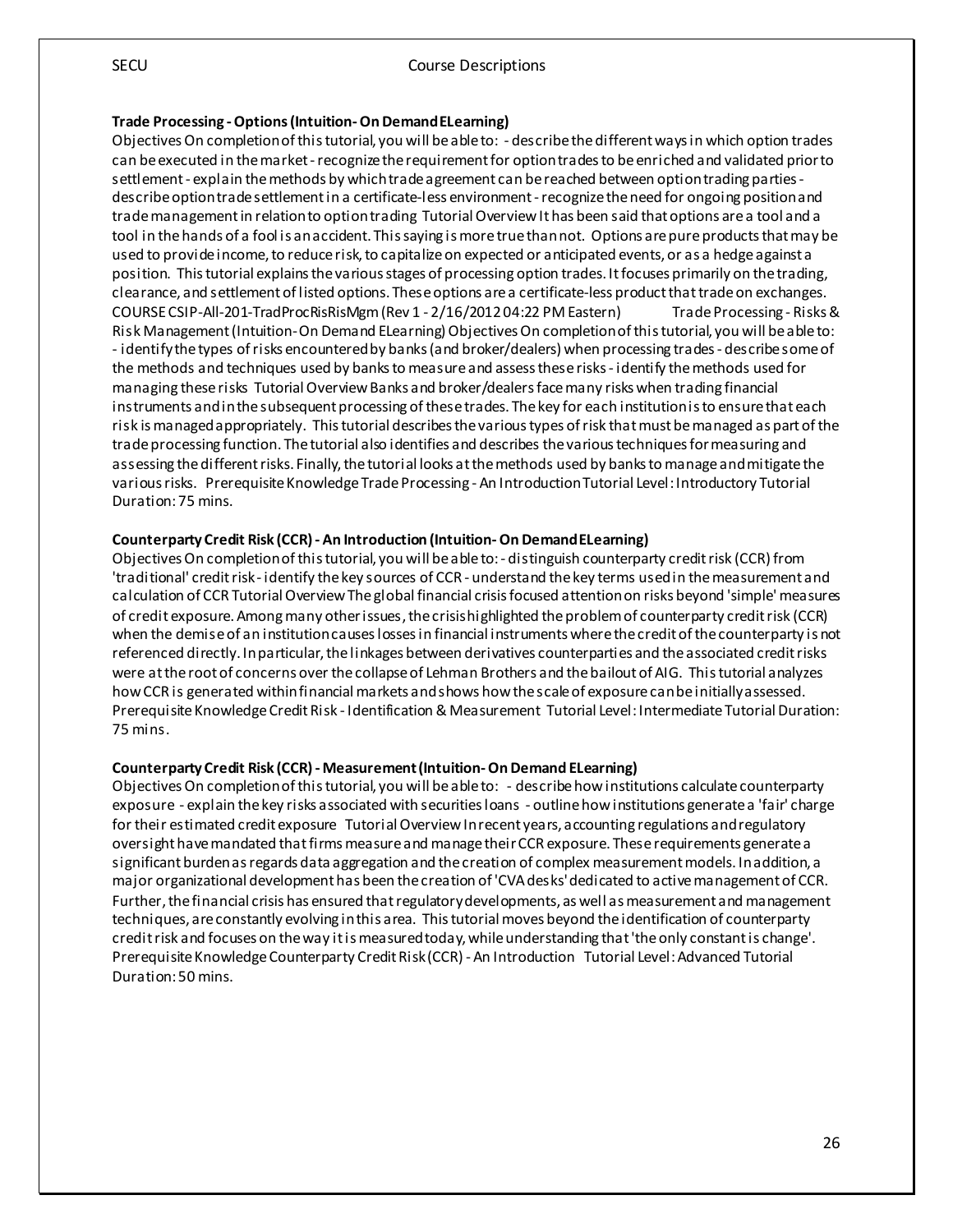**Trade Processing - Options (Intuition- On Demand ELearning)**
Objectives On completion of this tutorial, you will be able to: - describe the different ways in which option trades can be executed in the market - recognize the requirement for option trades to be enriched and validated prior to settlement - explain the methods by which trade agreement can be reached between option trading parties - describe option trade settlement in a certificate-less environment - recognize the need for ongoing position and trade management in relation to option trading Tutorial Overview It has been said that options are a tool and a tool in the hands of a fool is an accident. This saying is more true than not. Options are pure products that may be used to provide income, to reduce risk, to capitalize on expected or anticipated events, or as a hedge against a position. This tutorial explains the various stages of processing option trades. It focuses primarily on the trading, clearance, and settlement of listed options. These options are a certificate-less product that trade on exchanges. COURSE CSIP-All-201-TradProcRisRisMgm (Rev 1 - 2/16/2012 04:22 PM Eastern) Trade Processing - Risks & Risk Management (Intuition- On Demand ELearning) Objectives On completion of this tutorial, you will be able to: - identify the types of risks encountered by banks (and broker/dealers) when processing trades - describe some of the methods and techniques used by banks to measure and assess these risks - identify the methods used for managing these risks Tutorial Overview Banks and broker/dealers face many risks when trading financial instruments and in the subsequent processing of these trades. The key for each institution is to ensure that each risk is managed appropriately. This tutorial describes the various types of risk that must be managed as part of the trade processing function. The tutorial also identifies and describes the various techniques for measuring and assessing the different risks. Finally, the tutorial looks at the methods used by banks to manage and mitigate the various risks. Prerequisite Knowledge Trade Processing - An Introduction Tutorial Level: Introductory Tutorial Duration: 75 mins.

**Counterparty Credit Risk (CCR) - An Introduction (Intuition- On Demand ELearning)**
Objectives On completion of this tutorial, you will be able to: - distinguish counterparty credit risk (CCR) from 'traditional' credit risk - identify the key sources of CCR - understand the key terms used in the measurement and calculation of CCR Tutorial Overview The global financial crisis focused attention on risks beyond 'simple' measures of credit exposure. Among many other issues, the crisis highlighted the problem of counterparty credit risk (CCR) when the demise of an institution causes losses in financial instruments where the credit of the counterparty is not referenced directly. In particular, the linkages between derivatives counterparties and the associated credit risks were at the root of concerns over the collapse of Lehman Brothers and the bailout of AIG. This tutorial analyzes how CCR is generated within financial markets and shows how the scale of exposure can be initially assessed. Prerequisite Knowledge Credit Risk - Identification & Measurement Tutorial Level: Intermediate Tutorial Duration: 75 mins.

**Counterparty Credit Risk (CCR) - Measurement (Intuition- On Demand ELearning)**
Objectives On completion of this tutorial, you will be able to: - describe how institutions calculate counterparty exposure - explain the key risks associated with securities loans - outline how institutions generate a 'fair' charge for their estimated credit exposure Tutorial Overview In recent years, accounting regulations and regulatory oversight have mandated that firms measure and manage their CCR exposure. These requirements generate a significant burden as regards data aggregation and the creation of complex measurement models. In addition, a major organizational development has been the creation of 'CVA desks' dedicated to active management of CCR. Further, the financial crisis has ensured that regulatory developments, as well as measurement and management techniques, are constantly evolving in this area. This tutorial moves beyond the identification of counterparty credit risk and focuses on the way it is measured today, while understanding that 'the only constant is change'. Prerequisite Knowledge Counterparty Credit Risk (CCR) - An Introduction Tutorial Level: Advanced Tutorial Duration: 50 mins.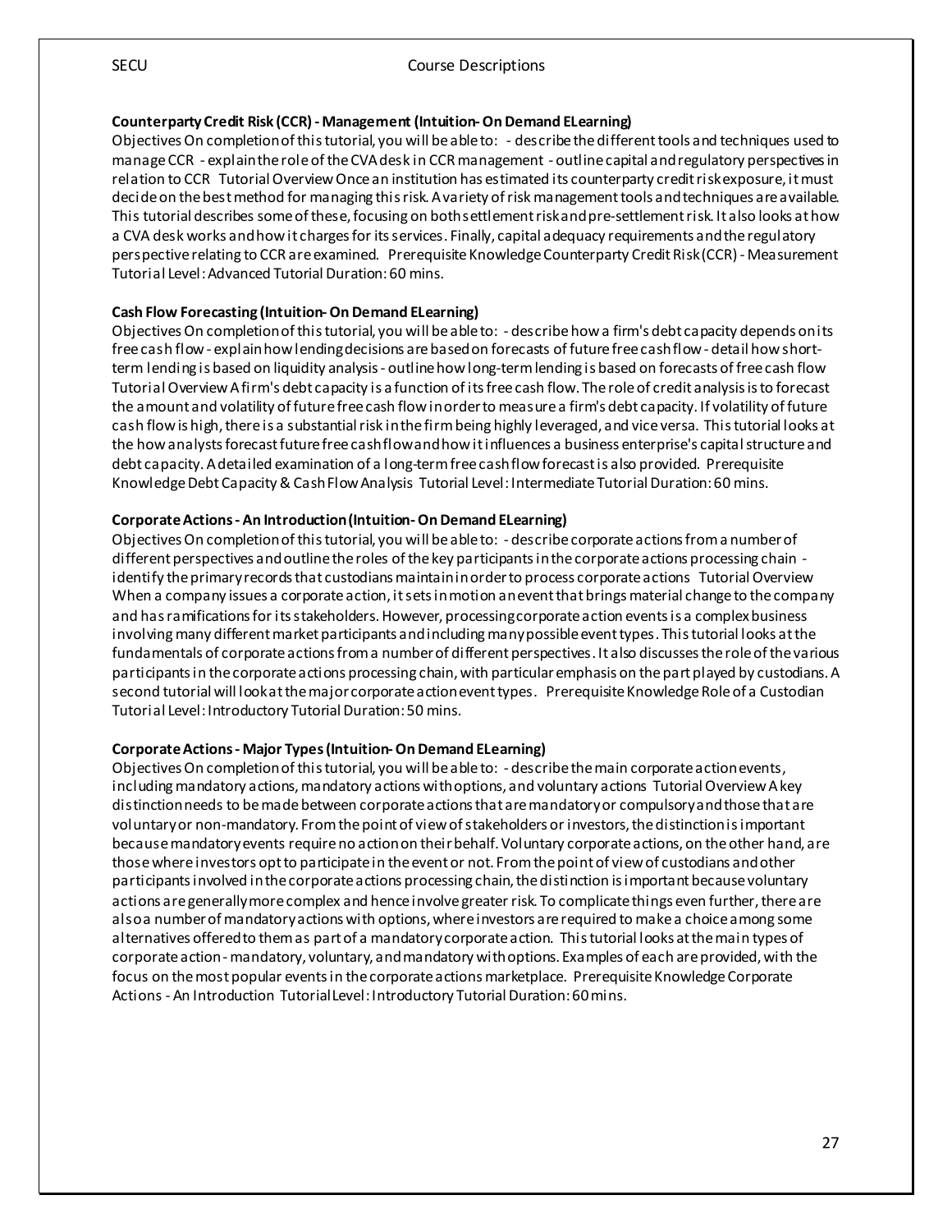**Counterparty Credit Risk (CCR) - Management (Intuition- On Demand ELearning)**

Objectives On completion of this tutorial, you will be able to: - describe the different tools and techniques used to manage CCR - explain the role of the CVA desk in CCR management - outline capital and regulatory perspectives in relation to CCR Tutorial Overview Once an institution has estimated its counterparty credit risk exposure, it must decide on the best method for managing this risk. A variety of risk management tools and techniques are available. This tutorial describes some of these, focusing on both settlement risk and pre-settlement risk. It also looks at how a CVA desk works and how it charges for its services. Finally, capital adequacy requirements and the regulatory perspective relating to CCR are examined. Prerequisite Knowledge Counterparty Credit Risk (CCR) - Measurement Tutorial Level: Advanced Tutorial Duration: 60 mins.

**Cash Flow Forecasting (Intuition- On Demand ELearning)**

Objectives On completion of this tutorial, you will be able to: - describe how a firm's debt capacity depends on its free cash flow - explain how lending decisions are based on forecasts of future free cash flow - detail how short-term lending is based on liquidity analysis - outline how long-term lending is based on forecasts of free cash flow Tutorial Overview A firm's debt capacity is a function of its free cash flow. The role of credit analysis is to forecast the amount and volatility of future free cash flow in order to measure a firm's debt capacity. If volatility of future cash flow is high, there is a substantial risk in the firm being highly leveraged, and vice versa. This tutorial looks at the how analysts forecast future free cash flow and how it influences a business enterprise's capital structure and debt capacity. A detailed examination of a long-term free cash flow forecast is also provided. Prerequisite Knowledge Debt Capacity & Cash Flow Analysis Tutorial Level: Intermediate Tutorial Duration: 60 mins.

**Corporate Actions - An Introduction (Intuition- On Demand ELearning)**

Objectives On completion of this tutorial, you will be able to: - describe corporate actions from a number of different perspectives and outline the roles of the key participants in the corporate actions processing chain - identify the primary records that custodians maintain in order to process corporate actions Tutorial Overview When a company issues a corporate action, it sets in motion an event that brings material change to the company and has ramifications for its stakeholders. However, processing corporate action events is a complex business involving many different market participants and including many possible event types. This tutorial looks at the fundamentals of corporate actions from a number of different perspectives. It also discusses the role of the various participants in the corporate actions processing chain, with particular emphasis on the part played by custodians. A second tutorial will look at the major corporate action event types. Prerequisite Knowledge Role of a Custodian Tutorial Level: Introductory Tutorial Duration: 50 mins.

**Corporate Actions - Major Types (Intuition- On Demand ELearning)**

Objectives On completion of this tutorial, you will be able to: - describe the main corporate action events, including mandatory actions, mandatory actions with options, and voluntary actions Tutorial Overview A key distinction needs to be made between corporate actions that are mandatory or compulsory and those that are voluntary or non-mandatory. From the point of view of stakeholders or investors, the distinction is important because mandatory events require no action on their behalf. Voluntary corporate actions, on the other hand, are those where investors opt to participate in the event or not. From the point of view of custodians and other participants involved in the corporate actions processing chain, the distinction is important because voluntary actions are generally more complex and hence involve greater risk. To complicate things even further, there are also a number of mandatory actions with options, where investors are required to make a choice among some alternatives offered to them as part of a mandatory corporate action. This tutorial looks at the main types of corporate action - mandatory, voluntary, and mandatory with options. Examples of each are provided, with the focus on the most popular events in the corporate actions marketplace. Prerequisite Knowledge Corporate Actions - An Introduction Tutorial Level: Introductory Tutorial Duration: 60 mins.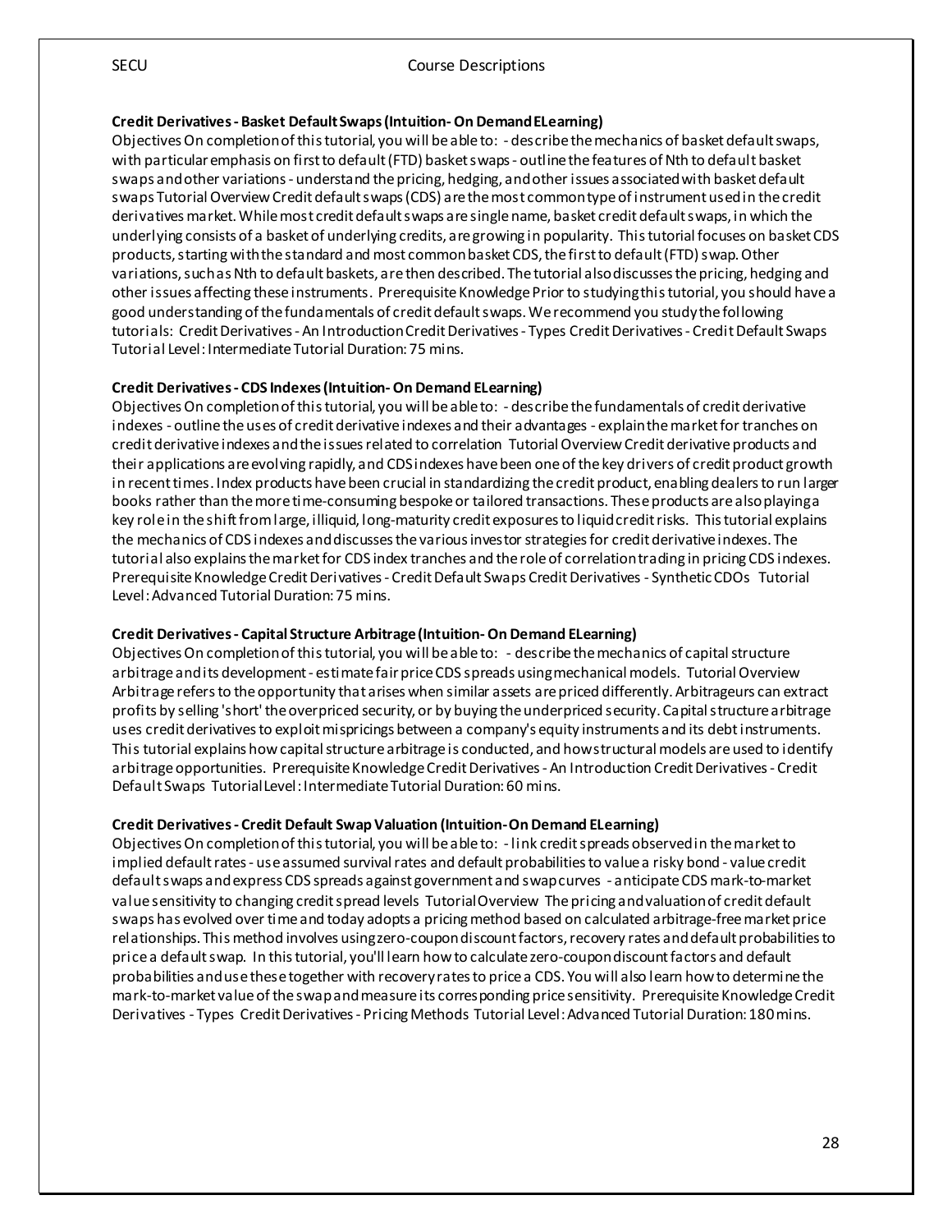**Credit Derivatives - Basket Default Swaps (Intuition- On Demand ELearning)**

Objectives On completion of this tutorial, you will be able to: - describe the mechanics of basket default swaps, with particular emphasis on first to default (FTD) basket swaps - outline the features of Nth to default basket swaps and other variations - understand the pricing, hedging, and other issues associated with basket default swaps Tutorial Overview Credit default swaps (CDS) are the most common type of instrument used in the credit derivatives market. While most credit default swaps are single name, basket credit default swaps, in which the underlying consists of a basket of underlying credits, are growing in popularity. This tutorial focuses on basket CDS products, starting with the standard and most common basket CDS, the first to default (FTD) swap. Other variations, such as Nth to default baskets, are then described. The tutorial also discusses the pricing, hedging and other issues affecting these instruments. Prerequisite Knowledge Prior to studying this tutorial, you should have a good understanding of the fundamentals of credit default swaps. We recommend you study the following tutorials: Credit Derivatives - An Introduction Credit Derivatives - Types Credit Derivatives - Credit Default Swaps Tutorial Level: Intermediate Tutorial Duration: 75 mins.

**Credit Derivatives - CDS Indexes (Intuition- On Demand ELearning)**

Objectives On completion of this tutorial, you will be able to: - describe the fundamentals of credit derivative indexes - outline the uses of credit derivative indexes and their advantages - explain the market for tranches on credit derivative indexes and the issues related to correlation Tutorial Overview Credit derivative products and their applications are evolving rapidly, and CDS indexes have been one of the key drivers of credit product growth in recent times. Index products have been crucial in standardizing the credit product, enabling dealers to run larger books rather than the more time-consuming bespoke or tailored transactions. These products are also playing a key role in the shift from large, illiquid, long-maturity credit exposures to liquid credit risks. This tutorial explains the mechanics of CDS indexes and discusses the various investor strategies for credit derivative indexes. The tutorial also explains the market for CDS index tranches and the role of correlation trading in pricing CDS indexes. Prerequisite Knowledge Credit Derivatives - Credit Default Swaps Credit Derivatives - Synthetic CDOs Tutorial Level: Advanced Tutorial Duration: 75 mins.

**Credit Derivatives - Capital Structure Arbitrage (Intuition- On Demand ELearning)**

Objectives On completion of this tutorial, you will be able to: - describe the mechanics of capital structure arbitrage and its development - estimate fair price CDS spreads using mechanical models. Tutorial Overview Arbitrage refers to the opportunity that arises when similar assets are priced differently. Arbitrageurs can extract profits by selling 'short' the overpriced security, or by buying the underpriced security. Capital structure arbitrage uses credit derivatives to exploit mispricings between a company's equity instruments and its debt instruments. This tutorial explains how capital structure arbitrage is conducted, and how structural models are used to identify arbitrage opportunities. Prerequisite Knowledge Credit Derivatives - An Introduction Credit Derivatives - Credit Default Swaps Tutorial Level: Intermediate Tutorial Duration: 60 mins.

**Credit Derivatives - Credit Default Swap Valuation (Intuition-On Demand ELearning)**

Objectives On completion of this tutorial, you will be able to: - link credit spreads observed in the market to implied default rates - use assumed survival rates and default probabilities to value a risky bond - value credit default swaps and express CDS spreads against government and swap curves - anticipate CDS mark-to-market value sensitivity to changing credit spread levels Tutorial Overview The pricing and valuation of credit default swaps has evolved over time and today adopts a pricing method based on calculated arbitrage-free market price relationships. This method involves using zero-coupon discount factors, recovery rates and default probabilities to price a default swap. In this tutorial, you'll learn how to calculate zero-coupon discount factors and default probabilities and use these together with recovery rates to price a CDS. You will also learn how to determine the mark-to-market value of the swap and measure its corresponding price sensitivity. Prerequisite Knowledge Credit Derivatives - Types Credit Derivatives - Pricing Methods Tutorial Level: Advanced Tutorial Duration: 180 mins.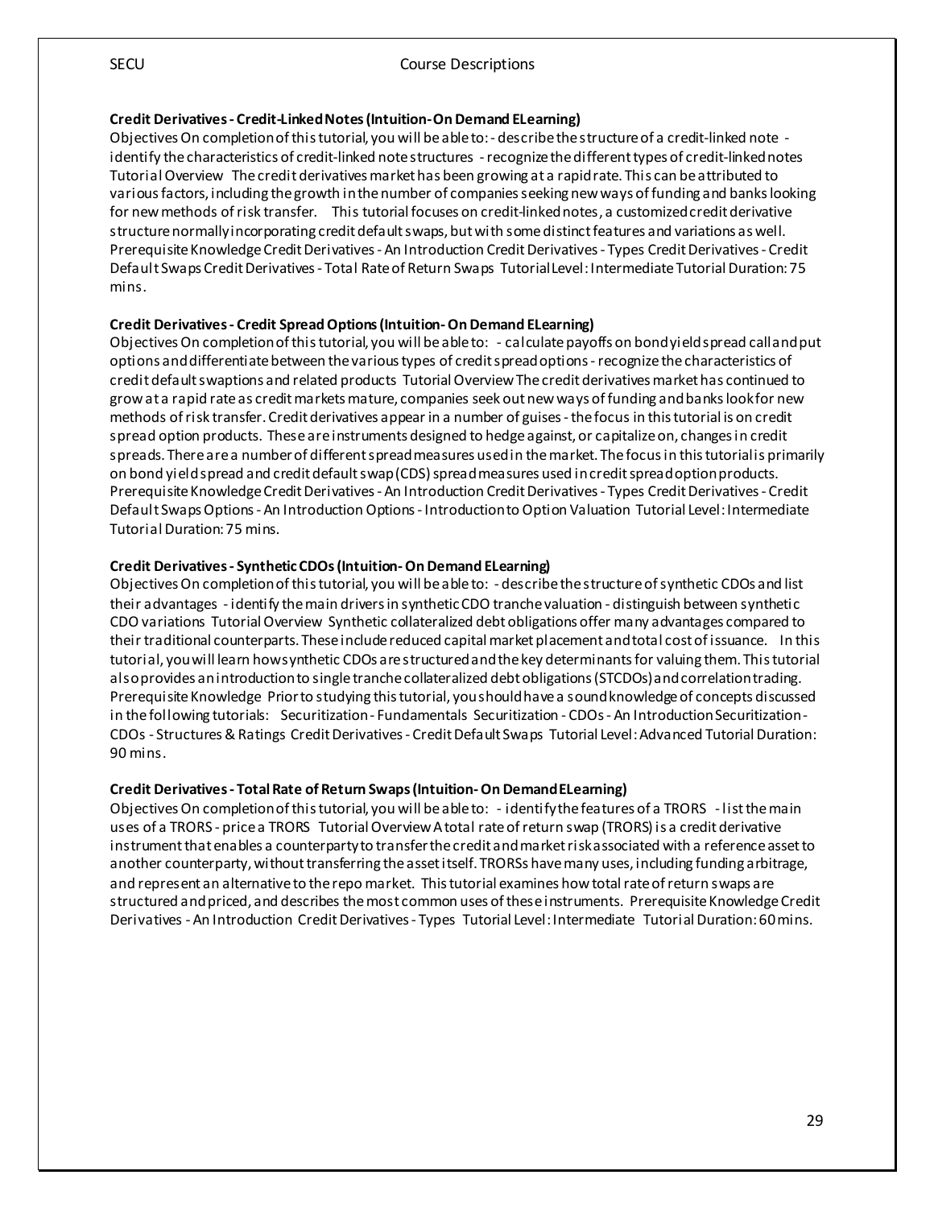**Credit Derivatives - Credit-Linked Notes (Intuition- On Demand ELearning)**

Objectives On completion of this tutorial, you will be able to: - describe the structure of a credit-linked note - identify the characteristics of credit-linked note structures - recognize the different types of credit-linked notes Tutorial Overview The credit derivatives market has been growing at a rapid rate. This can be attributed to various factors, including the growth in the number of companies seeking new ways of funding and banks looking for new methods of risk transfer. This tutorial focuses on credit-linked notes, a customized credit derivative structure normally incorporating credit default swaps, but with some distinct features and variations as well. Prerequisite Knowledge Credit Derivatives - An Introduction Credit Derivatives - Types Credit Derivatives - Credit Default Swaps Credit Derivatives - Total Rate of Return Swaps Tutorial Level: Intermediate Tutorial Duration: 75 mins.

**Credit Derivatives - Credit Spread Options (Intuition- On Demand ELearning)**

Objectives On completion of this tutorial, you will be able to: - calculate payoffs on bond yield spread call and put options and differentiate between the various types of credit spread options - recognize the characteristics of credit default swaptions and related products Tutorial Overview The credit derivatives market has continued to grow at a rapid rate as credit markets mature, companies seek out new ways of funding and banks look for new methods of risk transfer. Credit derivatives appear in a number of guises - the focus in this tutorial is on credit spread option products. These are instruments designed to hedge against, or capitalize on, changes in credit spreads. There are a number of different spread measures used in the market. The focus in this tutorial is primarily on bond yield spread and credit default swap (CDS) spread measures used in credit spread option products. Prerequisite Knowledge Credit Derivatives - An Introduction Credit Derivatives - Types Credit Derivatives - Credit Default Swaps Options - An Introduction Options - Introduction to Option Valuation Tutorial Level: Intermediate Tutorial Duration: 75 mins.

**Credit Derivatives - Synthetic CDOs (Intuition- On Demand ELearning)**

Objectives On completion of this tutorial, you will be able to: - describe the structure of synthetic CDOs and list their advantages - identify the main drivers in synthetic CDO tranche valuation - distinguish between synthetic CDO variations Tutorial Overview Synthetic collateralized debt obligations offer many advantages compared to their traditional counterparts. These include reduced capital market placement and total cost of issuance. In this tutorial, you will learn how synthetic CDOs are structured and the key determinants for valuing them. This tutorial also provides an introduction to single tranche collateralized debt obligations (STCDOs) and correlation trading. Prerequisite Knowledge Prior to studying this tutorial, you should have a sound knowledge of concepts discussed in the following tutorials: Securitization - Fundamentals Securitization - CDOs - An Introduction Securitization - CDOs - Structures & Ratings Credit Derivatives - Credit Default Swaps Tutorial Level: Advanced Tutorial Duration: 90 mins.

**Credit Derivatives - Total Rate of Return Swaps (Intuition- On Demand ELearning)**

Objectives On completion of this tutorial, you will be able to: - identify the features of a TRORS - list the main uses of a TRORS - price a TRORS Tutorial Overview A total rate of return swap (TRORS) is a credit derivative instrument that enables a counterparty to transfer the credit and market risk associated with a reference asset to another counterparty, without transferring the asset itself. TRORSs have many uses, including funding arbitrage, and represent an alternative to the repo market. This tutorial examines how total rate of return swaps are structured and priced, and describes the most common uses of these instruments. Prerequisite Knowledge Credit Derivatives - An Introduction Credit Derivatives - Types Tutorial Level: Intermediate Tutorial Duration: 60 mins.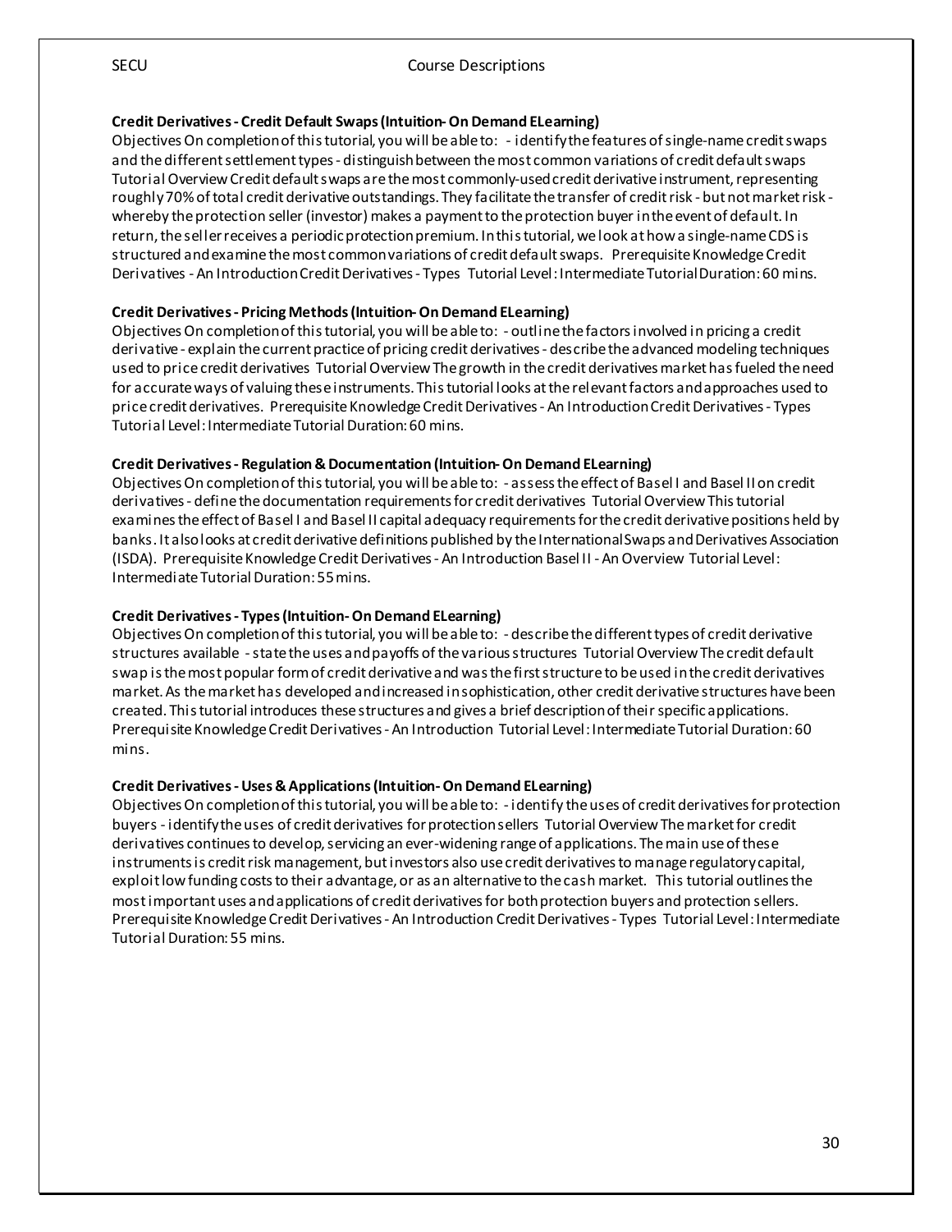**Credit Derivatives - Credit Default Swaps (Intuition- On Demand ELearning)**

Objectives On completion of this tutorial, you will be able to: - identify the features of single-name credit swaps and the different settlement types - distinguish between the most common variations of credit default swaps Tutorial Overview Credit default swaps are the most commonly-used credit derivative instrument, representing roughly 70% of total credit derivative outstandings. They facilitate the transfer of credit risk - but not market risk - whereby the protection seller (investor) makes a payment to the protection buyer in the event of default. In return, the seller receives a periodic protection premium. In this tutorial, we look at how a single-name CDS is structured and examine the most common variations of credit default swaps. Prerequisite Knowledge Credit Derivatives - An Introduction Credit Derivatives - Types Tutorial Level: Intermediate Tutorial Duration: 60 mins.

**Credit Derivatives - Pricing Methods (Intuition- On Demand ELearning)**

Objectives On completion of this tutorial, you will be able to: - outline the factors involved in pricing a credit derivative - explain the current practice of pricing credit derivatives - describe the advanced modeling techniques used to price credit derivatives Tutorial Overview The growth in the credit derivatives market has fueled the need for accurate ways of valuing these instruments. This tutorial looks at the relevant factors and approaches used to price credit derivatives. Prerequisite Knowledge Credit Derivatives - An Introduction Credit Derivatives - Types Tutorial Level: Intermediate Tutorial Duration: 60 mins.

**Credit Derivatives - Regulation & Documentation (Intuition- On Demand ELearning)**

Objectives On completion of this tutorial, you will be able to: - assess the effect of Basel I and Basel II on credit derivatives - define the documentation requirements for credit derivatives Tutorial Overview This tutorial examines the effect of Basel I and Basel II capital adequacy requirements for the credit derivative positions held by banks. It also looks at credit derivative definitions published by the International Swaps and Derivatives Association (ISDA). Prerequisite Knowledge Credit Derivatives - An Introduction Basel II - An Overview Tutorial Level: Intermediate Tutorial Duration: 55 mins.

**Credit Derivatives - Types (Intuition- On Demand ELearning)**

Objectives On completion of this tutorial, you will be able to: - describe the different types of credit derivative structures available - state the uses and payoffs of the various structures Tutorial Overview The credit default swap is the most popular form of credit derivative and was the first structure to be used in the credit derivatives market. As the market has developed and increased in sophistication, other credit derivative structures have been created. This tutorial introduces these structures and gives a brief description of their specific applications. Prerequisite Knowledge Credit Derivatives - An Introduction Tutorial Level: Intermediate Tutorial Duration: 60 mins.

**Credit Derivatives - Uses & Applications (Intuition- On Demand ELearning)**

Objectives On completion of this tutorial, you will be able to: - identify the uses of credit derivatives for protection buyers - identify the uses of credit derivatives for protection sellers Tutorial Overview The market for credit derivatives continues to develop, servicing an ever-widening range of applications. The main use of these instruments is credit risk management, but investors also use credit derivatives to manage regulatory capital, exploit low funding costs to their advantage, or as an alternative to the cash market. This tutorial outlines the most important uses and applications of credit derivatives for both protection buyers and protection sellers. Prerequisite Knowledge Credit Derivatives - An Introduction Credit Derivatives - Types Tutorial Level: Intermediate Tutorial Duration: 55 mins.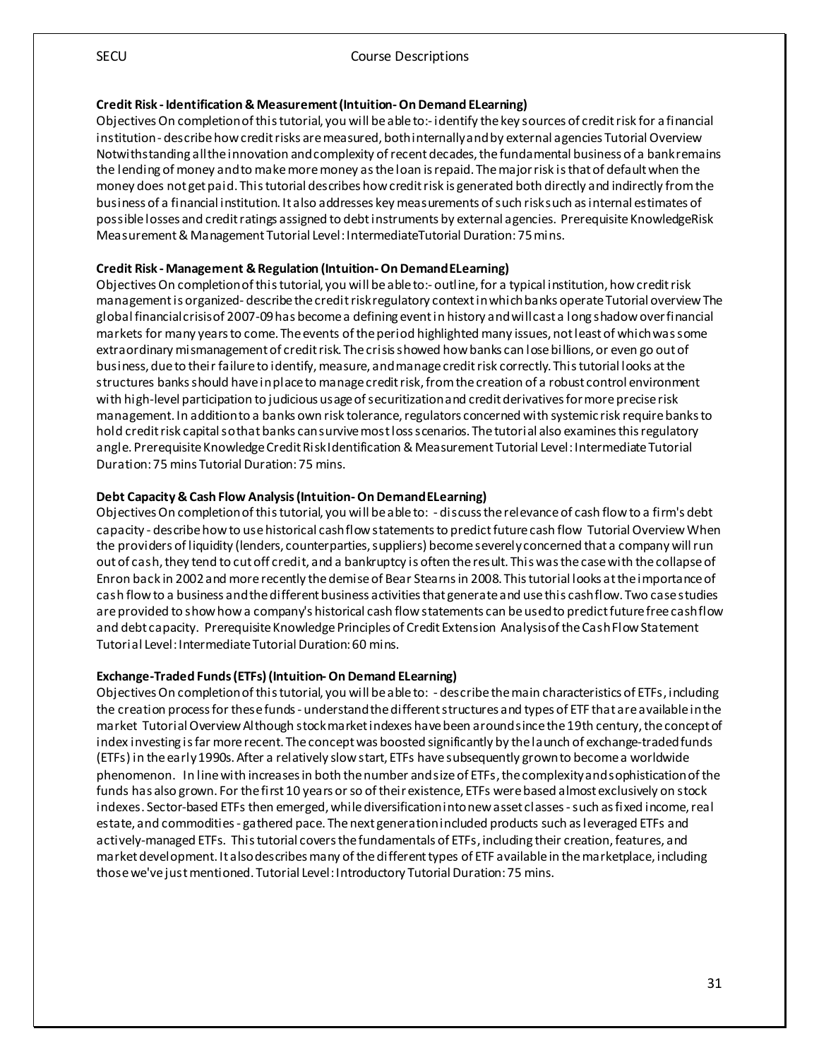**Credit Risk - Identification & Measurement (Intuition- On Demand ELearning)**

Objectives On completion of this tutorial, you will be able to:- identify the key sources of credit risk for a financial institution - describe how credit risks are measured, both internally and by external agencies Tutorial Overview Notwithstanding all the innovation and complexity of recent decades, the fundamental business of a bank remains the lending of money and to make more money as the loan is repaid. The major risk is that of default when the money does not get paid. This tutorial describes how credit risk is generated both directly and indirectly from the business of a financial institution. It also addresses key measurements of such risks such as internal estimates of possible losses and credit ratings assigned to debt instruments by external agencies. Prerequisite KnowledgeRisk Measurement & Management Tutorial Level: IntermediateTutorial Duration: 75 mins.

**Credit Risk - Management & Regulation (Intuition- On Demand ELearning)**

Objectives On completion of this tutorial, you will be able to:- outline, for a typical institution, how credit risk management is organized- describe the credit risk regulatory context in which banks operate Tutorial overview The global financial crisis of 2007-09 has become a defining event in history and will cast a long shadow over financial markets for many years to come. The events of the period highlighted many issues, not least of which was some extraordinary mismanagement of credit risk. The crisis showed how banks can lose billions, or even go out of business, due to their failure to identify, measure, and manage credit risk correctly. This tutorial looks at the structures banks should have in place to manage credit risk, from the creation of a robust control environment with high-level participation to judicious usage of securitization and credit derivatives for more precise risk management. In addition to a banks own risk tolerance, regulators concerned with systemic risk require banks to hold credit risk capital so that banks can survive most loss scenarios. The tutorial also examines this regulatory angle. Prerequisite Knowledge Credit Risk Identification & Measurement Tutorial Level: Intermediate Tutorial Duration: 75 mins Tutorial Duration: 75 mins.

**Debt Capacity & Cash Flow Analysis (Intuition- On Demand ELearning)**

Objectives On completion of this tutorial, you will be able to: - discuss the relevance of cash flow to a firm's debt capacity - describe how to use historical cash flow statements to predict future cash flow Tutorial Overview When the providers of liquidity (lenders, counterparties, suppliers) become severely concerned that a company will run out of cash, they tend to cut off credit, and a bankruptcy is often the result. This was the case with the collapse of Enron back in 2002 and more recently the demise of Bear Stearns in 2008. This tutorial looks at the importance of cash flow to a business and the different business activities that generate and use this cash flow. Two case studies are provided to show how a company's historical cash flow statements can be used to predict future free cash flow and debt capacity. Prerequisite Knowledge Principles of Credit Extension Analysis of the Cash Flow Statement Tutorial Level: Intermediate Tutorial Duration: 60 mins.

**Exchange-Traded Funds (ETFs) (Intuition- On Demand ELearning)**

Objectives On completion of this tutorial, you will be able to: - describe the main characteristics of ETFs, including the creation process for these funds - understand the different structures and types of ETF that are available in the market Tutorial Overview Although stock market indexes have been around since the 19th century, the concept of index investing is far more recent. The concept was boosted significantly by the launch of exchange-traded funds (ETFs) in the early 1990s. After a relatively slow start, ETFs have subsequently grown to become a worldwide phenomenon. In line with increases in both the number and size of ETFs, the complexity and sophistication of the funds has also grown. For the first 10 years or so of their existence, ETFs were based almost exclusively on stock indexes. Sector-based ETFs then emerged, while diversification into new asset classes - such as fixed income, real estate, and commodities - gathered pace. The next generation included products such as leveraged ETFs and actively-managed ETFs. This tutorial covers the fundamentals of ETFs, including their creation, features, and market development. It also describes many of the different types of ETF available in the marketplace, including those we've just mentioned. Tutorial Level: Introductory Tutorial Duration: 75 mins.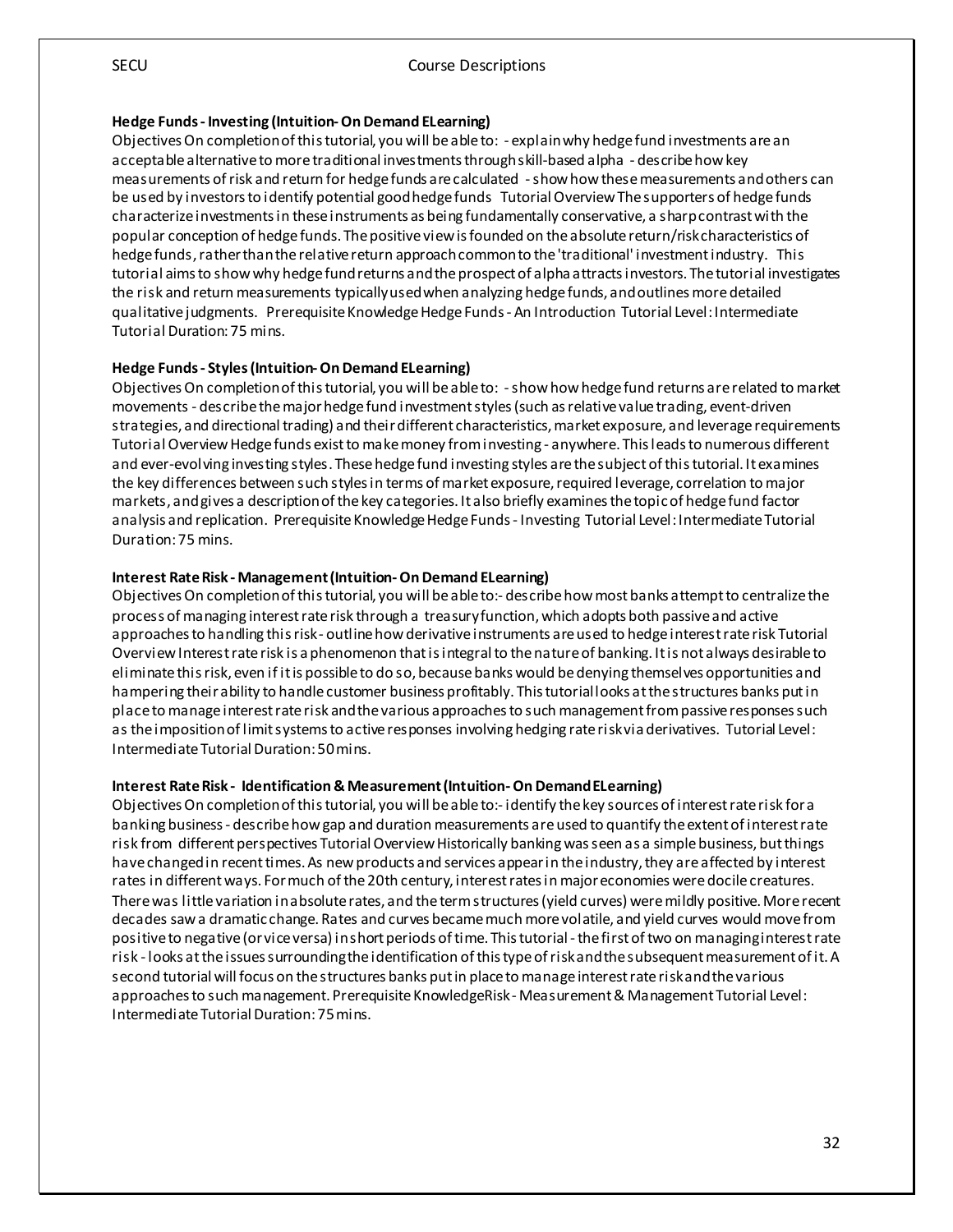**Hedge Funds - Investing (Intuition- On Demand ELearning)**

Objectives On completion of this tutorial, you will be able to: - explain why hedge fund investments are an acceptable alternative to more traditional investments through skill-based alpha - describe how key measurements of risk and return for hedge funds are calculated - show how these measurements and others can be used by investors to identify potential good hedge funds Tutorial Overview The supporters of hedge funds characterize investments in these instruments as being fundamentally conservative, a sharp contrast with the popular conception of hedge funds. The positive view is founded on the absolute return/risk characteristics of hedge funds, rather than the relative return approach common to the 'traditional' investment industry. This tutorial aims to show why hedge fund returns and the prospect of alpha attracts investors. The tutorial investigates the risk and return measurements typically used when analyzing hedge funds, and outlines more detailed qualitative judgments. Prerequisite Knowledge Hedge Funds - An Introduction Tutorial Level: Intermediate Tutorial Duration: 75 mins.

**Hedge Funds - Styles (Intuition- On Demand ELearning)**

Objectives On completion of this tutorial, you will be able to: - show how hedge fund returns are related to market movements - describe the major hedge fund investment styles (such as relative value trading, event-driven strategies, and directional trading) and their different characteristics, market exposure, and leverage requirements Tutorial Overview Hedge funds exist to make money from investing - anywhere. This leads to numerous different and ever-evolving investing styles. These hedge fund investing styles are the subject of this tutorial. It examines the key differences between such styles in terms of market exposure, required leverage, correlation to major markets, and gives a description of the key categories. It also briefly examines the topic of hedge fund factor analysis and replication. Prerequisite Knowledge Hedge Funds - Investing Tutorial Level: Intermediate Tutorial Duration: 75 mins.

**Interest Rate Risk - Management (Intuition- On Demand ELearning)**

Objectives On completion of this tutorial, you will be able to:- describe how most banks attempt to centralize the process of managing interest rate risk through a treasury function, which adopts both passive and active approaches to handling this risk - outline how derivative instruments are used to hedge interest rate risk Tutorial Overview Interest rate risk is a phenomenon that is integral to the nature of banking. It is not always desirable to eliminate this risk, even if it is possible to do so, because banks would be denying themselves opportunities and hampering their ability to handle customer business profitably. This tutorial looks at the structures banks put in place to manage interest rate risk and the various approaches to such management from passive responses such as the imposition of limit systems to active responses involving hedging rate risk via derivatives. Tutorial Level: Intermediate Tutorial Duration: 50 mins.

**Interest Rate Risk - Identification & Measurement (Intuition- On Demand ELearning)**

Objectives On completion of this tutorial, you will be able to:- identify the key sources of interest rate risk for a banking business - describe how gap and duration measurements are used to quantify the extent of interest rate risk from different perspectives Tutorial Overview Historically banking was seen as a simple business, but things have changed in recent times. As new products and services appear in the industry, they are affected by interest rates in different ways. For much of the 20th century, interest rates in major economies were docile creatures. There was little variation in absolute rates, and the term structures (yield curves) were mildly positive. More recent decades saw a dramatic change. Rates and curves became much more volatile, and yield curves would move from positive to negative (or vice versa) in short periods of time. This tutorial - the first of two on managing interest rate risk - looks at the issues surrounding the identification of this type of risk and the subsequent measurement of it. A second tutorial will focus on the structures banks put in place to manage interest rate risk and the various approaches to such management. Prerequisite KnowledgeRisk - Measurement & Management Tutorial Level: Intermediate Tutorial Duration: 75 mins.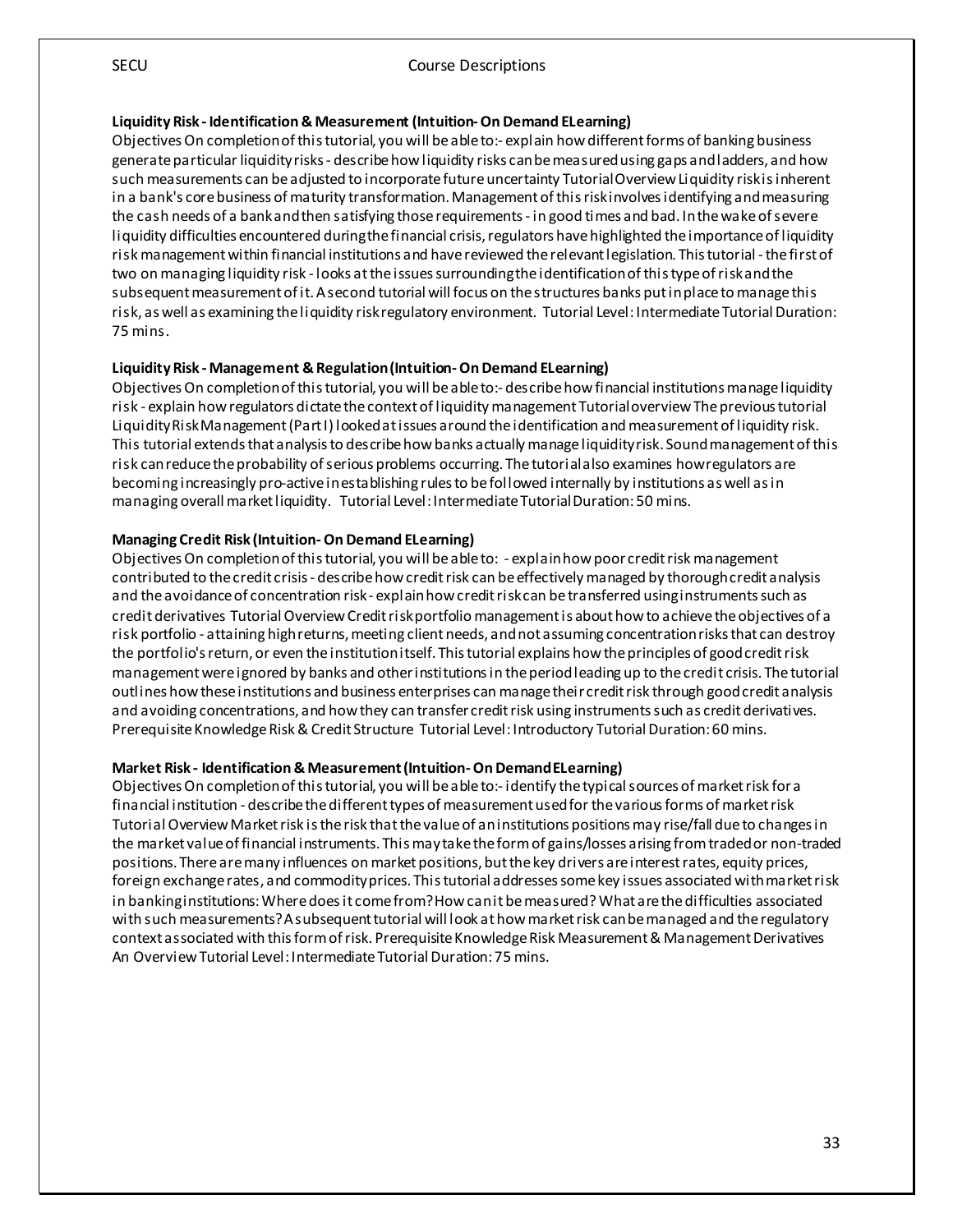**Liquidity Risk - Identification & Measurement (Intuition- On Demand ELearning)**

Objectives On completion of this tutorial, you will be able to:- explain how different forms of banking business generate particular liquidity risks - describe how liquidity risks can be measured using gaps and ladders, and how such measurements can be adjusted to incorporate future uncertainty Tutorial Overview Liquidity risk is inherent in a bank's core business of maturity transformation. Management of this risk involves identifying and measuring the cash needs of a bank and then satisfying those requirements - in good times and bad. In the wake of severe liquidity difficulties encountered during the financial crisis, regulators have highlighted the importance of liquidity risk management within financial institutions and have reviewed the relevant legislation. This tutorial - the first of two on managing liquidity risk - looks at the issues surrounding the identification of this type of risk and the subsequent measurement of it. A second tutorial will focus on the structures banks put in place to manage this risk, as well as examining the liquidity risk regulatory environment. Tutorial Level: Intermediate Tutorial Duration: 75 mins.

**Liquidity Risk - Management & Regulation (Intuition- On Demand ELearning)**

Objectives On completion of this tutorial, you will be able to:- describe how financial institutions manage liquidity risk - explain how regulators dictate the context of liquidity management Tutorial overview The previous tutorial Liquidity Risk Management (Part I) looked at issues around the identification and measurement of liquidity risk. This tutorial extends that analysis to describe how banks actually manage liquidity risk. Sound management of this risk can reduce the probability of serious problems occurring. The tutorial also examines how regulators are becoming increasingly pro-active in establishing rules to be followed internally by institutions as well as in managing overall market liquidity. Tutorial Level: Intermediate Tutorial Duration: 50 mins.

**Managing Credit Risk (Intuition- On Demand ELearning)**

Objectives On completion of this tutorial, you will be able to: - explain how poor credit risk management contributed to the credit crisis - describe how credit risk can be effectively managed by thorough credit analysis and the avoidance of concentration risk - explain how credit risk can be transferred using instruments such as credit derivatives Tutorial Overview Credit risk portfolio management is about how to achieve the objectives of a risk portfolio - attaining high returns, meeting client needs, and not assuming concentration risks that can destroy the portfolio's return, or even the institution itself. This tutorial explains how the principles of good credit risk management were ignored by banks and other institutions in the period leading up to the credit crisis. The tutorial outlines how these institutions and business enterprises can manage their credit risk through good credit analysis and avoiding concentrations, and how they can transfer credit risk using instruments such as credit derivatives. Prerequisite Knowledge Risk & Credit Structure Tutorial Level: Introductory Tutorial Duration: 60 mins.

**Market Risk - Identification & Measurement (Intuition- On Demand ELearning)**

Objectives On completion of this tutorial, you will be able to:- identify the typical sources of market risk for a financial institution - describe the different types of measurement used for the various forms of market risk Tutorial Overview Market risk is the risk that the value of an institutions positions may rise/fall due to changes in the market value of financial instruments. This may take the form of gains/losses arising from traded or non-traded positions. There are many influences on market positions, but the key drivers are interest rates, equity prices, foreign exchange rates, and commodity prices. This tutorial addresses some key issues associated with market risk in banking institutions: Where does it come from? How can it be measured? What are the difficulties associated with such measurements? A subsequent tutorial will look at how market risk can be managed and the regulatory context associated with this form of risk. Prerequisite Knowledge Risk Measurement & Management Derivatives An Overview Tutorial Level: Intermediate Tutorial Duration: 75 mins.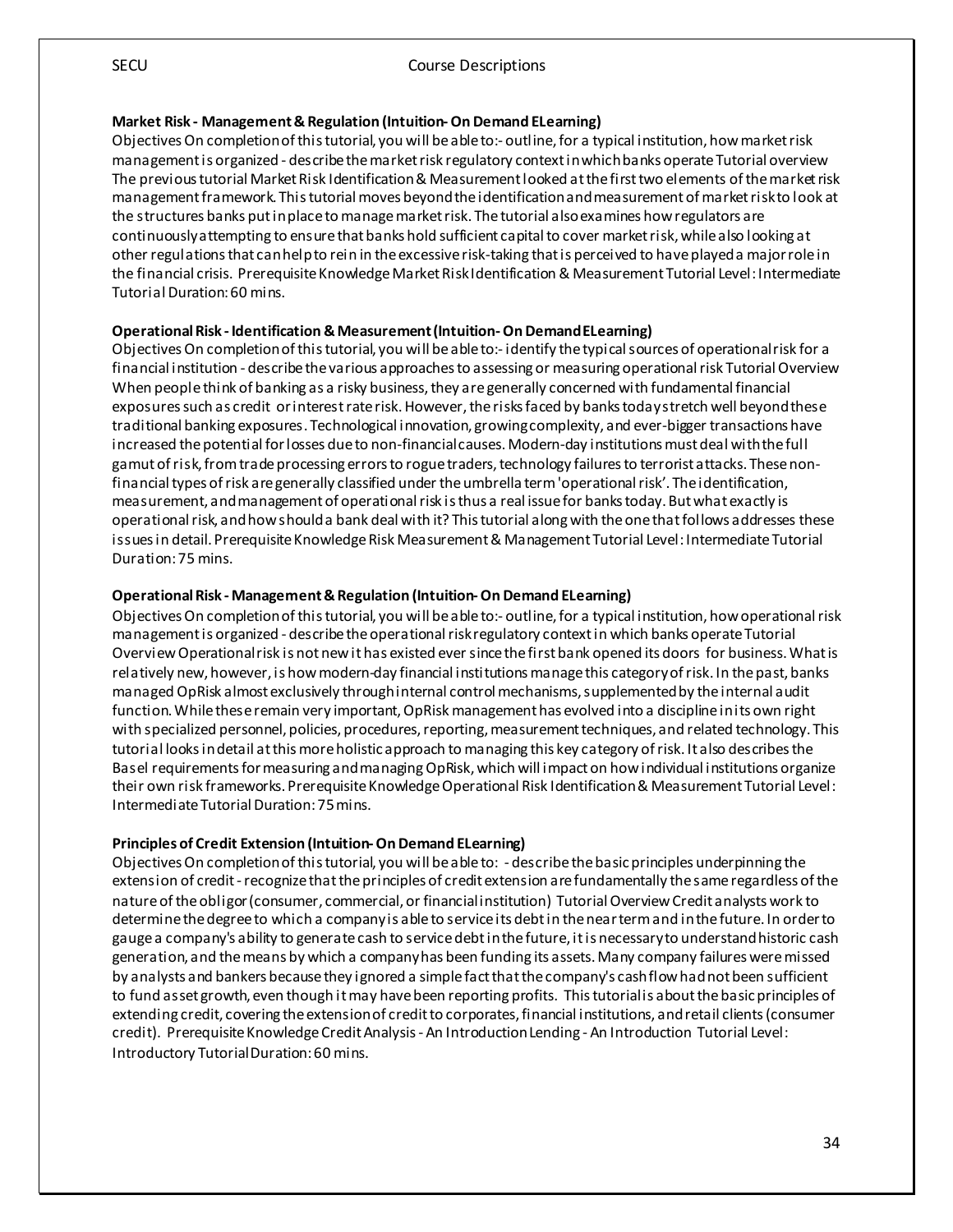**Market Risk - Management & Regulation (Intuition- On Demand ELearning)**

Objectives On completion of this tutorial, you will be able to:- outline, for a typical institution, how market risk management is organized - describe the market risk regulatory context in which banks operate Tutorial overview The previous tutorial Market Risk Identification & Measurement looked at the first two elements of the market risk management framework. This tutorial moves beyond the identification and measurement of market risk to look at the structures banks put in place to manage market risk. The tutorial also examines how regulators are continuously attempting to ensure that banks hold sufficient capital to cover market risk, while also looking at other regulations that can help to rein in the excessive risk-taking that is perceived to have played a major role in the financial crisis. Prerequisite Knowledge Market Risk Identification & Measurement Tutorial Level: Intermediate Tutorial Duration: 60 mins.

**Operational Risk - Identification & Measurement (Intuition- On Demand ELearning)**

Objectives On completion of this tutorial, you will be able to:- identify the typical sources of operational risk for a financial institution - describe the various approaches to assessing or measuring operational risk Tutorial Overview When people think of banking as a risky business, they are generally concerned with fundamental financial exposures such as credit or interest rate risk. However, the risks faced by banks today stretch well beyond these traditional banking exposures. Technological innovation, growing complexity, and ever-bigger transactions have increased the potential for losses due to non-financial causes. Modern-day institutions must deal with the full gamut of risk, from trade processing errors to rogue traders, technology failures to terrorist attacks. These non-financial types of risk are generally classified under the umbrella term 'operational risk'. The identification, measurement, and management of operational risk is thus a real issue for banks today. But what exactly is operational risk, and how should a bank deal with it? This tutorial along with the one that follows addresses these issues in detail. Prerequisite Knowledge Risk Measurement & Management Tutorial Level: Intermediate Tutorial Duration: 75 mins.

**Operational Risk - Management & Regulation (Intuition- On Demand ELearning)**

Objectives On completion of this tutorial, you will be able to:- outline, for a typical institution, how operational risk management is organized - describe the operational risk regulatory context in which banks operate Tutorial Overview Operational risk is not new it has existed ever since the first bank opened its doors for business. What is relatively new, however, is how modern-day financial institutions manage this category of risk. In the past, banks managed OpRisk almost exclusively through internal control mechanisms, supplemented by the internal audit function. While these remain very important, OpRisk management has evolved into a discipline in its own right with specialized personnel, policies, procedures, reporting, measurement techniques, and related technology. This tutorial looks in detail at this more holistic approach to managing this key category of risk. It also describes the Basel requirements for measuring and managing OpRisk, which will impact on how individual institutions organize their own risk frameworks. Prerequisite Knowledge Operational Risk Identification & Measurement Tutorial Level: Intermediate Tutorial Duration: 75 mins.

**Principles of Credit Extension (Intuition- On Demand ELearning)**

Objectives On completion of this tutorial, you will be able to: - describe the basic principles underpinning the extension of credit - recognize that the principles of credit extension are fundamentally the same regardless of the nature of the obligor (consumer, commercial, or financial institution) Tutorial Overview Credit analysts work to determine the degree to which a company is able to service its debt in the near term and in the future. In order to gauge a company's ability to generate cash to service debt in the future, it is necessary to understand historic cash generation, and the means by which a company has been funding its assets. Many company failures were missed by analysts and bankers because they ignored a simple fact that the company's cash flow had not been sufficient to fund asset growth, even though it may have been reporting profits. This tutorial is about the basic principles of extending credit, covering the extension of credit to corporates, financial institutions, and retail clients (consumer credit). Prerequisite Knowledge Credit Analysis - An Introduction Lending - An Introduction Tutorial Level: Introductory Tutorial Duration: 60 mins.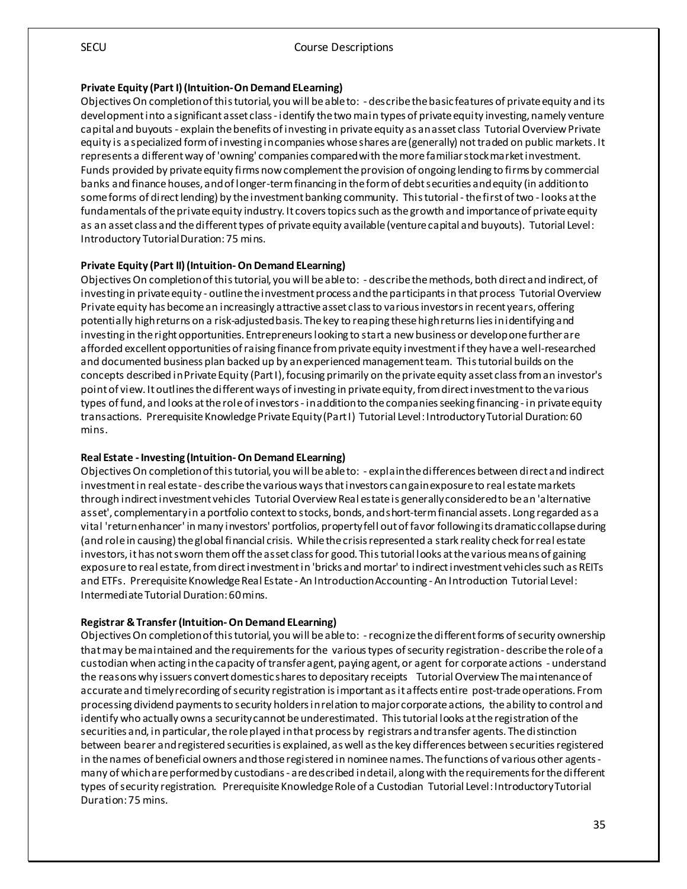**Private Equity (Part I) (Intuition- On Demand ELearning)**

Objectives On completion of this tutorial, you will be able to: - describe the basic features of private equity and its development into a significant asset class - identify the two main types of private equity investing, namely venture capital and buyouts - explain the benefits of investing in private equity as an asset class Tutorial Overview Private equity is a specialized form of investing in companies whose shares are (generally) not traded on public markets. It represents a different way of 'owning' companies compared with the more familiar stock market investment. Funds provided by private equity firms now complement the provision of ongoing lending to firms by commercial banks and finance houses, and of longer-term financing in the form of debt securities and equity (in addition to some forms of direct lending) by the investment banking community. This tutorial - the first of two - looks at the fundamentals of the private equity industry. It covers topics such as the growth and importance of private equity as an asset class and the different types of private equity available (venture capital and buyouts). Tutorial Level: Introductory Tutorial Duration: 75 mins.

**Private Equity (Part II) (Intuition- On Demand ELearning)**

Objectives On completion of this tutorial, you will be able to: - describe the methods, both direct and indirect, of investing in private equity - outline the investment process and the participants in that process Tutorial Overview Private equity has become an increasingly attractive asset class to various investors in recent years, offering potentially high returns on a risk-adjusted basis. The key to reaping these high returns lies in identifying and investing in the right opportunities. Entrepreneurs looking to start a new business or develop one further are afforded excellent opportunities of raising finance from private equity investment if they have a well-researched and documented business plan backed up by an experienced management team. This tutorial builds on the concepts described in Private Equity (Part I), focusing primarily on the private equity asset class from an investor's point of view. It outlines the different ways of investing in private equity, from direct investment to the various types of fund, and looks at the role of investors - in addition to the companies seeking financing - in private equity transactions. Prerequisite Knowledge Private Equity (Part I) Tutorial Level: Introductory Tutorial Duration: 60 mins.

**Real Estate - Investing (Intuition- On Demand ELearning)**

Objectives On completion of this tutorial, you will be able to: - explain the differences between direct and indirect investment in real estate - describe the various ways that investors can gain exposure to real estate markets through indirect investment vehicles Tutorial Overview Real estate is generally considered to be an 'alternative asset', complementary in a portfolio context to stocks, bonds, and short-term financial assets. Long regarded as a vital 'return enhancer' in many investors' portfolios, property fell out of favor following its dramatic collapse during (and role in causing) the global financial crisis. While the crisis represented a stark reality check for real estate investors, it has not sworn them off the asset class for good. This tutorial looks at the various means of gaining exposure to real estate, from direct investment in 'bricks and mortar' to indirect investment vehicles such as REITs and ETFs. Prerequisite Knowledge Real Estate - An Introduction Accounting - An Introduction Tutorial Level: Intermediate Tutorial Duration: 60 mins.

**Registrar & Transfer (Intuition- On Demand ELearning)**

Objectives On completion of this tutorial, you will be able to: - recognize the different forms of security ownership that may be maintained and the requirements for the various types of security registration - describe the role of a custodian when acting in the capacity of transfer agent, paying agent, or agent for corporate actions - understand the reasons why issuers convert domestic shares to depositary receipts Tutorial Overview The maintenance of accurate and timely recording of security registration is important as it affects entire post-trade operations. From processing dividend payments to security holders in relation to major corporate actions, the ability to control and identify who actually owns a security cannot be underestimated. This tutorial looks at the registration of the securities and, in particular, the role played in that process by registrars and transfer agents. The distinction between bearer and registered securities is explained, as well as the key differences between securities registered in the names of beneficial owners and those registered in nominee names. The functions of various other agents - many of which are performed by custodians - are described in detail, along with the requirements for the different types of security registration. Prerequisite Knowledge Role of a Custodian Tutorial Level: Introductory Tutorial Duration: 75 mins.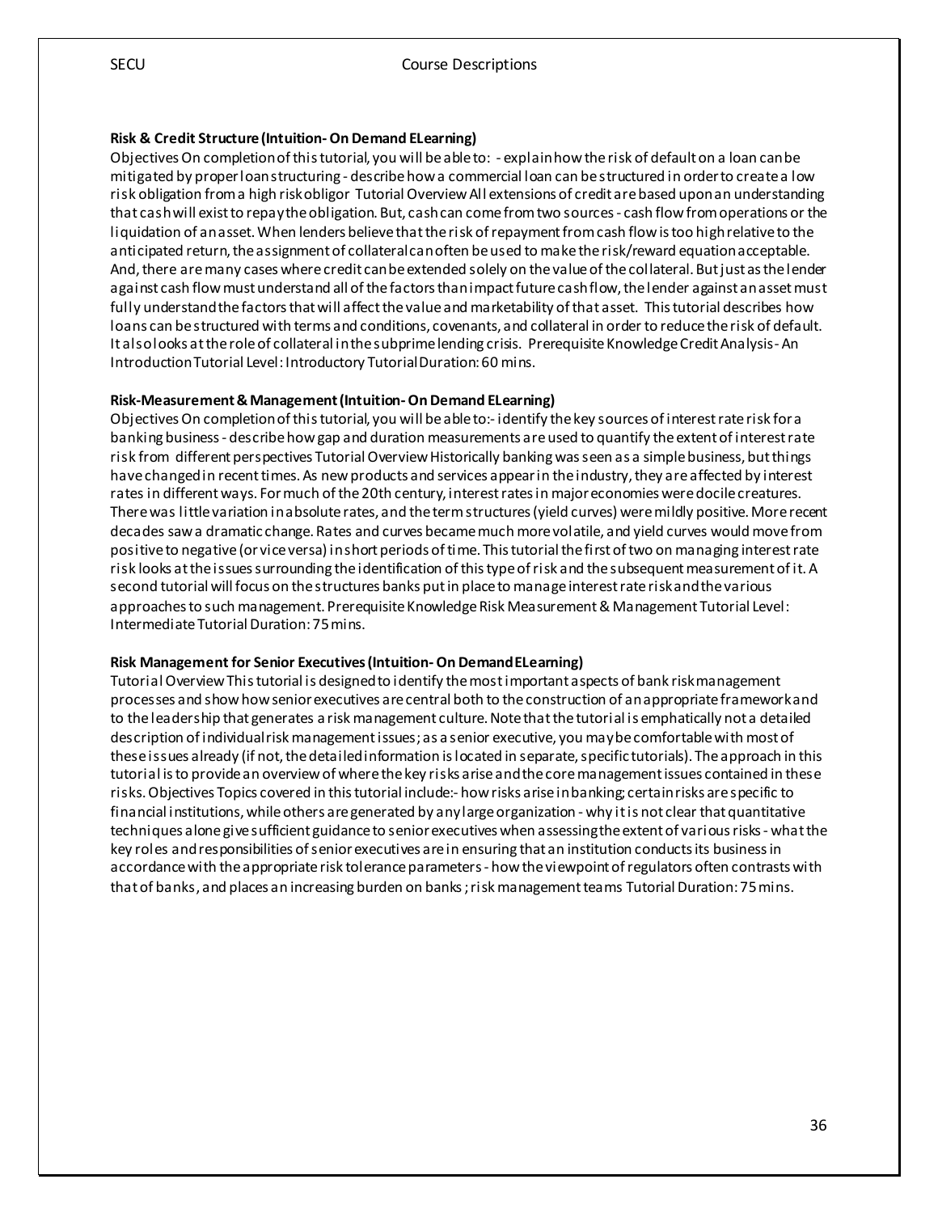**Risk & Credit Structure (Intuition- On Demand ELearning)**

Objectives On completion of this tutorial, you will be able to: - explain how the risk of default on a loan can be mitigated by proper loan structuring - describe how a commercial loan can be structured in order to create a low risk obligation from a high risk obligor Tutorial Overview All extensions of credit are based upon an understanding that cash will exist to repay the obligation. But, cash can come from two sources - cash flow from operations or the liquidation of an asset. When lenders believe that the risk of repayment from cash flow is too high relative to the anticipated return, the assignment of collateral can often be used to make the risk/reward equation acceptable. And, there are many cases where credit can be extended solely on the value of the collateral. But just as the lender against cash flow must understand all of the factors than impact future cash flow, the lender against an asset must fully understand the factors that will affect the value and marketability of that asset. This tutorial describes how loans can be structured with terms and conditions, covenants, and collateral in order to reduce the risk of default. It also looks at the role of collateral in the subprime lending crisis. Prerequisite Knowledge Credit Analysis - An Introduction Tutorial Level: Introductory Tutorial Duration: 60 mins.

**Risk-Measurement & Management (Intuition- On Demand ELearning)**

Objectives On completion of this tutorial, you will be able to:- identify the key sources of interest rate risk for a banking business - describe how gap and duration measurements are used to quantify the extent of interest rate risk from different perspectives Tutorial Overview Historically banking was seen as a simple business, but things have changed in recent times. As new products and services appear in the industry, they are affected by interest rates in different ways. For much of the 20th century, interest rates in major economies were docile creatures. There was little variation in absolute rates, and the term structures (yield curves) were mildly positive. More recent decades saw a dramatic change. Rates and curves became much more volatile, and yield curves would move from positive to negative (or vice versa) in short periods of time. This tutorial the first of two on managing interest rate risk looks at the issues surrounding the identification of this type of risk and the subsequent measurement of it. A second tutorial will focus on the structures banks put in place to manage interest rate risk and the various approaches to such management. Prerequisite Knowledge Risk Measurement & Management Tutorial Level: Intermediate Tutorial Duration: 75 mins.

**Risk Management for Senior Executives (Intuition- On Demand ELearning)**

Tutorial Overview This tutorial is designed to identify the most important aspects of bank risk management processes and show how senior executives are central both to the construction of an appropriate framework and to the leadership that generates a risk management culture. Note that the tutorial is emphatically not a detailed description of individual risk management issues; as a senior executive, you may be comfortable with most of these issues already (if not, the detailed information is located in separate, specific tutorials). The approach in this tutorial is to provide an overview of where the key risks arise and the core management issues contained in these risks. Objectives Topics covered in this tutorial include:- how risks arise in banking; certain risks are specific to financial institutions, while others are generated by any large organization - why it is not clear that quantitative techniques alone give sufficient guidance to senior executives when assessing the extent of various risks - what the key roles and responsibilities of senior executives are in ensuring that an institution conducts its business in accordance with the appropriate risk tolerance parameters - how the viewpoint of regulators often contrasts with that of banks, and places an increasing burden on banks ; risk management teams Tutorial Duration: 75 mins.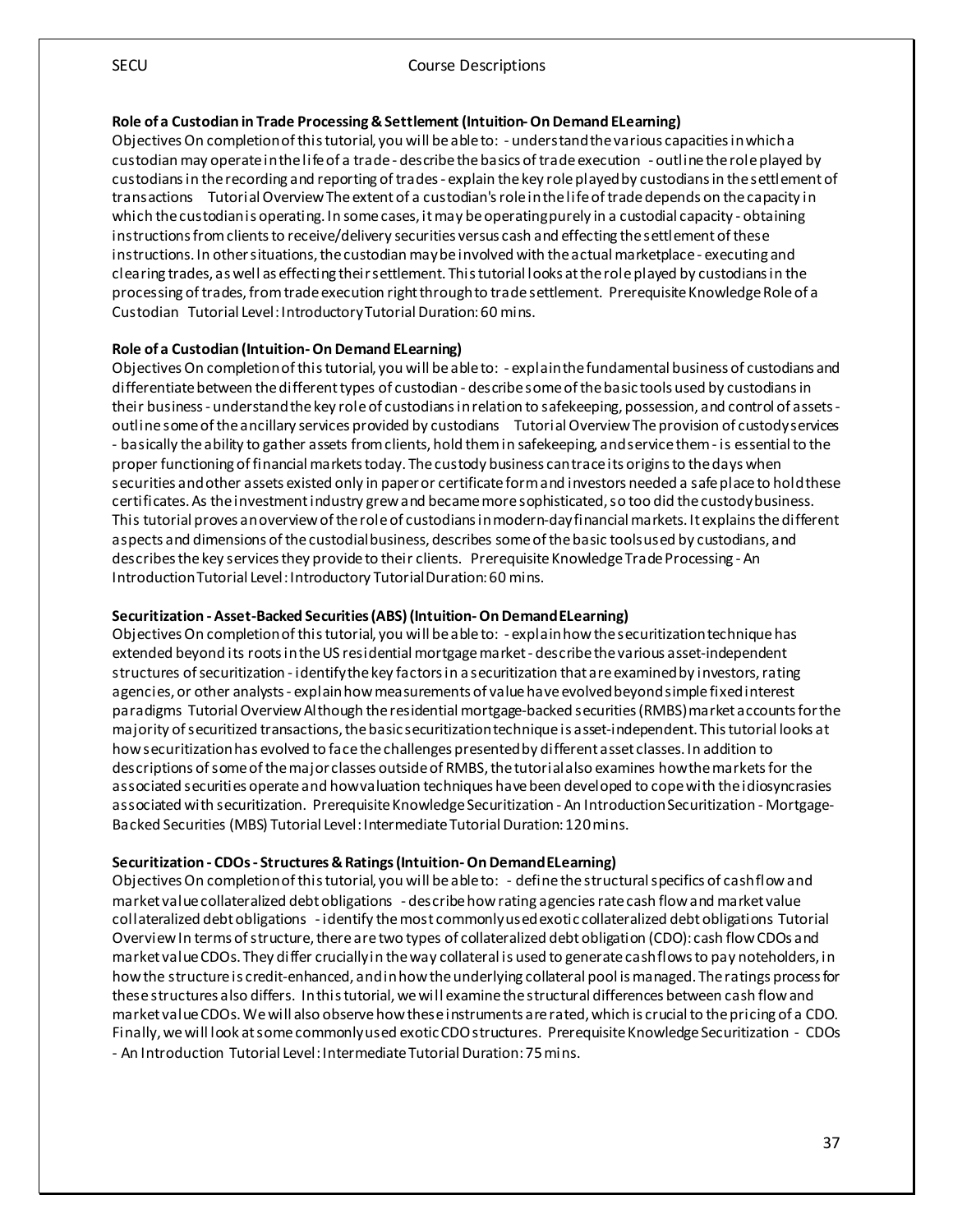**Role of a Custodian in Trade Processing & Settlement (Intuition- On Demand ELearning)**

Objectives On completion of this tutorial, you will be able to: - understand the various capacities in which a custodian may operate in the life of a trade - describe the basics of trade execution - outline the role played by custodians in the recording and reporting of trades - explain the key role played by custodians in the settlement of transactions Tutorial Overview The extent of a custodian's role in the life of trade depends on the capacity in which the custodian is operating. In some cases, it may be operating purely in a custodial capacity - obtaining instructions from clients to receive/delivery securities versus cash and effecting the settlement of these instructions. In other situations, the custodian may be involved with the actual marketplace - executing and clearing trades, as well as effecting their settlement. This tutorial looks at the role played by custodians in the processing of trades, from trade execution right through to trade settlement. Prerequisite Knowledge Role of a Custodian Tutorial Level: Introductory Tutorial Duration: 60 mins.

**Role of a Custodian (Intuition- On Demand ELearning)**

Objectives On completion of this tutorial, you will be able to: - explain the fundamental business of custodians and differentiate between the different types of custodian - describe some of the basic tools used by custodians in their business - understand the key role of custodians in relation to safekeeping, possession, and control of assets - outline some of the ancillary services provided by custodians Tutorial Overview The provision of custody services - basically the ability to gather assets from clients, hold them in safekeeping, and service them - is essential to the proper functioning of financial markets today. The custody business can trace its origins to the days when securities and other assets existed only in paper or certificate form and investors needed a safe place to hold these certificates. As the investment industry grew and became more sophisticated, so too did the custody business. This tutorial proves an overview of the role of custodians in modern-day financial markets. It explains the different aspects and dimensions of the custodial business, describes some of the basic tools used by custodians, and describes the key services they provide to their clients. Prerequisite Knowledge Trade Processing - An Introduction Tutorial Level: Introductory Tutorial Duration: 60 mins.

**Securitization - Asset-Backed Securities (ABS) (Intuition- On Demand ELearning)**

Objectives On completion of this tutorial, you will be able to: - explain how the securitization technique has extended beyond its roots in the US residential mortgage market - describe the various asset-independent structures of securitization - identify the key factors in a securitization that are examined by investors, rating agencies, or other analysts - explain how measurements of value have evolved beyond simple fixed interest paradigms Tutorial Overview Although the residential mortgage-backed securities (RMBS) market accounts for the majority of securitized transactions, the basic securitization technique is asset-independent. This tutorial looks at how securitization has evolved to face the challenges presented by different asset classes. In addition to descriptions of some of the major classes outside of RMBS, the tutorial also examines how the markets for the associated securities operate and how valuation techniques have been developed to cope with the idiosyncrasies associated with securitization. Prerequisite Knowledge Securitization - An Introduction Securitization - Mortgage-Backed Securities (MBS) Tutorial Level: Intermediate Tutorial Duration: 120 mins.

**Securitization - CDOs - Structures & Ratings (Intuition- On Demand ELearning)**

Objectives On completion of this tutorial, you will be able to: - define the structural specifics of cash flow and market value collateralized debt obligations - describe how rating agencies rate cash flow and market value collateralized debt obligations - identify the most commonly used exotic collateralized debt obligations Tutorial Overview In terms of structure, there are two types of collateralized debt obligation (CDO): cash flow CDOs and market value CDOs. They differ crucially in the way collateral is used to generate cash flows to pay noteholders, in how the structure is credit-enhanced, and in how the underlying collateral pool is managed. The ratings process for these structures also differs. In this tutorial, we will examine the structural differences between cash flow and market value CDOs. We will also observe how these instruments are rated, which is crucial to the pricing of a CDO. Finally, we will look at some commonly used exotic CDO structures. Prerequisite Knowledge Securitization - CDOs - An Introduction Tutorial Level: Intermediate Tutorial Duration: 75 mins.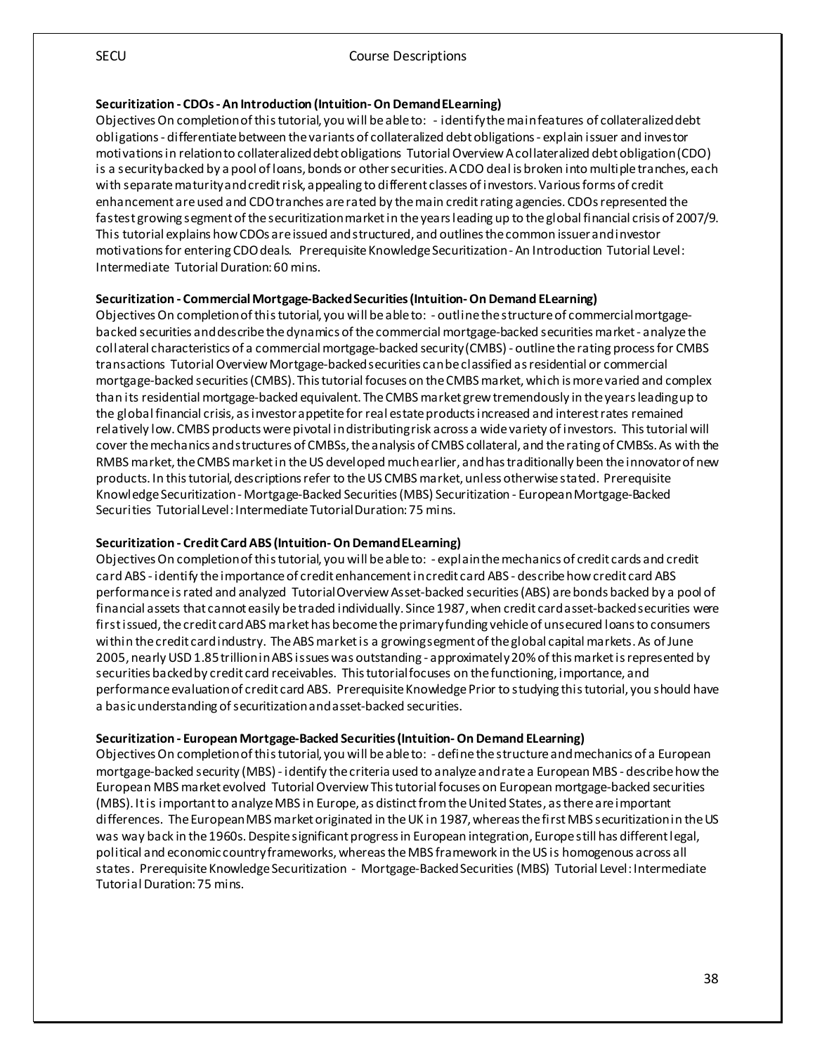**Securitization - CDOs - An Introduction (Intuition- On Demand ELearning)**

Objectives On completion of this tutorial, you will be able to: - identify the main features of collateralized debt obligations - differentiate between the variants of collateralized debt obligations - explain issuer and investor motivations in relation to collateralized debt obligations Tutorial Overview A collateralized debt obligation (CDO) is a security backed by a pool of loans, bonds or other securities. A CDO deal is broken into multiple tranches, each with separate maturity and credit risk, appealing to different classes of investors. Various forms of credit enhancement are used and CDO tranches are rated by the main credit rating agencies. CDOs represented the fastest growing segment of the securitization market in the years leading up to the global financial crisis of 2007/9. This tutorial explains how CDOs are issued and structured, and outlines the common issuer and investor motivations for entering CDO deals. Prerequisite Knowledge Securitization - An Introduction Tutorial Level: Intermediate Tutorial Duration: 60 mins.

**Securitization - Commercial Mortgage-Backed Securities (Intuition- On Demand ELearning)**

Objectives On completion of this tutorial, you will be able to: - outline the structure of commercial mortgage-backed securities and describe the dynamics of the commercial mortgage-backed securities market - analyze the collateral characteristics of a commercial mortgage-backed security (CMBS) - outline the rating process for CMBS transactions Tutorial Overview Mortgage-backed securities can be classified as residential or commercial mortgage-backed securities (CMBS). This tutorial focuses on the CMBS market, which is more varied and complex than its residential mortgage-backed equivalent. The CMBS market grew tremendously in the years leading up to the global financial crisis, as investor appetite for real estate products increased and interest rates remained relatively low. CMBS products were pivotal in distributing risk across a wide variety of investors. This tutorial will cover the mechanics and structures of CMBSs, the analysis of CMBS collateral, and the rating of CMBSs. As with the RMBS market, the CMBS market in the US developed much earlier, and has traditionally been the innovator of new products. In this tutorial, descriptions refer to the US CMBS market, unless otherwise stated. Prerequisite Knowledge Securitization - Mortgage-Backed Securities (MBS) Securitization - European Mortgage-Backed Securities Tutorial Level: Intermediate Tutorial Duration: 75 mins.

**Securitization - Credit Card ABS (Intuition- On Demand ELearning)**

Objectives On completion of this tutorial, you will be able to: - explain the mechanics of credit cards and credit card ABS - identify the importance of credit enhancement in credit card ABS - describe how credit card ABS performance is rated and analyzed Tutorial Overview Asset-backed securities (ABS) are bonds backed by a pool of financial assets that cannot easily be traded individually. Since 1987, when credit card asset-backed securities were first issued, the credit card ABS market has become the primary funding vehicle of unsecured loans to consumers within the credit card industry. The ABS market is a growing segment of the global capital markets. As of June 2005, nearly USD 1.85 trillion in ABS issues was outstanding - approximately 20% of this market is represented by securities backed by credit card receivables. This tutorial focuses on the functioning, importance, and performance evaluation of credit card ABS. Prerequisite Knowledge Prior to studying this tutorial, you should have a basic understanding of securitization and asset-backed securities.

**Securitization - European Mortgage-Backed Securities (Intuition- On Demand ELearning)**

Objectives On completion of this tutorial, you will be able to: - define the structure and mechanics of a European mortgage-backed security (MBS) - identify the criteria used to analyze and rate a European MBS - describe how the European MBS market evolved Tutorial Overview This tutorial focuses on European mortgage-backed securities (MBS). It is important to analyze MBS in Europe, as distinct from the United States, as there are important differences. The European MBS market originated in the UK in 1987, whereas the first MBS securitization in the US was way back in the 1960s. Despite significant progress in European integration, Europe still has different legal, political and economic country frameworks, whereas the MBS framework in the US is homogenous across all states. Prerequisite Knowledge Securitization - Mortgage-Backed Securities (MBS) Tutorial Level: Intermediate Tutorial Duration: 75 mins.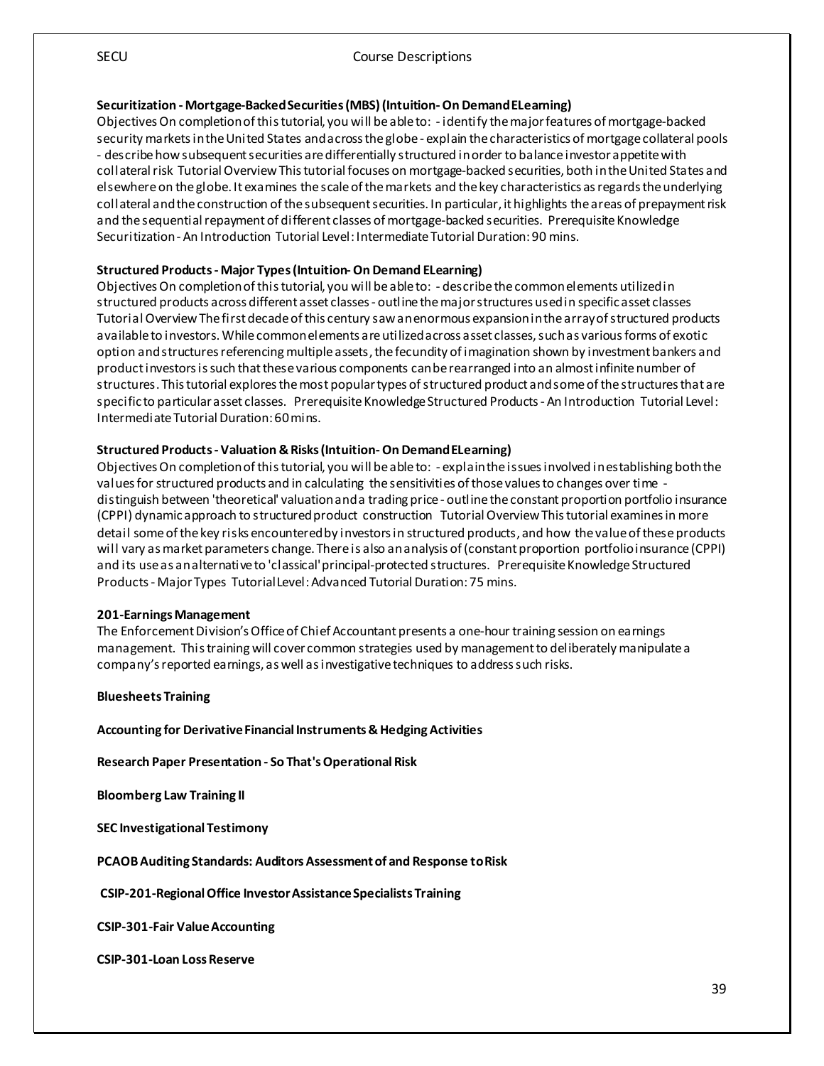**Securitization - Mortgage-Backed Securities (MBS) (Intuition- On Demand ELearning)**

Objectives On completion of this tutorial, you will be able to: - identify the major features of mortgage-backed security markets in the United States and across the globe - explain the characteristics of mortgage collateral pools - describe how subsequent securities are differentially structured in order to balance investor appetite with collateral risk Tutorial Overview This tutorial focuses on mortgage-backed securities, both in the United States and elsewhere on the globe. It examines the scale of the markets and the key characteristics as regards the underlying collateral and the construction of the subsequent securities. In particular, it highlights the areas of prepayment risk and the sequential repayment of different classes of mortgage-backed securities. Prerequisite Knowledge Securitization - An Introduction Tutorial Level: Intermediate Tutorial Duration: 90 mins.

**Structured Products - Major Types (Intuition- On Demand ELearning)**

Objectives On completion of this tutorial, you will be able to: - describe the common elements utilized in structured products across different asset classes - outline the major structures used in specific asset classes Tutorial Overview The first decade of this century saw an enormous expansion in the array of structured products available to investors. While common elements are utilized across asset classes, such as various forms of exotic option and structures referencing multiple assets, the fecundity of imagination shown by investment bankers and product investors is such that these various components can be rearranged into an almost infinite number of structures. This tutorial explores the most popular types of structured product and some of the structures that are specific to particular asset classes. Prerequisite Knowledge Structured Products - An Introduction Tutorial Level: Intermediate Tutorial Duration: 60 mins.

**Structured Products - Valuation & Risks (Intuition- On Demand ELearning)**

Objectives On completion of this tutorial, you will be able to: - explain the issues involved in establishing both the values for structured products and in calculating the sensitivities of those values to changes over time - distinguish between 'theoretical' valuation and a trading price - outline the constant proportion portfolio insurance (CPPI) dynamic approach to structured product construction Tutorial Overview This tutorial examines in more detail some of the key risks encountered by investors in structured products, and how the value of these products will vary as market parameters change. There is also an analysis of (constant proportion portfolio insurance (CPPI) and its use as an alternative to 'classical' principal-protected structures. Prerequisite Knowledge Structured Products - Major Types Tutorial Level: Advanced Tutorial Duration: 75 mins.

**201-Earnings Management**

The Enforcement Division's Office of Chief Accountant presents a one-hour training session on earnings management. This training will cover common strategies used by management to deliberately manipulate a company's reported earnings, as well as investigative techniques to address such risks.

**Bluesheets Training**

**Accounting for Derivative Financial Instruments & Hedging Activities**

**Research Paper Presentation - So That's Operational Risk**

**Bloomberg Law Training II**

**SEC Investigational Testimony**

**PCAOB Auditing Standards: Auditors Assessment of and Response to Risk**

**CSIP-201-Regional Office Investor Assistance Specialists Training**

**CSIP-301-Fair Value Accounting**

**CSIP-301-Loan Loss Reserve**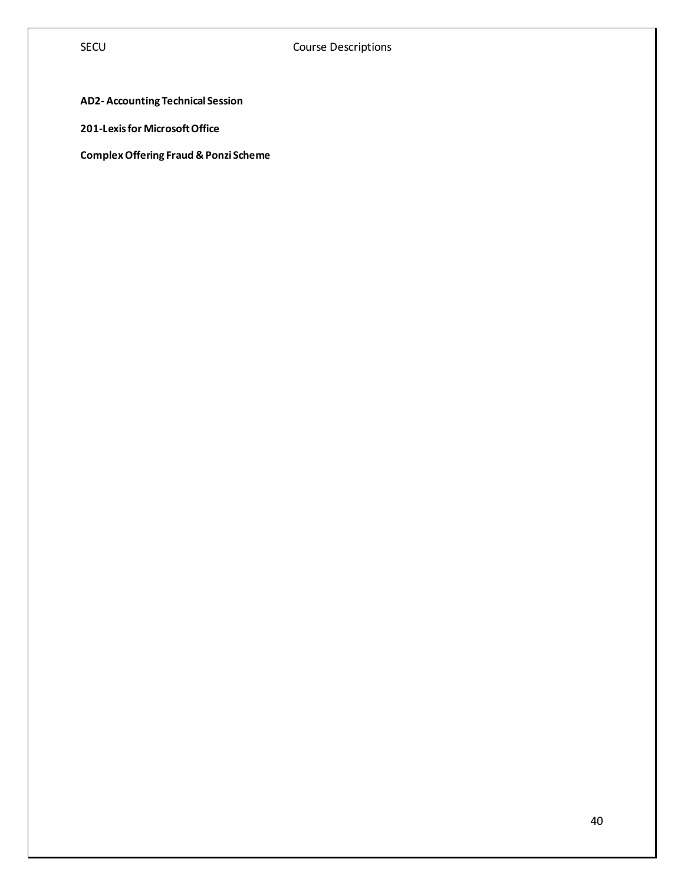**AD2- Accounting Technical Session**

**201-Lexis for Microsoft Office**

**Complex Offering Fraud & Ponzi Scheme**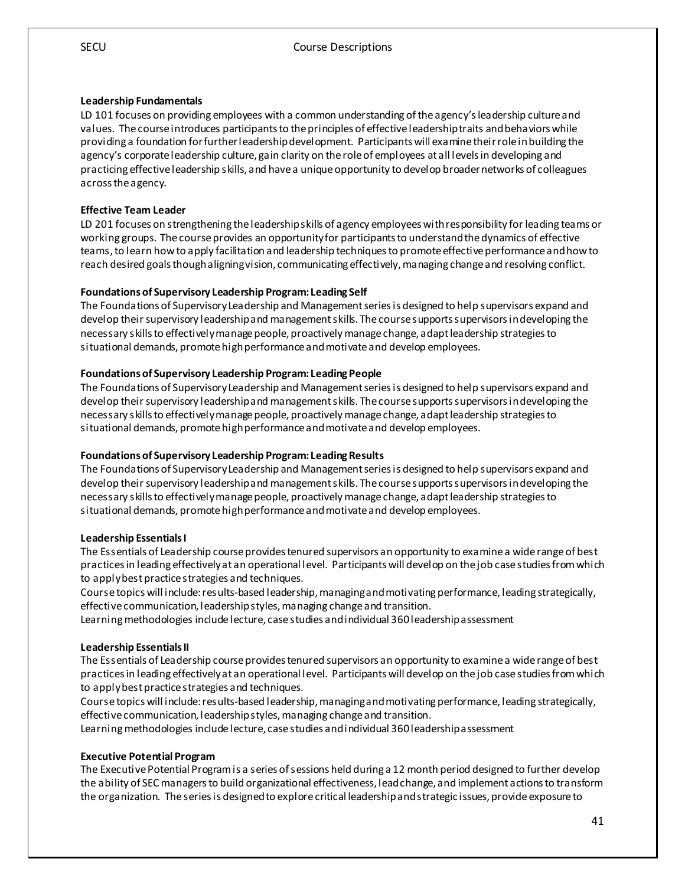**Leadership Fundamentals**

LD 101 focuses on providing employees with a common understanding of the agency's leadership culture and values. The course introduces participants to the principles of effective leadership traits and behaviors while providing a foundation for further leadership development. Participants will examine their role in building the agency's corporate leadership culture, gain clarity on the role of employees at all levels in developing and practicing effective leadership skills, and have a unique opportunity to develop broader networks of colleagues across the agency.

**Effective Team Leader**

LD 201 focuses on strengthening the leadership skills of agency employees with responsibility for leading teams or working groups. The course provides an opportunity for participants to understand the dynamics of effective teams, to learn how to apply facilitation and leadership techniques to promote effective performance and how to reach desired goals though aligning vision, communicating effectively, managing change and resolving conflict.

**Foundations of Supervisory Leadership Program: Leading Self**

The Foundations of Supervisory Leadership and Management series is designed to help supervisors expand and develop their supervisory leadership and management skills. The course supports supervisors in developing the necessary skills to effectively manage people, proactively manage change, adapt leadership strategies to situational demands, promote high performance and motivate and develop employees.

**Foundations of Supervisory Leadership Program: Leading People**

The Foundations of Supervisory Leadership and Management series is designed to help supervisors expand and develop their supervisory leadership and management skills. The course supports supervisors in developing the necessary skills to effectively manage people, proactively manage change, adapt leadership strategies to situational demands, promote high performance and motivate and develop employees.

**Foundations of Supervisory Leadership Program: Leading Results**

The Foundations of Supervisory Leadership and Management series is designed to help supervisors expand and develop their supervisory leadership and management skills. The course supports supervisors in developing the necessary skills to effectively manage people, proactively manage change, adapt leadership strategies to situational demands, promote high performance and motivate and develop employees.

**Leadership Essentials I**

The Essentials of Leadership course provides tenured supervisors an opportunity to examine a wide range of best practices in leading effectively at an operational level. Participants will develop on the job case studies from which to apply best practice strategies and techniques.

Course topics will include: results-based leadership, managing and motivating performance, leading strategically, effective communication, leadership styles, managing change and transition.

Learning methodologies include lecture, case studies and individual 360 leadership assessment

**Leadership Essentials II**

The Essentials of Leadership course provides tenured supervisors an opportunity to examine a wide range of best practices in leading effectively at an operational level. Participants will develop on the job case studies from which to apply best practice strategies and techniques.

Course topics will include: results-based leadership, managing and motivating performance, leading strategically, effective communication, leadership styles, managing change and transition.

Learning methodologies include lecture, case studies and individual 360 leadership assessment

**Executive Potential Program**

The Executive Potential Program is a series of sessions held during a 12 month period designed to further develop the ability of SEC managers to build organizational effectiveness, lead change, and implement actions to transform the organization. The series is designed to explore critical leadership and strategic issues, provide exposure to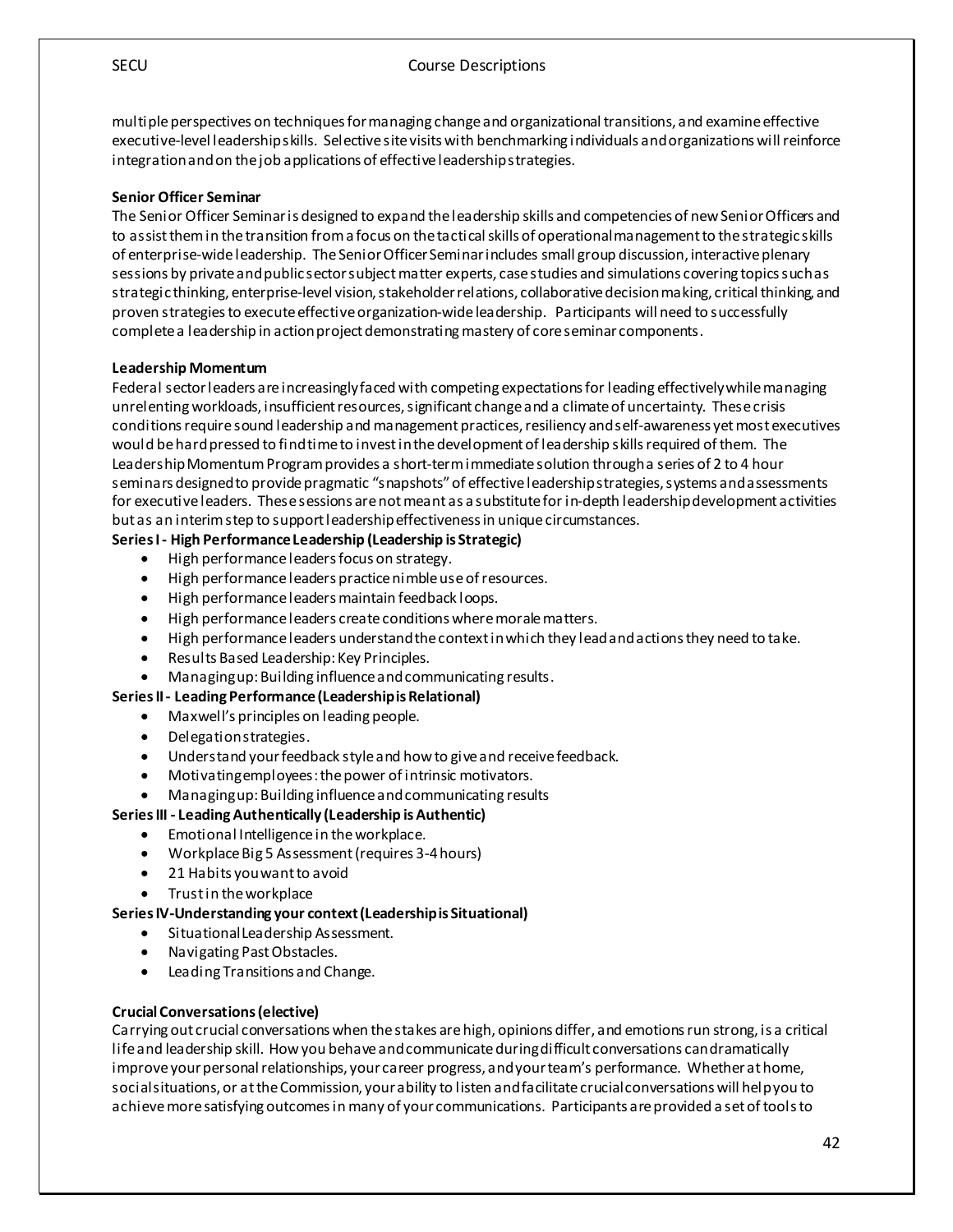multiple perspectives on techniques for managing change and organizational transitions, and examine effective executive-level leadership skills. Selective site visits with benchmarking individuals and organizations will reinforce integration and on the job applications of effective leadership strategies.

**Senior Officer Seminar**

The Senior Officer Seminar is designed to expand the leadership skills and competencies of new Senior Officers and to assist them in the transition from a focus on the tactical skills of operational management to the strategic skills of enterprise-wide leadership. The Senior Officer Seminar includes small group discussion, interactive plenary sessions by private and public sector subject matter experts, case studies and simulations covering topics such as strategic thinking, enterprise-level vision, stakeholder relations, collaborative decision making, critical thinking, and proven strategies to execute effective organization-wide leadership. Participants will need to successfully complete a leadership in action project demonstrating mastery of core seminar components.

**Leadership Momentum**

Federal sector leaders are increasingly faced with competing expectations for leading effectively while managing unrelenting workloads, insufficient resources, significant change and a climate of uncertainty. These crisis conditions require sound leadership and management practices, resiliency and self-awareness yet most executives would be hard pressed to find time to invest in the development of leadership skills required of them. The Leadership Momentum Program provides a short-term immediate solution through a series of 2 to 4 hour seminars designed to provide pragmatic "snapshots" of effective leadership strategies, systems and assessments for executive leaders. These sessions are not meant as a substitute for in-depth leadership development activities but as an interim step to support leadership effectiveness in unique circumstances.

**Series I - High Performance Leadership (Leadership is Strategic)**

- High performance leaders focus on strategy.
- High performance leaders practice nimble use of resources.
- High performance leaders maintain feedback loops.
- High performance leaders create conditions where morale matters.
- High performance leaders understand the context in which they lead and actions they need to take.
- Results Based Leadership: Key Principles.
- Managing up: Building influence and communicating results.

**Series II - Leading Performance (Leadership is Relational)**

- Maxwell's principles on leading people.
- Delegation strategies.
- Understand your feedback style and how to give and receive feedback.
- Motivating employees: the power of intrinsic motivators.
- Managing up: Building influence and communicating results

**Series III - Leading Authentically (Leadership is Authentic)**

- Emotional Intelligence in the workplace.
- Workplace Big 5 Assessment (requires 3-4 hours)
- 21 Habits you want to avoid
- Trust in the workplace

**Series IV-Understanding your context (Leadership is Situational)**

- Situational Leadership Assessment.
- Navigating Past Obstacles.
- Leading Transitions and Change.

**Crucial Conversations (elective)**

Carrying out crucial conversations when the stakes are high, opinions differ, and emotions run strong, is a critical life and leadership skill. How you behave and communicate during difficult conversations can dramatically improve your personal relationships, your career progress, and your team's performance. Whether at home, social situations, or at the Commission, your ability to listen and facilitate crucial conversations will help you to achieve more satisfying outcomes in many of your communications. Participants are provided a set of tools to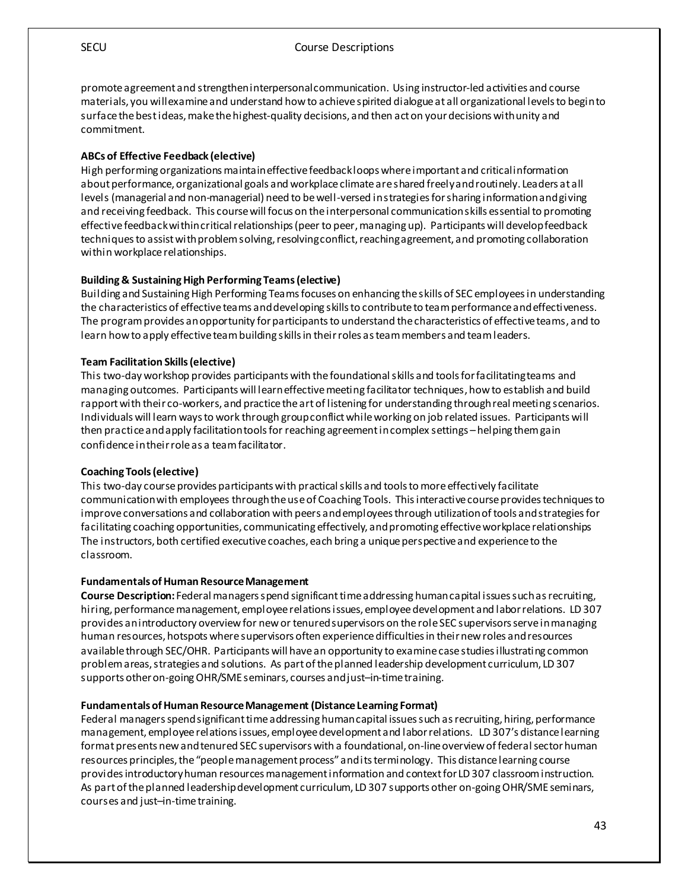promote agreement and strengthen interpersonal communication. Using instructor-led activities and course materials, you will examine and understand how to achieve spirited dialogue at all organizational levels to begin to surface the best ideas, make the highest-quality decisions, and then act on your decisions with unity and commitment.

**ABCs of Effective Feedback (elective)**

High performing organizations maintain effective feedback loops where important and critical information about performance, organizational goals and workplace climate are shared freely and routinely. Leaders at all levels (managerial and non-managerial) need to be well-versed in strategies for sharing information and giving and receiving feedback. This course will focus on the interpersonal communication skills essential to promoting effective feedback within critical relationships (peer to peer, managing up). Participants will develop feedback techniques to assist with problem solving, resolving conflict, reaching agreement, and promoting collaboration within workplace relationships.

**Building & Sustaining High Performing Teams (elective)**

Building and Sustaining High Performing Teams focuses on enhancing the skills of SEC employees in understanding the characteristics of effective teams and developing skills to contribute to team performance and effectiveness. The program provides an opportunity for participants to understand the characteristics of effective teams, and to learn how to apply effective team building skills in their roles as team members and team leaders.

**Team Facilitation Skills (elective)**

This two-day workshop provides participants with the foundational skills and tools for facilitating teams and managing outcomes. Participants will learn effective meeting facilitator techniques, how to establish and build rapport with their co-workers, and practice the art of listening for understanding through real meeting scenarios. Individuals will learn ways to work through group conflict while working on job related issues. Participants will then practice and apply facilitation tools for reaching agreement in complex settings – helping them gain confidence in their role as a team facilitator.

**Coaching Tools (elective)**

This two-day course provides participants with practical skills and tools to more effectively facilitate communication with employees through the use of Coaching Tools. This interactive course provides techniques to improve conversations and collaboration with peers and employees through utilization of tools and strategies for facilitating coaching opportunities, communicating effectively, and promoting effective workplace relationships The instructors, both certified executive coaches, each bring a unique perspective and experience to the classroom.

**Fundamentals of Human Resource Management**

**Course Description:** Federal managers spend significant time addressing human capital issues such as recruiting, hiring, performance management, employee relations issues, employee development and labor relations. LD 307 provides an introductory overview for new or tenured supervisors on the role SEC supervisors serve in managing human resources, hotspots where supervisors often experience difficulties in their new roles and resources available through SEC/OHR. Participants will have an opportunity to examine case studies illustrating common problem areas, strategies and solutions. As part of the planned leadership development curriculum, LD 307 supports other on-going OHR/SME seminars, courses and just–in-time training.

**Fundamentals of Human Resource Management (Distance Learning Format)**

Federal managers spend significant time addressing human capital issues such as recruiting, hiring, performance management, employee relations issues, employee development and labor relations. LD 307's distance learning format presents new and tenured SEC supervisors with a foundational, on-line overview of federal sector human resources principles, the "people management process" and its terminology. This distance learning course provides introductory human resources management information and context for LD 307 classroom instruction. As part of the planned leadership development curriculum, LD 307 supports other on-going OHR/SME seminars, courses and just–in-time training.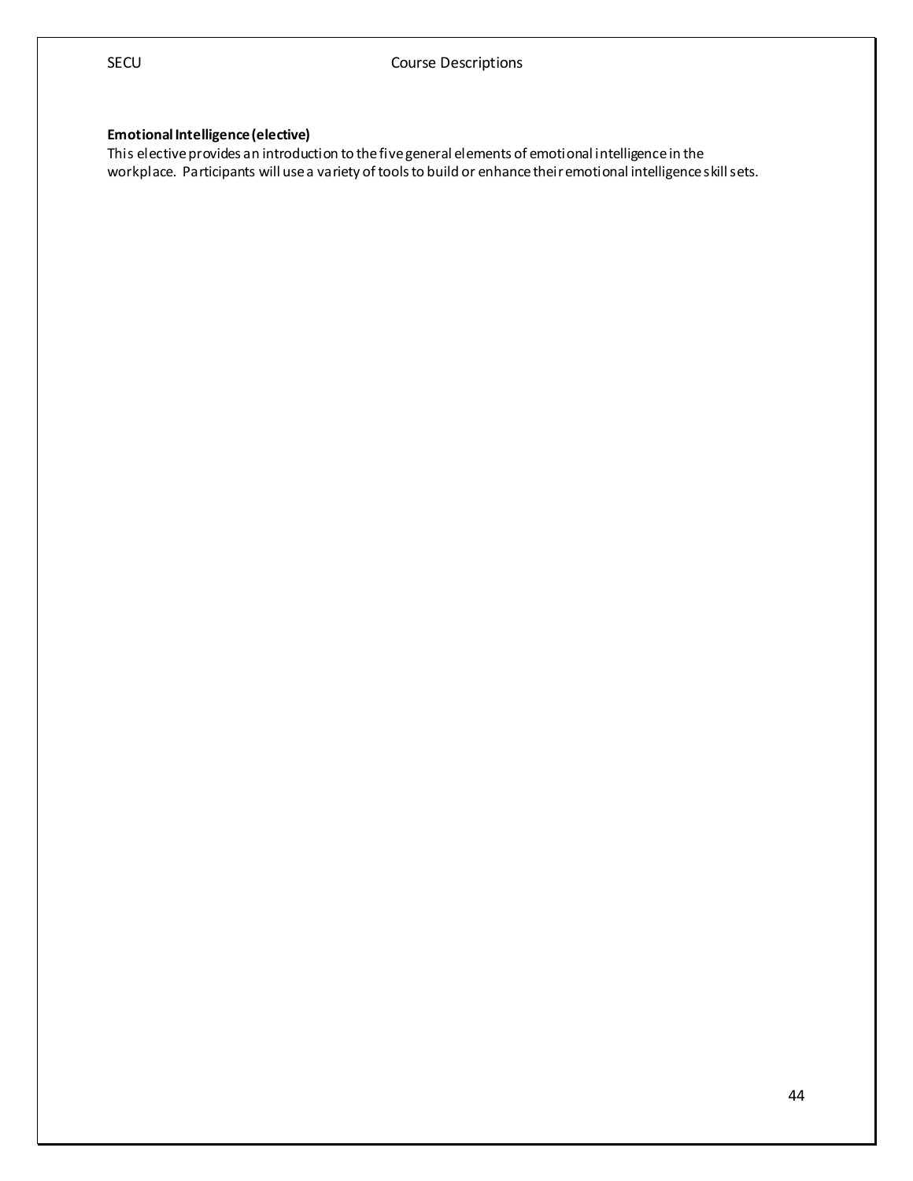**Emotional Intelligence (elective)**

This elective provides an introduction to the five general elements of emotional intelligence in the workplace. Participants will use a variety of tools to build or enhance their emotional intelligence skill sets.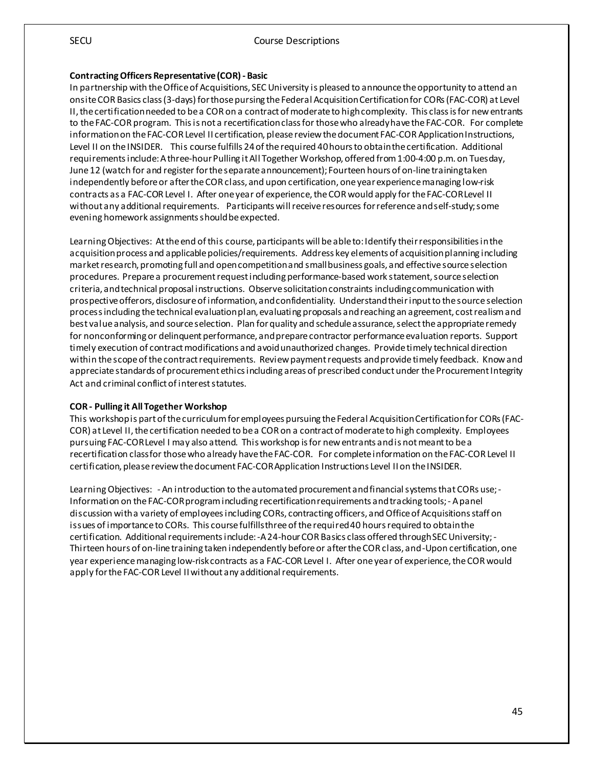**Contracting Officers Representative (COR) - Basic**

In partnership with the Office of Acquisitions, SEC University is pleased to announce the opportunity to attend an onsite COR Basics class (3-days) for those pursing the Federal Acquisition Certification for CORs (FAC-COR) at Level II, the certification needed to be a COR on a contract of moderate to high complexity. This class is for new entrants to the FAC-COR program. This is not a recertification class for those who already have the FAC-COR. For complete information on the FAC-COR Level II certification, please review the document FAC-COR Application Instructions, Level II on the INSIDER. This course fulfills 24 of the required 40 hours to obtain the certification. Additional requirements include: A three-hour Pulling it All Together Workshop, offered from 1:00-4:00 p.m. on Tuesday, June 12 (watch for and register for the separate announcement); Fourteen hours of on-line training taken independently before or after the COR class, and upon certification, one year experience managing low-risk contracts as a FAC-COR Level I. After one year of experience, the COR would apply for the FAC-COR Level II without any additional requirements. Participants will receive resources for reference and self-study; some evening homework assignments should be expected.

Learning Objectives: At the end of this course, participants will be able to: Identify their responsibilities in the acquisition process and applicable policies/requirements. Address key elements of acquisition planning including market research, promoting full and open competition and small business goals, and effective source selection procedures. Prepare a procurement request including performance-based work statement, source selection criteria, and technical proposal instructions. Observe solicitation constraints including communication with prospective offerors, disclosure of information, and confidentiality. Understand their input to the source selection process including the technical evaluation plan, evaluating proposals and reaching an agreement, cost realism and best value analysis, and source selection. Plan for quality and schedule assurance, select the appropriate remedy for nonconforming or delinquent performance, and prepare contractor performance evaluation reports. Support timely execution of contract modifications and avoid unauthorized changes. Provide timely technical direction within the scope of the contract requirements. Review payment requests and provide timely feedback. Know and appreciate standards of procurement ethics including areas of prescribed conduct under the Procurement Integrity Act and criminal conflict of interest statutes.

**COR - Pulling it All Together Workshop**

This workshop is part of the curriculum for employees pursuing the Federal Acquisition Certification for CORs (FAC-COR) at Level II, the certification needed to be a COR on a contract of moderate to high complexity. Employees pursuing FAC-COR Level I may also attend. This workshop is for new entrants and is not meant to be a recertification class for those who already have the FAC-COR. For complete information on the FAC-COR Level II certification, please review the document FAC-COR Application Instructions Level II on the INSIDER.

Learning Objectives: - An introduction to the automated procurement and financial systems that CORs use; - Information on the FAC-COR program including recertification requirements and tracking tools; - A panel discussion with a variety of employees including CORs, contracting officers, and Office of Acquisitions staff on issues of importance to CORs. This course fulfills three of the required 40 hours required to obtain the certification. Additional requirements include: -A 24-hour COR Basics class offered through SEC University; - Thirteen hours of on-line training taken independently before or after the COR class, and -Upon certification, one year experience managing low-risk contracts as a FAC-COR Level I. After one year of experience, the COR would apply for the FAC-COR Level II without any additional requirements.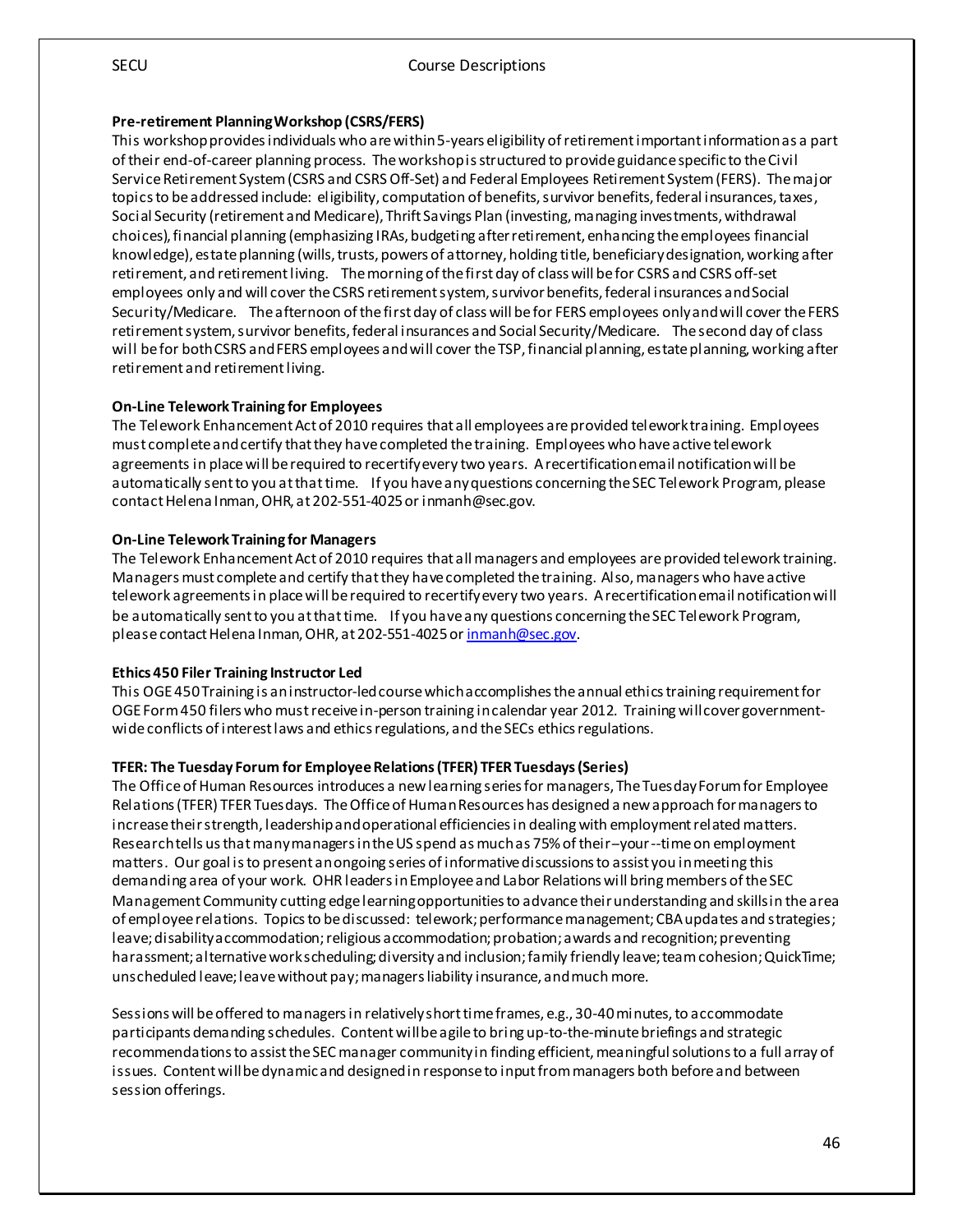**Pre-retirement Planning Workshop (CSRS/FERS)**

This workshop provides individuals who are within 5-years eligibility of retirement important information as a part of their end-of-career planning process. The workshop is structured to provide guidance specific to the Civil Service Retirement System (CSRS and CSRS Off-Set) and Federal Employees Retirement System (FERS). The major topics to be addressed include: eligibility, computation of benefits, survivor benefits, federal insurances, taxes, Social Security (retirement and Medicare), Thrift Savings Plan (investing, managing investments, withdrawal choices), financial planning (emphasizing IRAs, budgeting after retirement, enhancing the employees financial knowledge), estate planning (wills, trusts, powers of attorney, holding title, beneficiary designation, working after retirement, and retirement living. The morning of the first day of class will be for CSRS and CSRS off-set employees only and will cover the CSRS retirement system, survivor benefits, federal insurances and Social Security/Medicare. The afternoon of the first day of class will be for FERS employees only and will cover the FERS retirement system, survivor benefits, federal insurances and Social Security/Medicare. The second day of class will be for both CSRS and FERS employees and will cover the TSP, financial planning, estate planning, working after retirement and retirement living.

**On-Line Telework Training for Employees**

The Telework Enhancement Act of 2010 requires that all employees are provided telework training. Employees must complete and certify that they have completed the training. Employees who have active telework agreements in place will be required to recertify every two years. A recertification email notification will be automatically sent to you at that time. If you have any questions concerning the SEC Telework Program, please contact Helena Inman, OHR, at 202-551-4025 or inmanh@sec.gov.

**On-Line Telework Training for Managers**

The Telework Enhancement Act of 2010 requires that all managers and employees are provided telework training. Managers must complete and certify that they have completed the training. Also, managers who have active telework agreements in place will be required to recertify every two years. A recertification email notification will be automatically sent to you at that time. If you have any questions concerning the SEC Telework Program, please contact Helena Inman, OHR, at 202-551-4025 or inmanh@sec.gov.

**Ethics 450 Filer Training Instructor Led**

This OGE 450 Training is an instructor-led course which accomplishes the annual ethics training requirement for OGE Form 450 filers who must receive in-person training in calendar year 2012. Training will cover government-wide conflicts of interest laws and ethics regulations, and the SECs ethics regulations.

**TFER: The Tuesday Forum for Employee Relations (TFER) TFER Tuesdays (Series)**

The Office of Human Resources introduces a new learning series for managers, The Tuesday Forum for Employee Relations (TFER) TFER Tuesdays. The Office of Human Resources has designed a new approach for managers to increase their strength, leadership and operational efficiencies in dealing with employment related matters. Research tells us that many managers in the US spend as much as 75% of their–your--time on employment matters. Our goal is to present an ongoing series of informative discussions to assist you in meeting this demanding area of your work. OHR leaders in Employee and Labor Relations will bring members of the SEC Management Community cutting edge learning opportunities to advance their understanding and skills in the area of employee relations. Topics to be discussed: telework; performance management; CBA updates and strategies; leave; disability accommodation; religious accommodation; probation; awards and recognition; preventing harassment; alternative work scheduling; diversity and inclusion; family friendly leave; team cohesion; QuickTime; unscheduled leave; leave without pay; managers liability insurance, and much more.

Sessions will be offered to managers in relatively short time frames, e.g., 30-40 minutes, to accommodate participants demanding schedules. Content will be agile to bring up-to-the-minute briefings and strategic recommendations to assist the SEC manager community in finding efficient, meaningful solutions to a full array of issues. Content will be dynamic and designed in response to input from managers both before and between session offerings.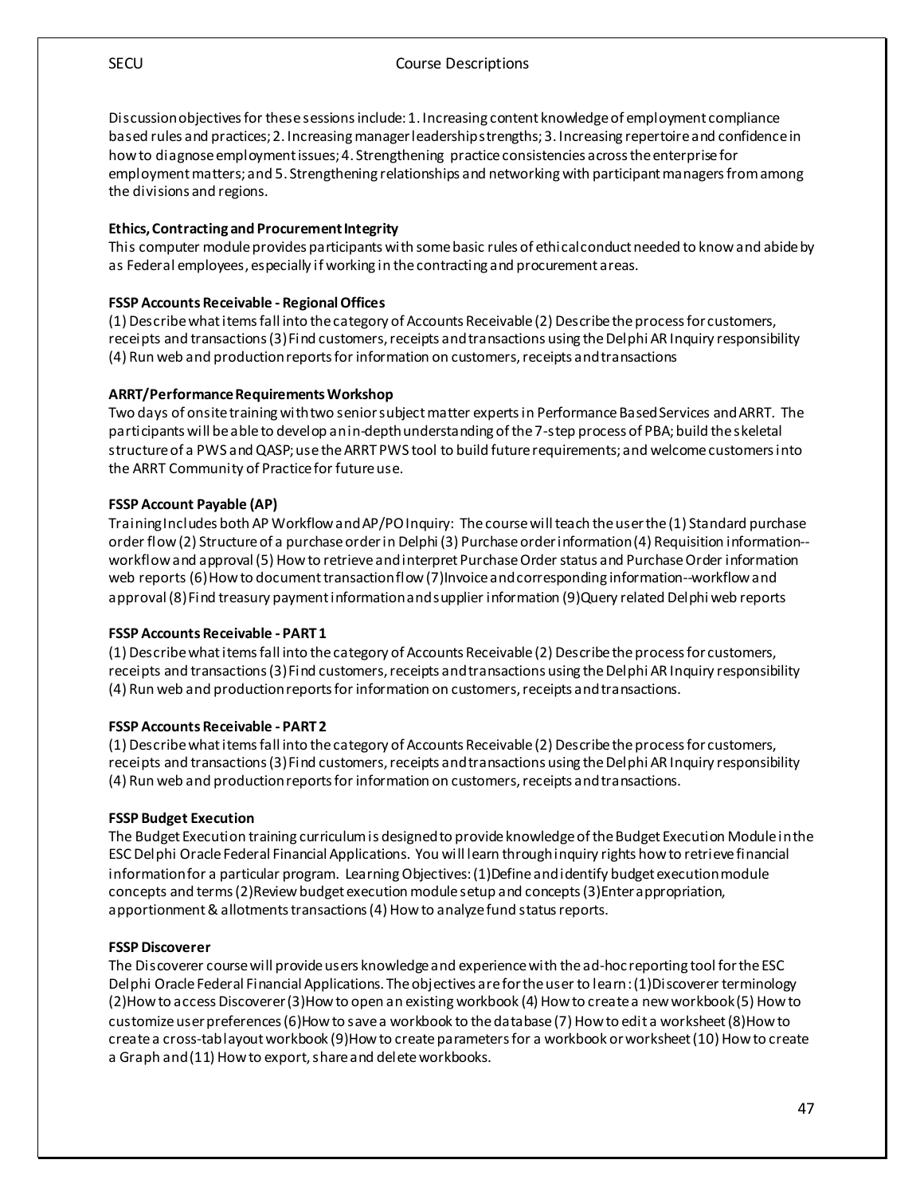Discussion objectives for these sessions include: 1. Increasing content knowledge of employment compliance based rules and practices; 2. Increasing manager leadership strengths; 3. Increasing repertoire and confidence in how to diagnose employment issues; 4. Strengthening practice consistencies across the enterprise for employment matters; and 5. Strengthening relationships and networking with participant managers from among the divisions and regions.

**Ethics, Contracting and Procurement Integrity**
This computer module provides participants with some basic rules of ethical conduct needed to know and abide by as Federal employees, especially if working in the contracting and procurement areas.

**FSSP Accounts Receivable - Regional Offices**
(1) Describe what items fall into the category of Accounts Receivable (2) Describe the process for customers, receipts and transactions (3) Find customers, receipts and transactions using the Delphi AR Inquiry responsibility (4) Run web and production reports for information on customers, receipts and transactions

**ARRT/Performance Requirements Workshop**
Two days of onsite training with two senior subject matter experts in Performance Based Services and ARRT. The participants will be able to develop an in-depth understanding of the 7-step process of PBA; build the skeletal structure of a PWS and QASP; use the ARRT PWS tool to build future requirements; and welcome customers into the ARRT Community of Practice for future use.

**FSSP Account Payable (AP)**
Training Includes both AP Workflow and AP/PO Inquiry: The course will teach the user the (1) Standard purchase order flow (2) Structure of a purchase order in Delphi (3) Purchase order information (4) Requisition information--workflow and approval (5) How to retrieve and interpret Purchase Order status and Purchase Order information web reports (6) How to document transaction flow (7) Invoice and corresponding information--workflow and approval (8) Find treasury payment information and supplier information (9) Query related Delphi web reports

**FSSP Accounts Receivable - PART 1**
(1) Describe what items fall into the category of Accounts Receivable (2) Describe the process for customers, receipts and transactions (3) Find customers, receipts and transactions using the Delphi AR Inquiry responsibility (4) Run web and production reports for information on customers, receipts and transactions.

**FSSP Accounts Receivable - PART 2**
(1) Describe what items fall into the category of Accounts Receivable (2) Describe the process for customers, receipts and transactions (3) Find customers, receipts and transactions using the Delphi AR Inquiry responsibility (4) Run web and production reports for information on customers, receipts and transactions.

**FSSP Budget Execution**
The Budget Execution training curriculum is designed to provide knowledge of the Budget Execution Module in the ESC Delphi Oracle Federal Financial Applications. You will learn through inquiry rights how to retrieve financial information for a particular program. Learning Objectives: (1) Define and identify budget execution module concepts and terms (2) Review budget execution module setup and concepts (3) Enter appropriation, apportionment & allotments transactions (4) How to analyze fund status reports.

**FSSP Discoverer**
The Discoverer course will provide users knowledge and experience with the ad-hoc reporting tool for the ESC Delphi Oracle Federal Financial Applications. The objectives are for the user to learn: (1) Discoverer terminology (2) How to access Discoverer (3) How to open an existing workbook (4) How to create a new workbook (5) How to customize user preferences (6) How to save a workbook to the database (7) How to edit a worksheet (8) How to create a cross-tab layout workbook (9) How to create parameters for a workbook or worksheet (10) How to create a Graph and (11) How to export, share and delete workbooks.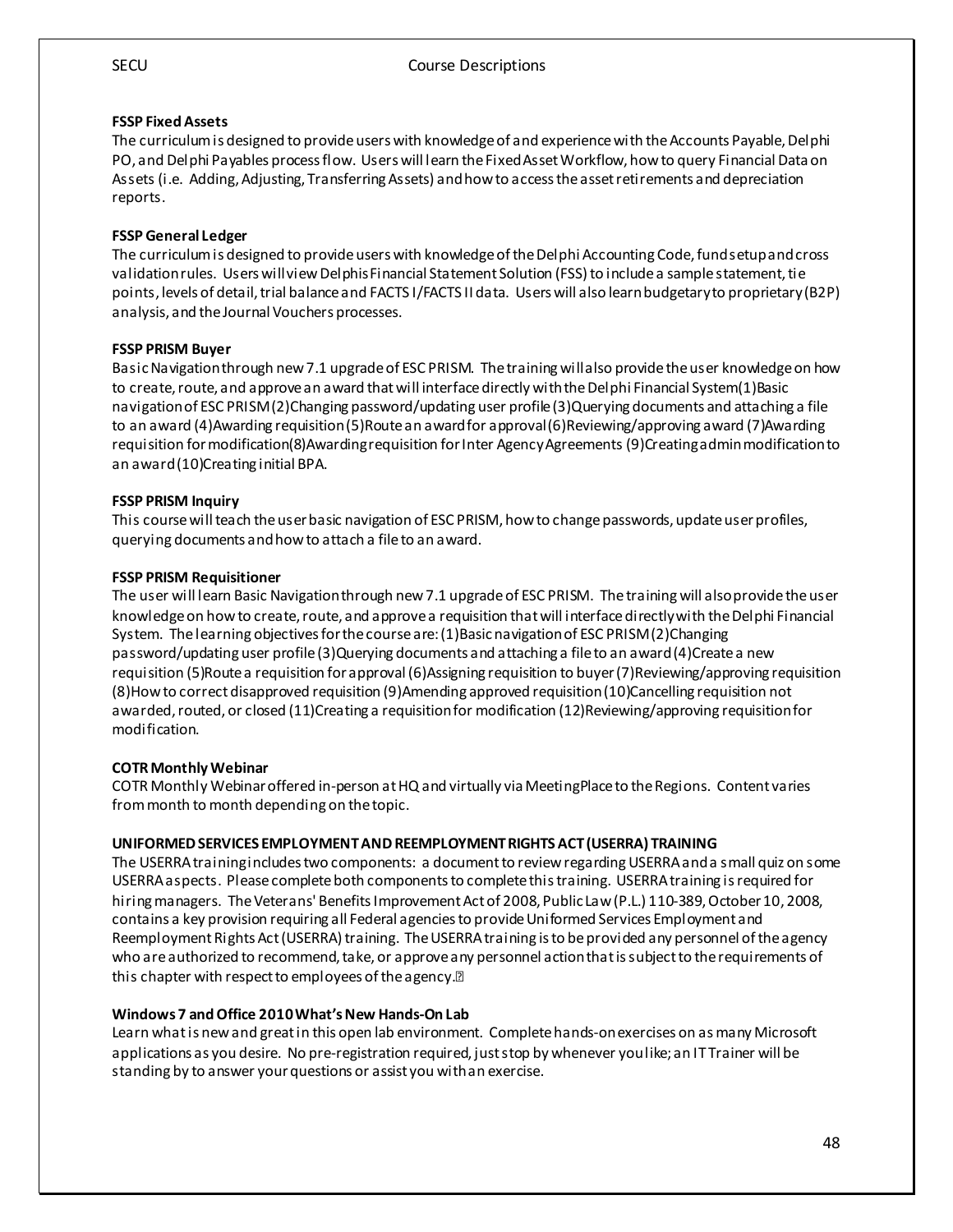**FSSP Fixed Assets**

The curriculum is designed to provide users with knowledge of and experience with the Accounts Payable, Delphi PO, and Delphi Payables process flow. Users will learn the Fixed Asset Workflow, how to query Financial Data on Assets (i.e. Adding, Adjusting, Transferring Assets) and how to access the asset retirements and depreciation reports.

**FSSP General Ledger**

The curriculum is designed to provide users with knowledge of the Delphi Accounting Code, fund setup and cross validation rules. Users will view Delphis Financial Statement Solution (FSS) to include a sample statement, tie points, levels of detail, trial balance and FACTS I/FACTS II data. Users will also learn budgetary to proprietary (B2P) analysis, and the Journal Vouchers processes.

**FSSP PRISM Buyer**

Basic Navigation through new 7.1 upgrade of ESC PRISM. The training will also provide the user knowledge on how to create, route, and approve an award that will interface directly with the Delphi Financial System(1)Basic navigation of ESC PRISM (2)Changing password/updating user profile (3)Querying documents and attaching a file to an award (4)Awarding requisition (5)Route an award for approval (6)Reviewing/approving award (7)Awarding requisition for modification(8)Awarding requisition for Inter Agency Agreements (9)Creating admin modification to an award (10)Creating initial BPA.

**FSSP PRISM Inquiry**

This course will teach the user basic navigation of ESC PRISM, how to change passwords, update user profiles, querying documents and how to attach a file to an award.

**FSSP PRISM Requisitioner**

The user will learn Basic Navigation through new 7.1 upgrade of ESC PRISM. The training will also provide the user knowledge on how to create, route, and approve a requisition that will interface directly with the Delphi Financial System. The learning objectives for the course are: (1)Basic navigation of ESC PRISM (2)Changing password/updating user profile (3)Querying documents and attaching a file to an award (4)Create a new requisition (5)Route a requisition for approval (6)Assigning requisition to buyer (7)Reviewing/approving requisition (8)How to correct disapproved requisition (9)Amending approved requisition (10)Cancelling requisition not awarded, routed, or closed (11)Creating a requisition for modification (12)Reviewing/approving requisition for modification.

**COTR Monthly Webinar**

COTR Monthly Webinar offered in-person at HQ and virtually via MeetingPlace to the Regions. Content varies from month to month depending on the topic.

**UNIFORMED SERVICES EMPLOYMENT AND REEMPLOYMENT RIGHTS ACT (USERRA) TRAINING**

The USERRA training includes two components: a document to review regarding USERRA and a small quiz on some USERRA aspects. Please complete both components to complete this training. USERRA training is required for hiring managers. The Veterans' Benefits Improvement Act of 2008, Public Law (P.L.) 110-389, October 10, 2008, contains a key provision requiring all Federal agencies to provide Uniformed Services Employment and Reemployment Rights Act (USERRA) training. The USERRA training is to be provided any personnel of the agency who are authorized to recommend, take, or approve any personnel action that is subject to the requirements of this chapter with respect to employees of the agency.

**Windows 7 and Office 2010 What's New Hands-On Lab**

Learn what is new and great in this open lab environment. Complete hands-on exercises on as many Microsoft applications as you desire. No pre-registration required, just stop by whenever you like; an IT Trainer will be standing by to answer your questions or assist you with an exercise.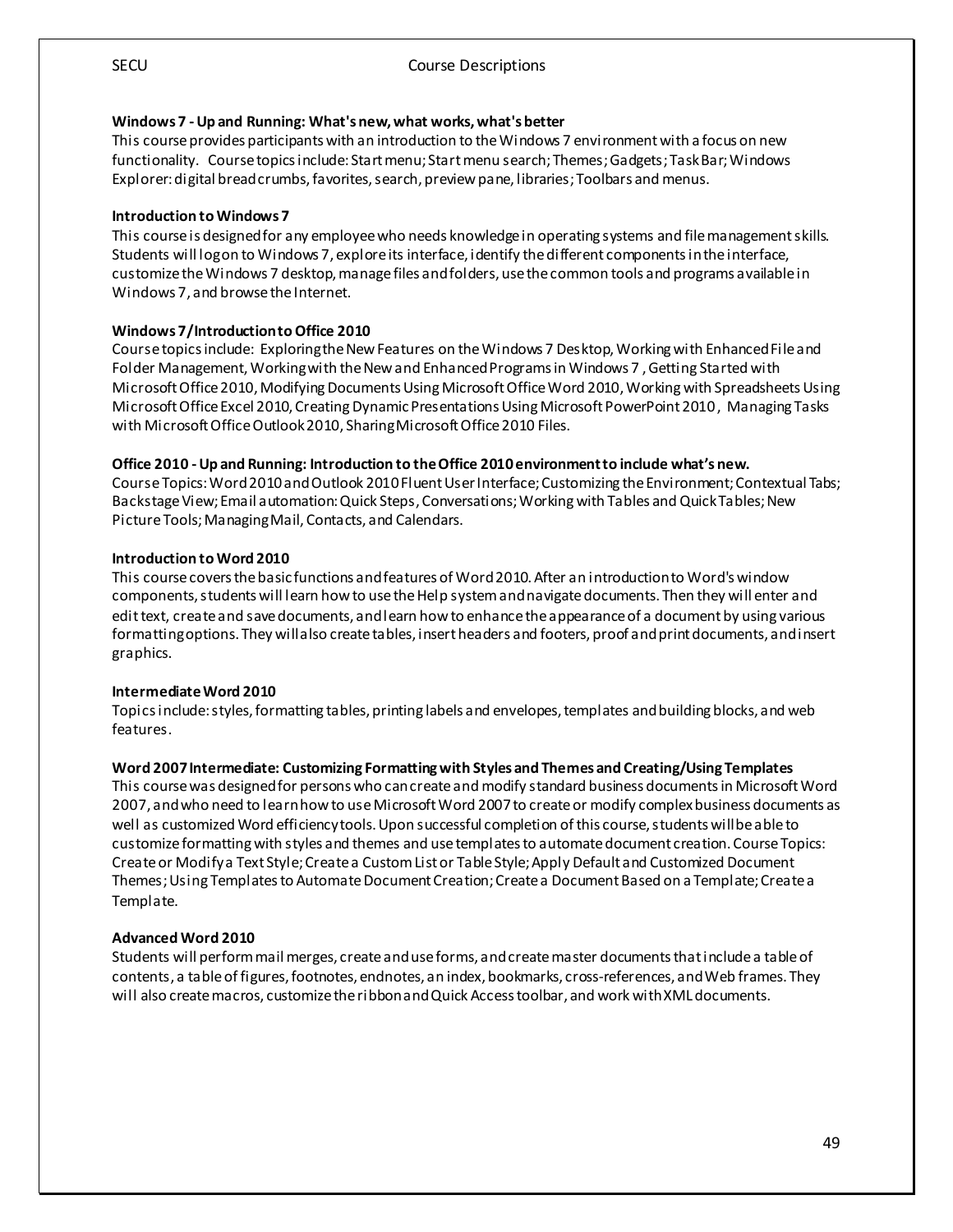**Windows 7 - Up and Running: What's new, what works, what's better**

This course provides participants with an introduction to the Windows 7 environment with a focus on new functionality. Course topics include: Start menu; Start menu search; Themes; Gadgets; Task Bar; Windows Explorer: digital breadcrumbs, favorites, search, preview pane, libraries; Toolbars and menus.

**Introduction to Windows 7**

This course is designed for any employee who needs knowledge in operating systems and file management skills. Students will log on to Windows 7, explore its interface, identify the different components in the interface, customize the Windows 7 desktop, manage files and folders, use the common tools and programs available in Windows 7, and browse the Internet.

**Windows 7/Introduction to Office 2010**

Course topics include: Exploring the New Features on the Windows 7 Desktop, Working with Enhanced File and Folder Management, Working with the New and Enhanced Programs in Windows 7 , Getting Started with Microsoft Office 2010, Modifying Documents Using Microsoft Office Word 2010, Working with Spreadsheets Using Microsoft Office Excel 2010, Creating Dynamic Presentations Using Microsoft PowerPoint 2010 , Managing Tasks with Microsoft Office Outlook 2010, Sharing Microsoft Office 2010 Files.

**Office 2010 - Up and Running: Introduction to the Office 2010 environment to include what's new.**

Course Topics: Word 2010 and Outlook 2010 Fluent User Interface; Customizing the Environment; Contextual Tabs; Backstage View; Email automation: Quick Steps, Conversations; Working with Tables and Quick Tables; New Picture Tools; Managing Mail, Contacts, and Calendars.

**Introduction to Word 2010**

This course covers the basic functions and features of Word 2010. After an introduction to Word's window components, students will learn how to use the Help system and navigate documents. Then they will enter and edit text, create and save documents, and learn how to enhance the appearance of a document by using various formatting options. They will also create tables, insert headers and footers, proof and print documents, and insert graphics.

**Intermediate Word 2010**

Topics include: styles, formatting tables, printing labels and envelopes, templates and building blocks, and web features.

**Word 2007 Intermediate: Customizing Formatting with Styles and Themes and Creating/Using Templates**

This course was designed for persons who can create and modify standard business documents in Microsoft Word 2007, and who need to learn how to use Microsoft Word 2007 to create or modify complex business documents as well as customized Word efficiency tools. Upon successful completion of this course, students will be able to customize formatting with styles and themes and use templates to automate document creation. Course Topics: Create or Modify a Text Style; Create a Custom List or Table Style; Apply Default and Customized Document Themes; Using Templates to Automate Document Creation; Create a Document Based on a Template; Create a Template.

**Advanced Word 2010**

Students will perform mail merges, create and use forms, and create master documents that include a table of contents, a table of figures, footnotes, endnotes, an index, bookmarks, cross-references, and Web frames. They will also create macros, customize the ribbon and Quick Access toolbar, and work with XML documents.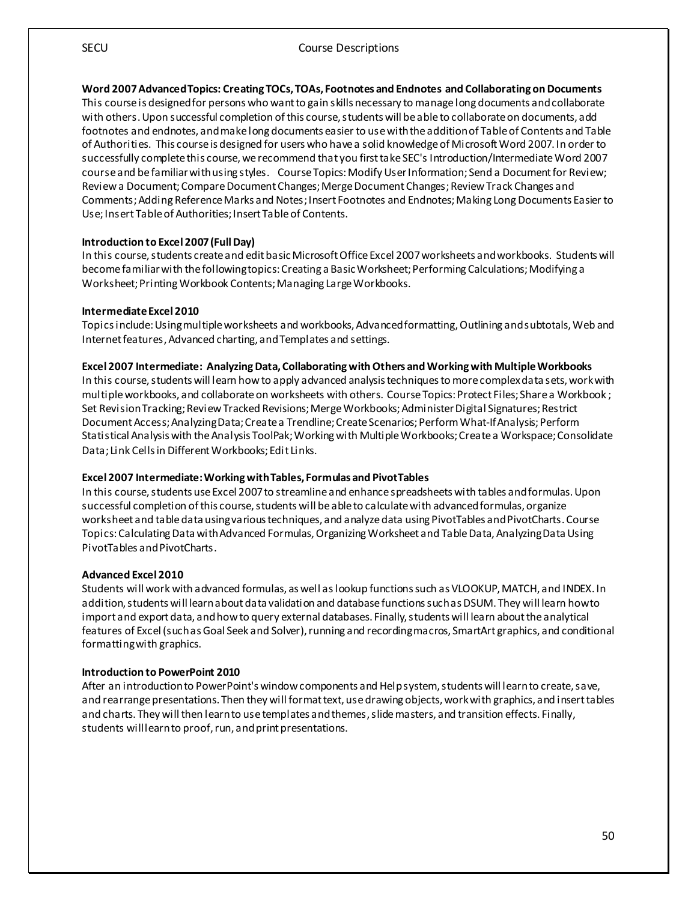### Word 2007 Advanced Topics: Creating TOCs, TOAs, Footnotes and Endnotes and Collaborating on Documents

This course is designed for persons who want to gain skills necessary to manage long documents and collaborate with others. Upon successful completion of this course, students will be able to collaborate on documents, add footnotes and endnotes, and make long documents easier to use with the addition of Table of Contents and Table of Authorities. This course is designed for users who have a solid knowledge of Microsoft Word 2007. In order to successfully complete this course, we recommend that you first take SEC's Introduction/Intermediate Word 2007 course and be familiar with using styles. Course Topics: Modify User Information; Send a Document for Review; Review a Document; Compare Document Changes; Merge Document Changes; Review Track Changes and Comments; Adding Reference Marks and Notes; Insert Footnotes and Endnotes; Making Long Documents Easier to Use; Insert Table of Authorities; Insert Table of Contents.

### Introduction to Excel 2007 (Full Day)

In this course, students create and edit basic Microsoft Office Excel 2007 worksheets and workbooks. Students will become familiar with the following topics: Creating a Basic Worksheet; Performing Calculations; Modifying a Worksheet; Printing Workbook Contents; Managing Large Workbooks.

### Intermediate Excel 2010

Topics include: Using multiple worksheets and workbooks, Advanced formatting, Outlining and subtotals, Web and Internet features, Advanced charting, and Templates and settings.

### Excel 2007 Intermediate: Analyzing Data, Collaborating with Others and Working with Multiple Workbooks

In this course, students will learn how to apply advanced analysis techniques to more complex data sets, work with multiple workbooks, and collaborate on worksheets with others. Course Topics: Protect Files; Share a Workbook; Set Revision Tracking; Review Tracked Revisions; Merge Workbooks; Administer Digital Signatures; Restrict Document Access; Analyzing Data; Create a Trendline; Create Scenarios; Perform What-If Analysis; Perform Statistical Analysis with the Analysis ToolPak; Working with Multiple Workbooks; Create a Workspace; Consolidate Data; Link Cells in Different Workbooks; Edit Links.

### Excel 2007 Intermediate: Working with Tables, Formulas and PivotTables

In this course, students use Excel 2007 to streamline and enhance spreadsheets with tables and formulas. Upon successful completion of this course, students will be able to calculate with advanced formulas, organize worksheet and table data using various techniques, and analyze data using PivotTables and PivotCharts. Course Topics: Calculating Data with Advanced Formulas, Organizing Worksheet and Table Data, Analyzing Data Using PivotTables and PivotCharts.

### Advanced Excel 2010

Students will work with advanced formulas, as well as lookup functions such as VLOOKUP, MATCH, and INDEX. In addition, students will learn about data validation and database functions such as DSUM. They will learn how to import and export data, and how to query external databases. Finally, students will learn about the analytical features of Excel (such as Goal Seek and Solver), running and recording macros, SmartArt graphics, and conditional formatting with graphics.

### Introduction to PowerPoint 2010

After an introduction to PowerPoint's window components and Help system, students will learn to create, save, and rearrange presentations. Then they will format text, use drawing objects, work with graphics, and insert tables and charts. They will then learn to use templates and themes, slide masters, and transition effects. Finally, students will learn to proof, run, and print presentations.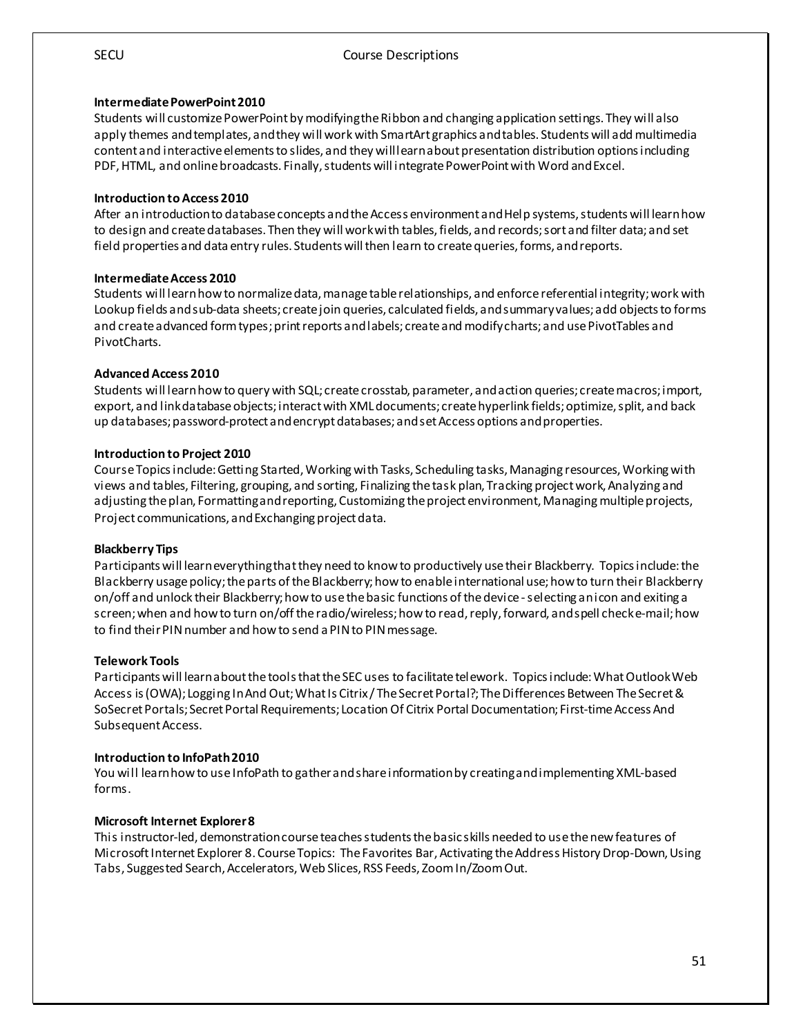### Intermediate PowerPoint 2010

Students will customize PowerPoint by modifying the Ribbon and changing application settings. They will also apply themes and templates, and they will work with SmartArt graphics and tables. Students will add multimedia content and interactive elements to slides, and they will learn about presentation distribution options including PDF, HTML, and online broadcasts. Finally, students will integrate PowerPoint with Word and Excel.

### Introduction to Access 2010

After an introduction to database concepts and the Access environment and Help systems, students will learn how to design and create databases. Then they will work with tables, fields, and records; sort and filter data; and set field properties and data entry rules. Students will then learn to create queries, forms, and reports.

### Intermediate Access 2010

Students will learn how to normalize data, manage table relationships, and enforce referential integrity; work with Lookup fields and sub-data sheets; create join queries, calculated fields, and summary values; add objects to forms and create advanced form types; print reports and labels; create and modify charts; and use PivotTables and PivotCharts.

### Advanced Access 2010

Students will learn how to query with SQL; create crosstab, parameter, and action queries; create macros; import, export, and link database objects; interact with XML documents; create hyperlink fields; optimize, split, and back up databases; password-protect and encrypt databases; and set Access options and properties.

### Introduction to Project 2010

Course Topics include: Getting Started, Working with Tasks, Scheduling tasks, Managing resources, Working with views and tables, Filtering, grouping, and sorting, Finalizing the task plan, Tracking project work, Analyzing and adjusting the plan, Formatting and reporting, Customizing the project environment, Managing multiple projects, Project communications, and Exchanging project data.

### Blackberry Tips

Participants will learn everything that they need to know to productively use their Blackberry. Topics include: the Blackberry usage policy; the parts of the Blackberry; how to enable international use; how to turn their Blackberry on/off and unlock their Blackberry; how to use the basic functions of the device - selecting an icon and exiting a screen; when and how to turn on/off the radio/wireless; how to read, reply, forward, and spell check e-mail; how to find their PIN number and how to send a PIN to PIN message.

### Telework Tools

Participants will learn about the tools that the SEC uses to facilitate telework. Topics include: What Outlook Web Access is (OWA); Logging In And Out; What Is Citrix / The Secret Portal?; The Differences Between The Secret & SoSecret Portals; Secret Portal Requirements; Location Of Citrix Portal Documentation; First-time Access And Subsequent Access.

### Introduction to InfoPath 2010

You will learn how to use InfoPath to gather and share information by creating and implementing XML-based forms.

### Microsoft Internet Explorer 8

This instructor-led, demonstration course teaches students the basic skills needed to use the new features of Microsoft Internet Explorer 8. Course Topics: The Favorites Bar, Activating the Address History Drop-Down, Using Tabs, Suggested Search, Accelerators, Web Slices, RSS Feeds, Zoom In/Zoom Out.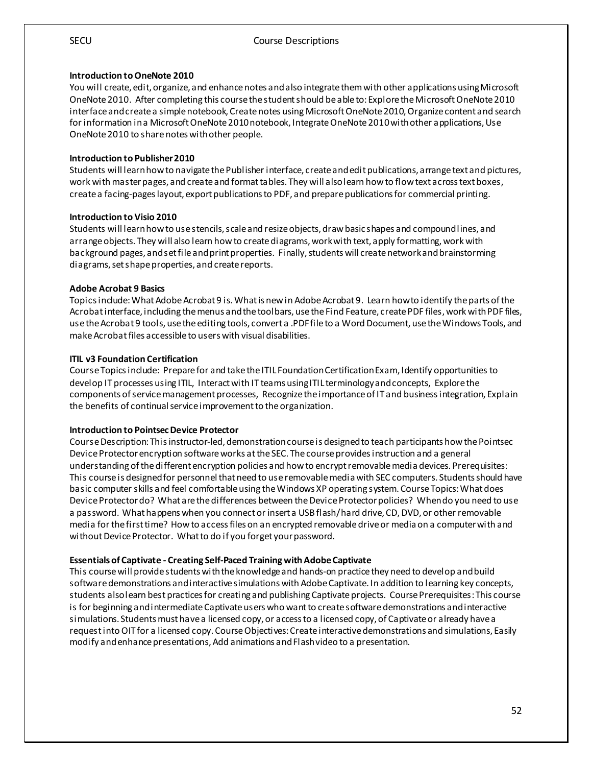**Introduction to OneNote 2010**

You will create, edit, organize, and enhance notes and also integrate them with other applications using Microsoft OneNote 2010. After completing this course the student should be able to: Explore the Microsoft OneNote 2010 interface and create a simple notebook, Create notes using Microsoft OneNote 2010, Organize content and search for information in a Microsoft OneNote 2010 notebook, Integrate OneNote 2010 with other applications, Use OneNote 2010 to share notes with other people.

**Introduction to Publisher 2010**

Students will learn how to navigate the Publisher interface, create and edit publications, arrange text and pictures, work with master pages, and create and format tables. They will also learn how to flow text across text boxes, create a facing-pages layout, export publications to PDF, and prepare publications for commercial printing.

**Introduction to Visio 2010**

Students will learn how to use stencils, scale and resize objects, draw basic shapes and compound lines, and arrange objects. They will also learn how to create diagrams, work with text, apply formatting, work with background pages, and set file and print properties. Finally, students will create network and brainstorming diagrams, set shape properties, and create reports.

**Adobe Acrobat 9 Basics**

Topics include: What Adobe Acrobat 9 is. What is new in Adobe Acrobat 9. Learn how to identify the parts of the Acrobat interface, including the menus and the toolbars, use the Find Feature, create PDF files, work with PDF files, use the Acrobat 9 tools, use the editing tools, convert a .PDF file to a Word Document, use the Windows Tools, and make Acrobat files accessible to users with visual disabilities.

**ITIL v3 Foundation Certification**

Course Topics include: Prepare for and take the ITIL Foundation Certification Exam, Identify opportunities to develop IT processes using ITIL, Interact with IT teams using ITIL terminology and concepts, Explore the components of service management processes, Recognize the importance of IT and business integration, Explain the benefits of continual service improvement to the organization.

**Introduction to Pointsec Device Protector**

Course Description: This instructor-led, demonstration course is designed to teach participants how the Pointsec Device Protector encryption software works at the SEC. The course provides instruction and a general understanding of the different encryption policies and how to encrypt removable media devices. Prerequisites: This course is designed for personnel that need to use removable media with SEC computers. Students should have basic computer skills and feel comfortable using the Windows XP operating system. Course Topics: What does Device Protector do? What are the differences between the Device Protector policies? When do you need to use a password. What happens when you connect or insert a USB flash/hard drive, CD, DVD, or other removable media for the first time? How to access files on an encrypted removable drive or media on a computer with and without Device Protector. What to do if you forget your password.

**Essentials of Captivate - Creating Self-Paced Training with Adobe Captivate**

This course will provide students with the knowledge and hands-on practice they need to develop and build software demonstrations and interactive simulations with Adobe Captivate. In addition to learning key concepts, students also learn best practices for creating and publishing Captivate projects. Course Prerequisites: This course is for beginning and intermediate Captivate users who want to create software demonstrations and interactive simulations. Students must have a licensed copy, or access to a licensed copy, of Captivate or already have a request into OIT for a licensed copy. Course Objectives: Create interactive demonstrations and simulations, Easily modify and enhance presentations, Add animations and Flash video to a presentation.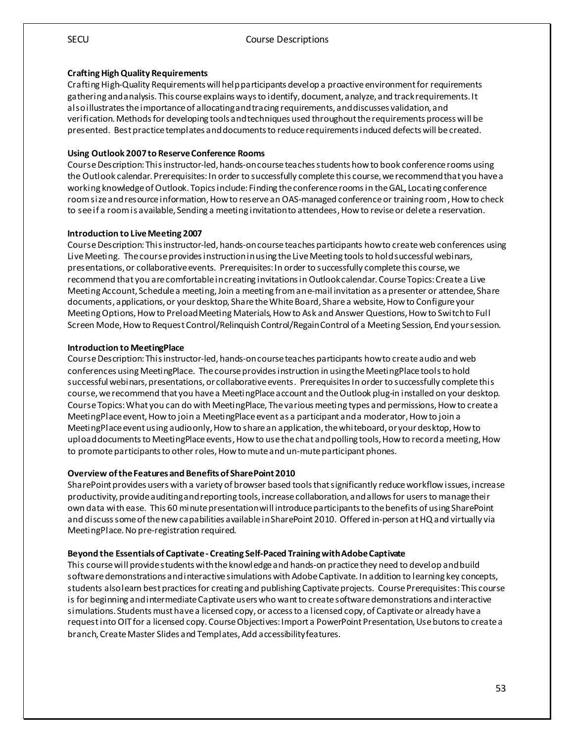### Crafting High Quality Requirements

Crafting High-Quality Requirements will help participants develop a proactive environment for requirements gathering and analysis. This course explains ways to identify, document, analyze, and track requirements. It also illustrates the importance of allocating and tracing requirements, and discusses validation, and verification. Methods for developing tools and techniques used throughout the requirements process will be presented. Best practice templates and documents to reduce requirements induced defects will be created.

### Using Outlook 2007 to Reserve Conference Rooms

Course Description: This instructor-led, hands-on course teaches students how to book conference rooms using the Outlook calendar. Prerequisites: In order to successfully complete this course, we recommend that you have a working knowledge of Outlook. Topics include: Finding the conference rooms in the GAL, Locating conference room size and resource information, How to reserve an OAS-managed conference or training room, How to check to see if a room is available, Sending a meeting invitation to attendees, How to revise or delete a reservation.

### Introduction to Live Meeting 2007

Course Description: This instructor-led, hands-on course teaches participants how to create web conferences using Live Meeting. The course provides instruction in using the Live Meeting tools to hold successful webinars, presentations, or collaborative events. Prerequisites: In order to successfully complete this course, we recommend that you are comfortable in creating invitations in Outlook calendar. Course Topics: Create a Live Meeting Account, Schedule a meeting, Join a meeting from an e-mail invitation as a presenter or attendee, Share documents, applications, or your desktop, Share the White Board, Share a website, How to Configure your Meeting Options, How to Preload Meeting Materials, How to Ask and Answer Questions, How to Switch to Full Screen Mode, How to Request Control/Relinquish Control/Regain Control of a Meeting Session, End your session.

### Introduction to MeetingPlace

Course Description: This instructor-led, hands-on course teaches participants how to create audio and web conferences using MeetingPlace. The course provides instruction in using the MeetingPlace tools to hold successful webinars, presentations, or collaborative events. Prerequisites In order to successfully complete this course, we recommend that you have a MeetingPlace account and the Outlook plug-in installed on your desktop. Course Topics: What you can do with MeetingPlace, The various meeting types and permissions, How to create a MeetingPlace event, How to join a MeetingPlace event as a participant and a moderator, How to join a MeetingPlace event using audio only, How to share an application, the whiteboard, or your desktop, How to upload documents to MeetingPlace events, How to use the chat and polling tools, How to record a meeting, How to promote participants to other roles, How to mute and un-mute participant phones.

### Overview of the Features and Benefits of SharePoint 2010

SharePoint provides users with a variety of browser based tools that significantly reduce workflow issues, increase productivity, provide auditing and reporting tools, increase collaboration, and allows for users to manage their own data with ease. This 60 minute presentation will introduce participants to the benefits of using SharePoint and discuss some of the new capabilities available in SharePoint 2010. Offered in-person at HQ and virtually via MeetingPlace. No pre-registration required.

### Beyond the Essentials of Captivate - Creating Self-Paced Training with Adobe Captivate

This course will provide students with the knowledge and hands-on practice they need to develop and build software demonstrations and interactive simulations with Adobe Captivate. In addition to learning key concepts, students also learn best practices for creating and publishing Captivate projects. Course Prerequisites: This course is for beginning and intermediate Captivate users who want to create software demonstrations and interactive simulations. Students must have a licensed copy, or access to a licensed copy, of Captivate or already have a request into OIT for a licensed copy. Course Objectives: Import a PowerPoint Presentation, Use butons to create a branch, Create Master Slides and Templates, Add accessibility features.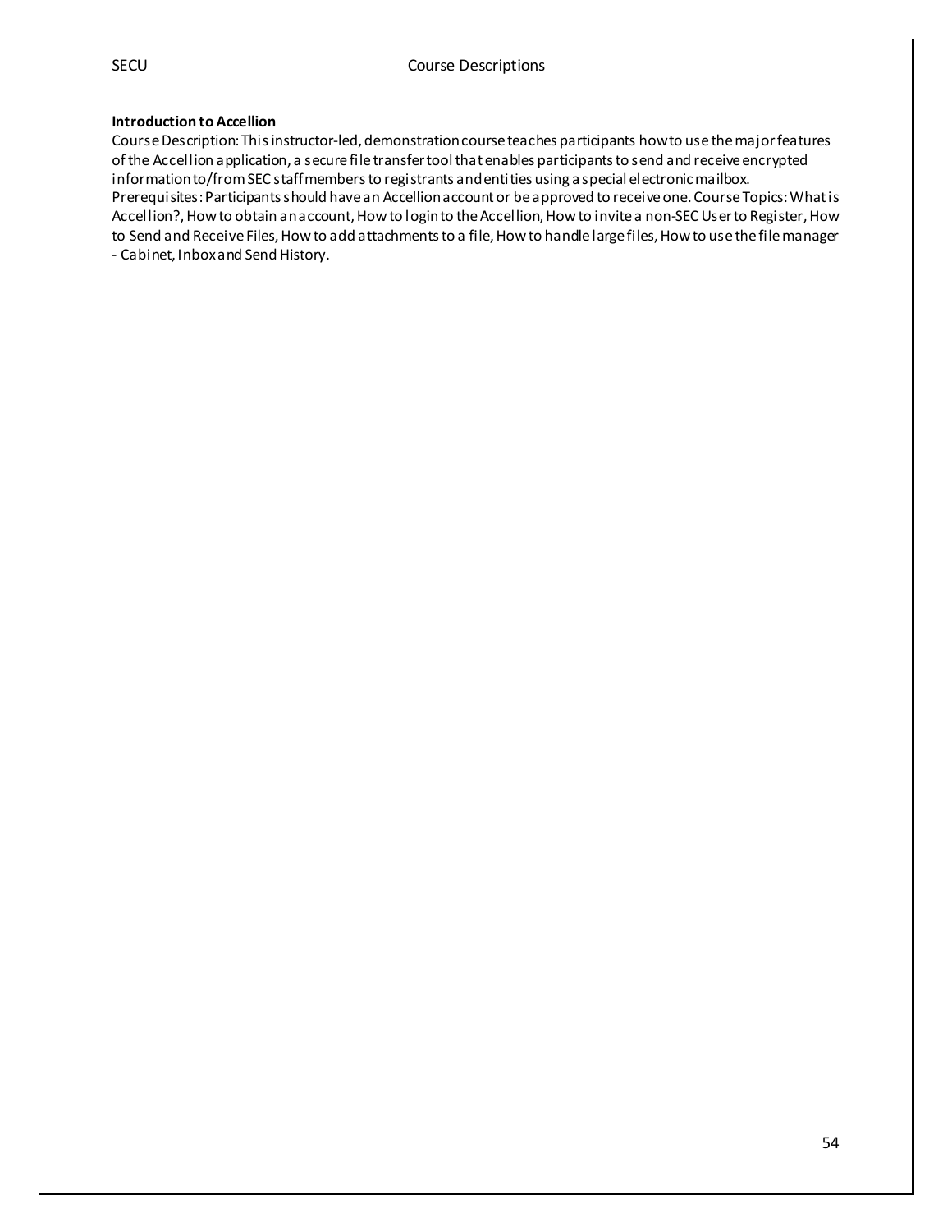**Introduction to Accellion**

Course Description: This instructor-led, demonstration course teaches participants how to use the major features of the Accellion application, a secure file transfer tool that enables participants to send and receive encrypted information to/from SEC staff members to registrants and entities using a special electronic mailbox. Prerequisites: Participants should have an Accellion account or be approved to receive one. Course Topics: What is Accellion?, How to obtain an account, How to login to the Accellion, How to invite a non-SEC User to Register, How to Send and Receive Files, How to add attachments to a file, How to handle large files, How to use the file manager - Cabinet, Inbox and Send History.